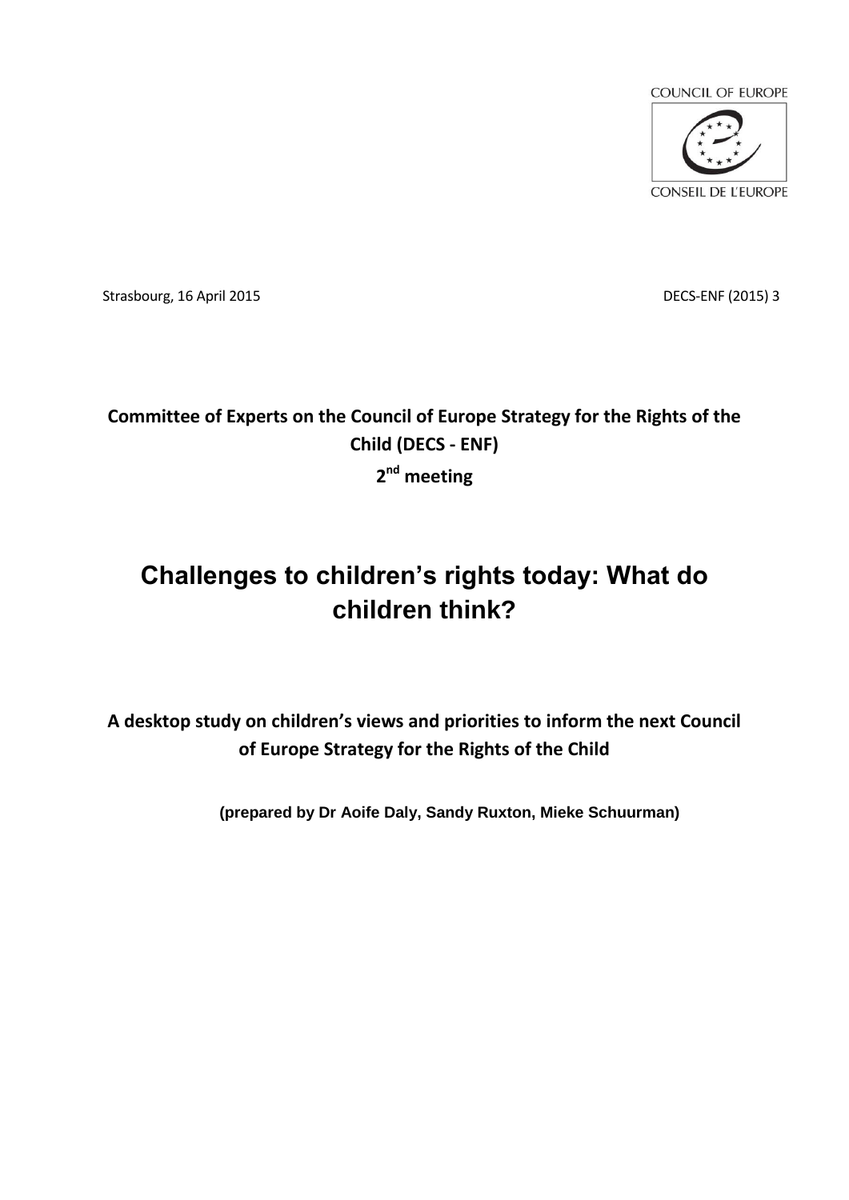COUNCIL OF EUROPE

CONSEIL DE L'EUROPE

Strasbourg, 16 April 2015

DECS-ENF (2015) 3

**Committee of Experts on the Council of Europe Strategy for the Rights of the Child (DECS - ENF)**

**2nd meeting**

# Challenges to children's rights today: What do children think?

**A desktop study on children's views and priorities to inform the next Council of Europe Strategy for the Rights of the Child**

**(prepared by Dr Aoife Daly, Sandy Ruxton, Mieke Schuurman)**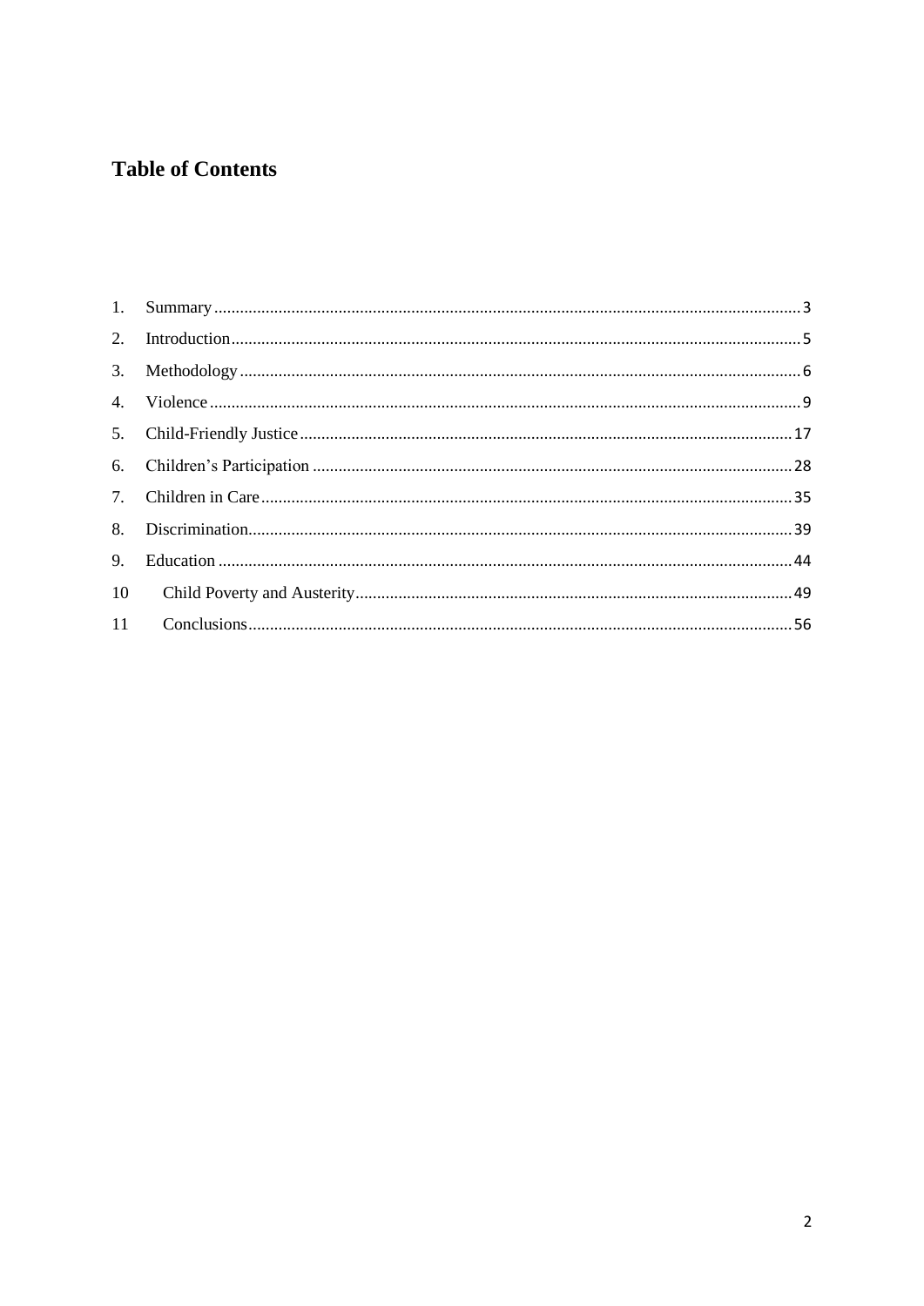# Table of Contents

1. Summary ........................................................ 3
2. Introduction ........................................................ 5
3. Methodology ........................................................ 6
4. Violence ........................................................ 9
5. Child-Friendly Justice ........................................................ 17
6. Children's Participation ........................................................ 28
7. Children in Care ........................................................ 35
8. Discrimination ........................................................ 39
9. Education ........................................................ 44
10. Child Poverty and Austerity ........................................................ 49
11. Conclusions ........................................................ 56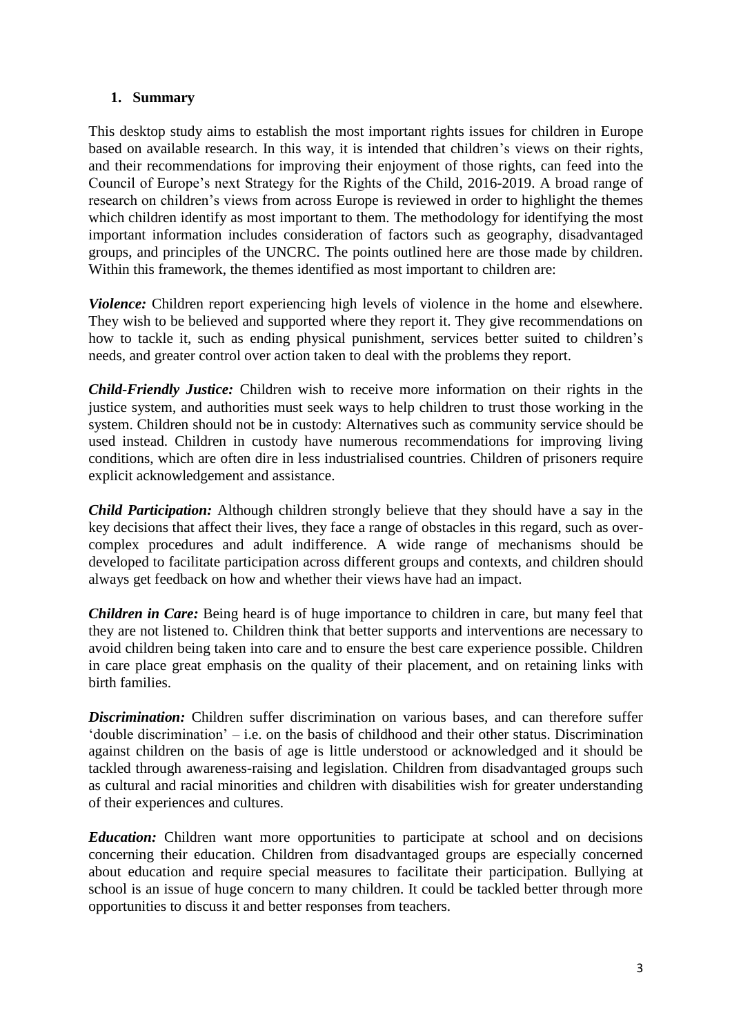## 1. Summary

This desktop study aims to establish the most important rights issues for children in Europe based on available research. In this way, it is intended that children's views on their rights, and their recommendations for improving their enjoyment of those rights, can feed into the Council of Europe's next Strategy for the Rights of the Child, 2016-2019. A broad range of research on children's views from across Europe is reviewed in order to highlight the themes which children identify as most important to them. The methodology for identifying the most important information includes consideration of factors such as geography, disadvantaged groups, and principles of the UNCRC. The points outlined here are those made by children. Within this framework, the themes identified as most important to children are:

***Violence:*** Children report experiencing high levels of violence in the home and elsewhere. They wish to be believed and supported where they report it. They give recommendations on how to tackle it, such as ending physical punishment, services better suited to children's needs, and greater control over action taken to deal with the problems they report.

***Child-Friendly Justice:*** Children wish to receive more information on their rights in the justice system, and authorities must seek ways to help children to trust those working in the system. Children should not be in custody: Alternatives such as community service should be used instead. Children in custody have numerous recommendations for improving living conditions, which are often dire in less industrialised countries. Children of prisoners require explicit acknowledgement and assistance.

***Child Participation:*** Although children strongly believe that they should have a say in the key decisions that affect their lives, they face a range of obstacles in this regard, such as over-complex procedures and adult indifference. A wide range of mechanisms should be developed to facilitate participation across different groups and contexts, and children should always get feedback on how and whether their views have had an impact.

***Children in Care:*** Being heard is of huge importance to children in care, but many feel that they are not listened to. Children think that better supports and interventions are necessary to avoid children being taken into care and to ensure the best care experience possible. Children in care place great emphasis on the quality of their placement, and on retaining links with birth families.

***Discrimination:*** Children suffer discrimination on various bases, and can therefore suffer 'double discrimination' – i.e. on the basis of childhood and their other status. Discrimination against children on the basis of age is little understood or acknowledged and it should be tackled through awareness-raising and legislation. Children from disadvantaged groups such as cultural and racial minorities and children with disabilities wish for greater understanding of their experiences and cultures.

***Education:*** Children want more opportunities to participate at school and on decisions concerning their education. Children from disadvantaged groups are especially concerned about education and require special measures to facilitate their participation. Bullying at school is an issue of huge concern to many children. It could be tackled better through more opportunities to discuss it and better responses from teachers.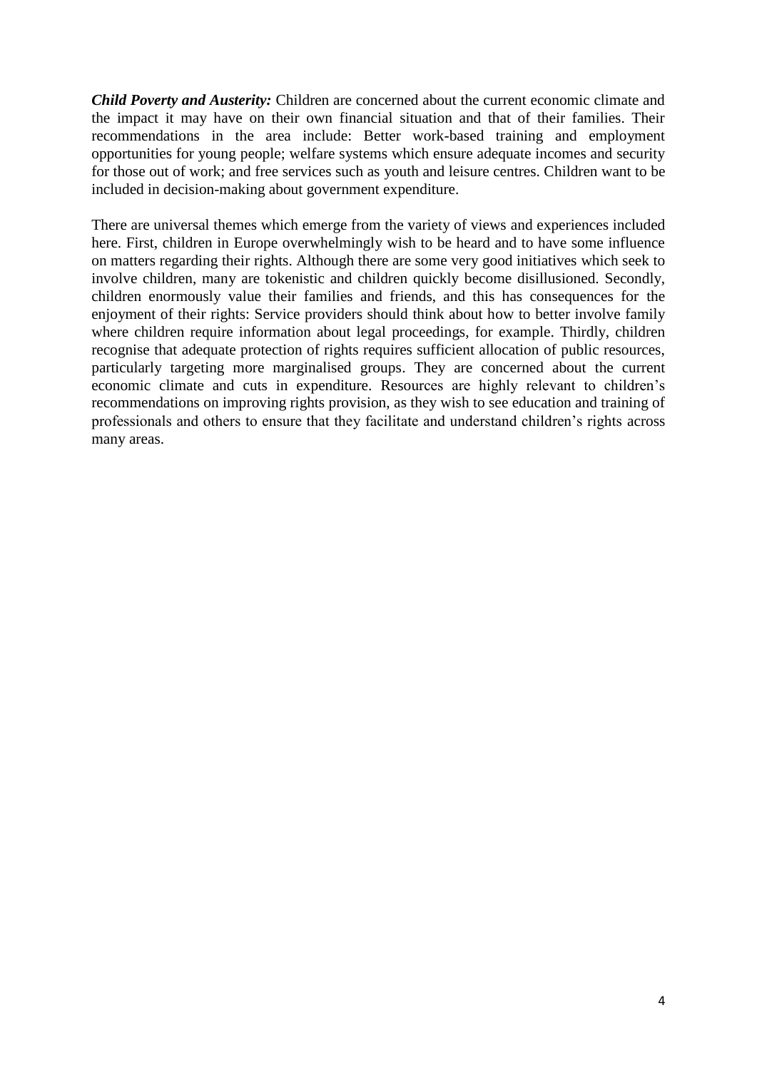***Child Poverty and Austerity:*** Children are concerned about the current economic climate and the impact it may have on their own financial situation and that of their families. Their recommendations in the area include: Better work-based training and employment opportunities for young people; welfare systems which ensure adequate incomes and security for those out of work; and free services such as youth and leisure centres. Children want to be included in decision-making about government expenditure.

There are universal themes which emerge from the variety of views and experiences included here. First, children in Europe overwhelmingly wish to be heard and to have some influence on matters regarding their rights. Although there are some very good initiatives which seek to involve children, many are tokenistic and children quickly become disillusioned. Secondly, children enormously value their families and friends, and this has consequences for the enjoyment of their rights: Service providers should think about how to better involve family where children require information about legal proceedings, for example. Thirdly, children recognise that adequate protection of rights requires sufficient allocation of public resources, particularly targeting more marginalised groups. They are concerned about the current economic climate and cuts in expenditure. Resources are highly relevant to children's recommendations on improving rights provision, as they wish to see education and training of professionals and others to ensure that they facilitate and understand children's rights across many areas.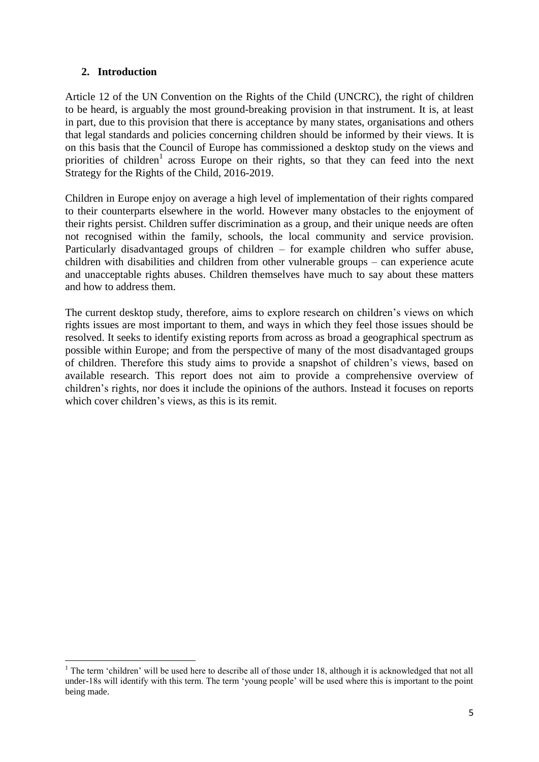## 2. Introduction

Article 12 of the UN Convention on the Rights of the Child (UNCRC), the right of children to be heard, is arguably the most ground-breaking provision in that instrument. It is, at least in part, due to this provision that there is acceptance by many states, organisations and others that legal standards and policies concerning children should be informed by their views. It is on this basis that the Council of Europe has commissioned a desktop study on the views and priorities of children[1] across Europe on their rights, so that they can feed into the next Strategy for the Rights of the Child, 2016-2019.

Children in Europe enjoy on average a high level of implementation of their rights compared to their counterparts elsewhere in the world. However many obstacles to the enjoyment of their rights persist. Children suffer discrimination as a group, and their unique needs are often not recognised within the family, schools, the local community and service provision. Particularly disadvantaged groups of children – for example children who suffer abuse, children with disabilities and children from other vulnerable groups – can experience acute and unacceptable rights abuses. Children themselves have much to say about these matters and how to address them.

The current desktop study, therefore, aims to explore research on children's views on which rights issues are most important to them, and ways in which they feel those issues should be resolved. It seeks to identify existing reports from across as broad a geographical spectrum as possible within Europe; and from the perspective of many of the most disadvantaged groups of children. Therefore this study aims to provide a snapshot of children's views, based on available research. This report does not aim to provide a comprehensive overview of children's rights, nor does it include the opinions of the authors. Instead it focuses on reports which cover children's views, as this is its remit.

---

[1] The term 'children' will be used here to describe all of those under 18, although it is acknowledged that not all under-18s will identify with this term. The term 'young people' will be used where this is important to the point being made.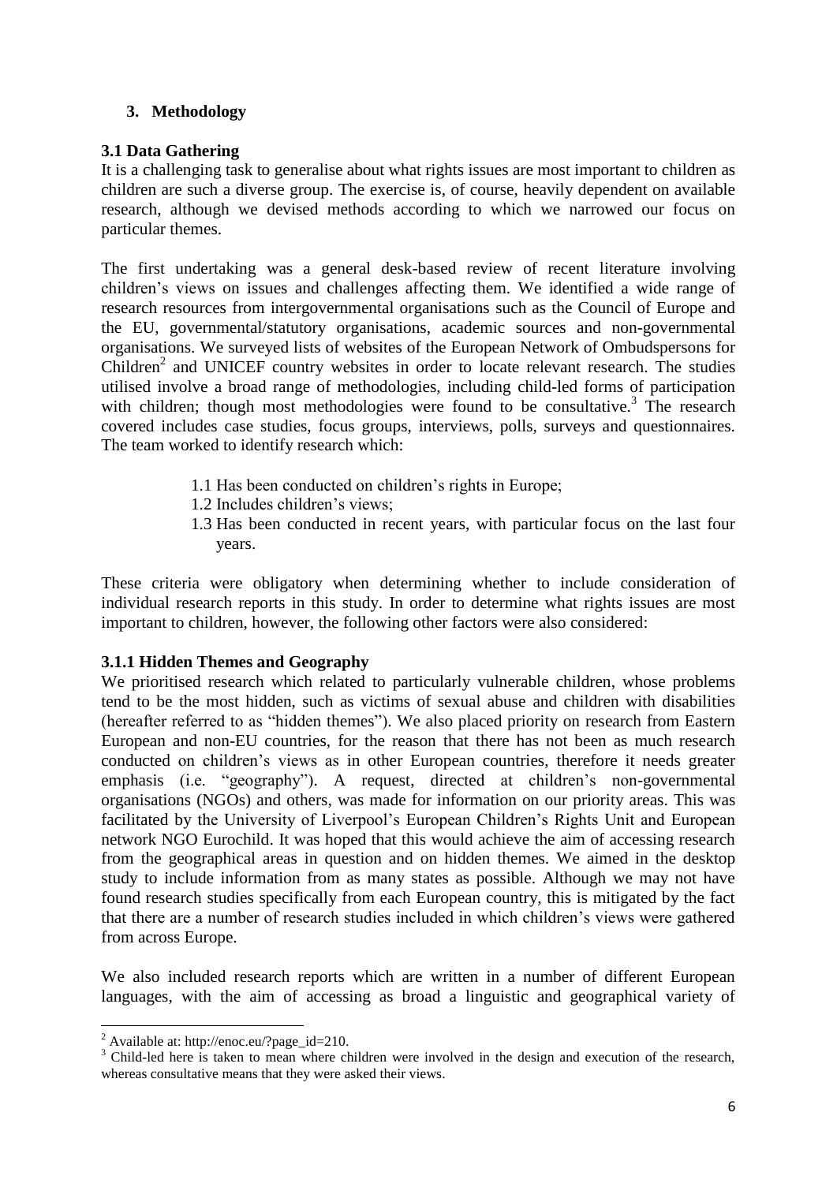## 3. Methodology

### 3.1 Data Gathering

It is a challenging task to generalise about what rights issues are most important to children as children are such a diverse group. The exercise is, of course, heavily dependent on available research, although we devised methods according to which we narrowed our focus on particular themes.

The first undertaking was a general desk-based review of recent literature involving children's views on issues and challenges affecting them. We identified a wide range of research resources from intergovernmental organisations such as the Council of Europe and the EU, governmental/statutory organisations, academic sources and non-governmental organisations. We surveyed lists of websites of the European Network of Ombudspersons for Children[2] and UNICEF country websites in order to locate relevant research. The studies utilised involve a broad range of methodologies, including child-led forms of participation with children; though most methodologies were found to be consultative.[3] The research covered includes case studies, focus groups, interviews, polls, surveys and questionnaires. The team worked to identify research which:

1.1 Has been conducted on children's rights in Europe;
1.2 Includes children's views;
1.3 Has been conducted in recent years, with particular focus on the last four years.

These criteria were obligatory when determining whether to include consideration of individual research reports in this study. In order to determine what rights issues are most important to children, however, the following other factors were also considered:

#### 3.1.1 Hidden Themes and Geography

We prioritised research which related to particularly vulnerable children, whose problems tend to be the most hidden, such as victims of sexual abuse and children with disabilities (hereafter referred to as "hidden themes"). We also placed priority on research from Eastern European and non-EU countries, for the reason that there has not been as much research conducted on children's views as in other European countries, therefore it needs greater emphasis (i.e. "geography"). A request, directed at children's non-governmental organisations (NGOs) and others, was made for information on our priority areas. This was facilitated by the University of Liverpool's European Children's Rights Unit and European network NGO Eurochild. It was hoped that this would achieve the aim of accessing research from the geographical areas in question and on hidden themes. We aimed in the desktop study to include information from as many states as possible. Although we may not have found research studies specifically from each European country, this is mitigated by the fact that there are a number of research studies included in which children's views were gathered from across Europe.

We also included research reports which are written in a number of different European languages, with the aim of accessing as broad a linguistic and geographical variety of

---

[2] Available at: http://enoc.eu/?page_id=210.

[3] Child-led here is taken to mean where children were involved in the design and execution of the research, whereas consultative means that they were asked their views.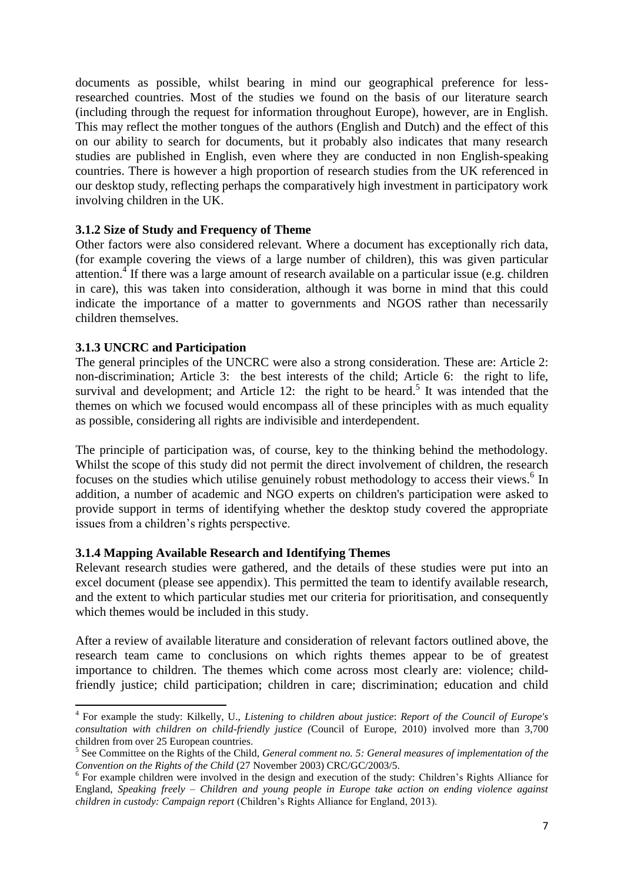documents as possible, whilst bearing in mind our geographical preference for less-researched countries. Most of the studies we found on the basis of our literature search (including through the request for information throughout Europe), however, are in English. This may reflect the mother tongues of the authors (English and Dutch) and the effect of this on our ability to search for documents, but it probably also indicates that many research studies are published in English, even where they are conducted in non English-speaking countries. There is however a high proportion of research studies from the UK referenced in our desktop study, reflecting perhaps the comparatively high investment in participatory work involving children in the UK.

### 3.1.2 Size of Study and Frequency of Theme

Other factors were also considered relevant. Where a document has exceptionally rich data, (for example covering the views of a large number of children), this was given particular attention.[4] If there was a large amount of research available on a particular issue (e.g. children in care), this was taken into consideration, although it was borne in mind that this could indicate the importance of a matter to governments and NGOS rather than necessarily children themselves.

### 3.1.3 UNCRC and Participation

The general principles of the UNCRC were also a strong consideration. These are: Article 2: non-discrimination; Article 3: the best interests of the child; Article 6: the right to life, survival and development; and Article 12: the right to be heard.[5] It was intended that the themes on which we focused would encompass all of these principles with as much equality as possible, considering all rights are indivisible and interdependent.

The principle of participation was, of course, key to the thinking behind the methodology. Whilst the scope of this study did not permit the direct involvement of children, the research focuses on the studies which utilise genuinely robust methodology to access their views.[6] In addition, a number of academic and NGO experts on children's participation were asked to provide support in terms of identifying whether the desktop study covered the appropriate issues from a children's rights perspective.

### 3.1.4 Mapping Available Research and Identifying Themes

Relevant research studies were gathered, and the details of these studies were put into an excel document (please see appendix). This permitted the team to identify available research, and the extent to which particular studies met our criteria for prioritisation, and consequently which themes would be included in this study.

After a review of available literature and consideration of relevant factors outlined above, the research team came to conclusions on which rights themes appear to be of greatest importance to children. The themes which come across most clearly are: violence; child-friendly justice; child participation; children in care; discrimination; education and child

---

[4] For example the study: Kilkelly, U., *Listening to children about justice*: *Report of the Council of Europe's consultation with children on child-friendly justice (*Council of Europe, 2010) involved more than 3,700 children from over 25 European countries.

[5] See Committee on the Rights of the Child, *General comment no. 5: General measures of implementation of the Convention on the Rights of the Child* (27 November 2003) CRC/GC/2003/5.

[6] For example children were involved in the design and execution of the study: Children's Rights Alliance for England, *Speaking freely – Children and young people in Europe take action on ending violence against children in custody: Campaign report* (Children's Rights Alliance for England, 2013).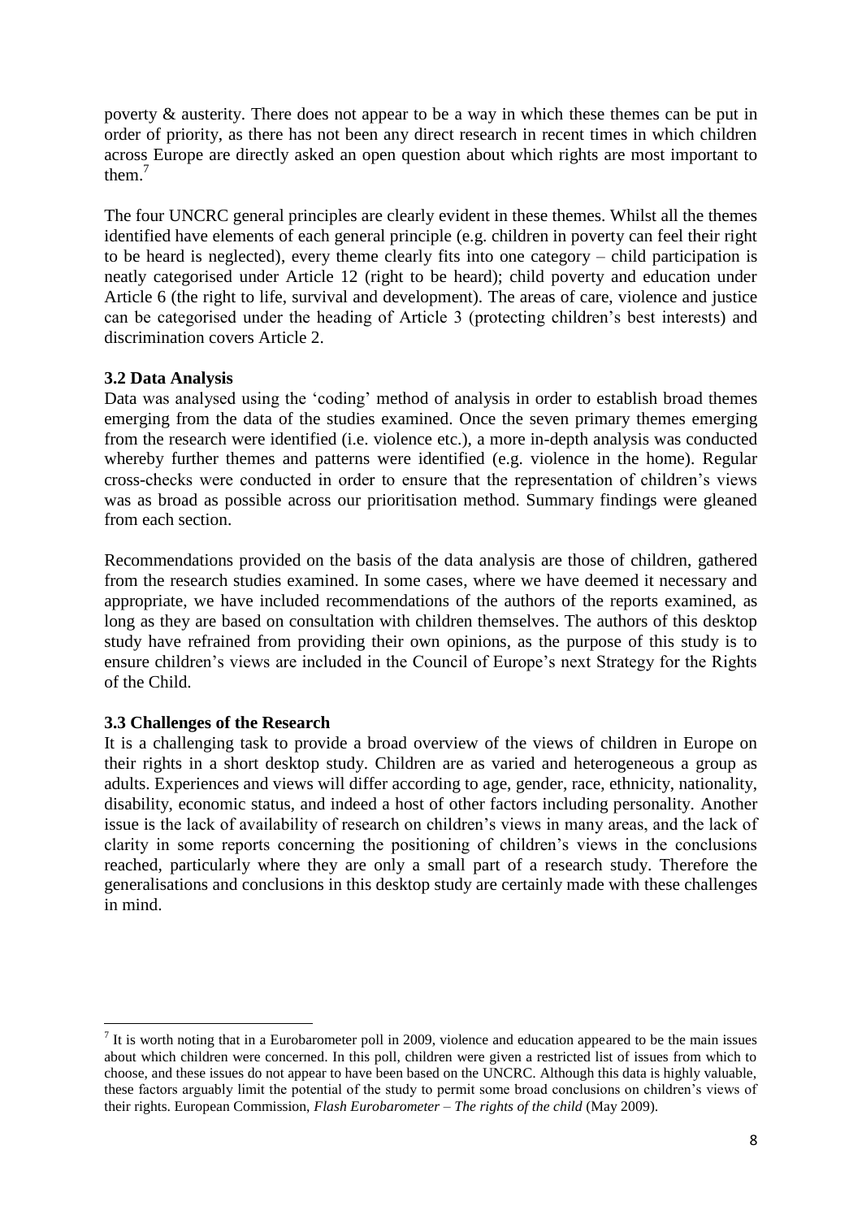poverty & austerity. There does not appear to be a way in which these themes can be put in order of priority, as there has not been any direct research in recent times in which children across Europe are directly asked an open question about which rights are most important to them.[7]

The four UNCRC general principles are clearly evident in these themes. Whilst all the themes identified have elements of each general principle (e.g. children in poverty can feel their right to be heard is neglected), every theme clearly fits into one category – child participation is neatly categorised under Article 12 (right to be heard); child poverty and education under Article 6 (the right to life, survival and development). The areas of care, violence and justice can be categorised under the heading of Article 3 (protecting children's best interests) and discrimination covers Article 2.

### 3.2 Data Analysis

Data was analysed using the 'coding' method of analysis in order to establish broad themes emerging from the data of the studies examined. Once the seven primary themes emerging from the research were identified (i.e. violence etc.), a more in-depth analysis was conducted whereby further themes and patterns were identified (e.g. violence in the home). Regular cross-checks were conducted in order to ensure that the representation of children's views was as broad as possible across our prioritisation method. Summary findings were gleaned from each section.

Recommendations provided on the basis of the data analysis are those of children, gathered from the research studies examined. In some cases, where we have deemed it necessary and appropriate, we have included recommendations of the authors of the reports examined, as long as they are based on consultation with children themselves. The authors of this desktop study have refrained from providing their own opinions, as the purpose of this study is to ensure children's views are included in the Council of Europe's next Strategy for the Rights of the Child.

### 3.3 Challenges of the Research

It is a challenging task to provide a broad overview of the views of children in Europe on their rights in a short desktop study. Children are as varied and heterogeneous a group as adults. Experiences and views will differ according to age, gender, race, ethnicity, nationality, disability, economic status, and indeed a host of other factors including personality. Another issue is the lack of availability of research on children's views in many areas, and the lack of clarity in some reports concerning the positioning of children's views in the conclusions reached, particularly where they are only a small part of a research study. Therefore the generalisations and conclusions in this desktop study are certainly made with these challenges in mind.

---

[7] It is worth noting that in a Eurobarometer poll in 2009, violence and education appeared to be the main issues about which children were concerned. In this poll, children were given a restricted list of issues from which to choose, and these issues do not appear to have been based on the UNCRC. Although this data is highly valuable, these factors arguably limit the potential of the study to permit some broad conclusions on children's views of their rights. European Commission, *Flash Eurobarometer – The rights of the child* (May 2009).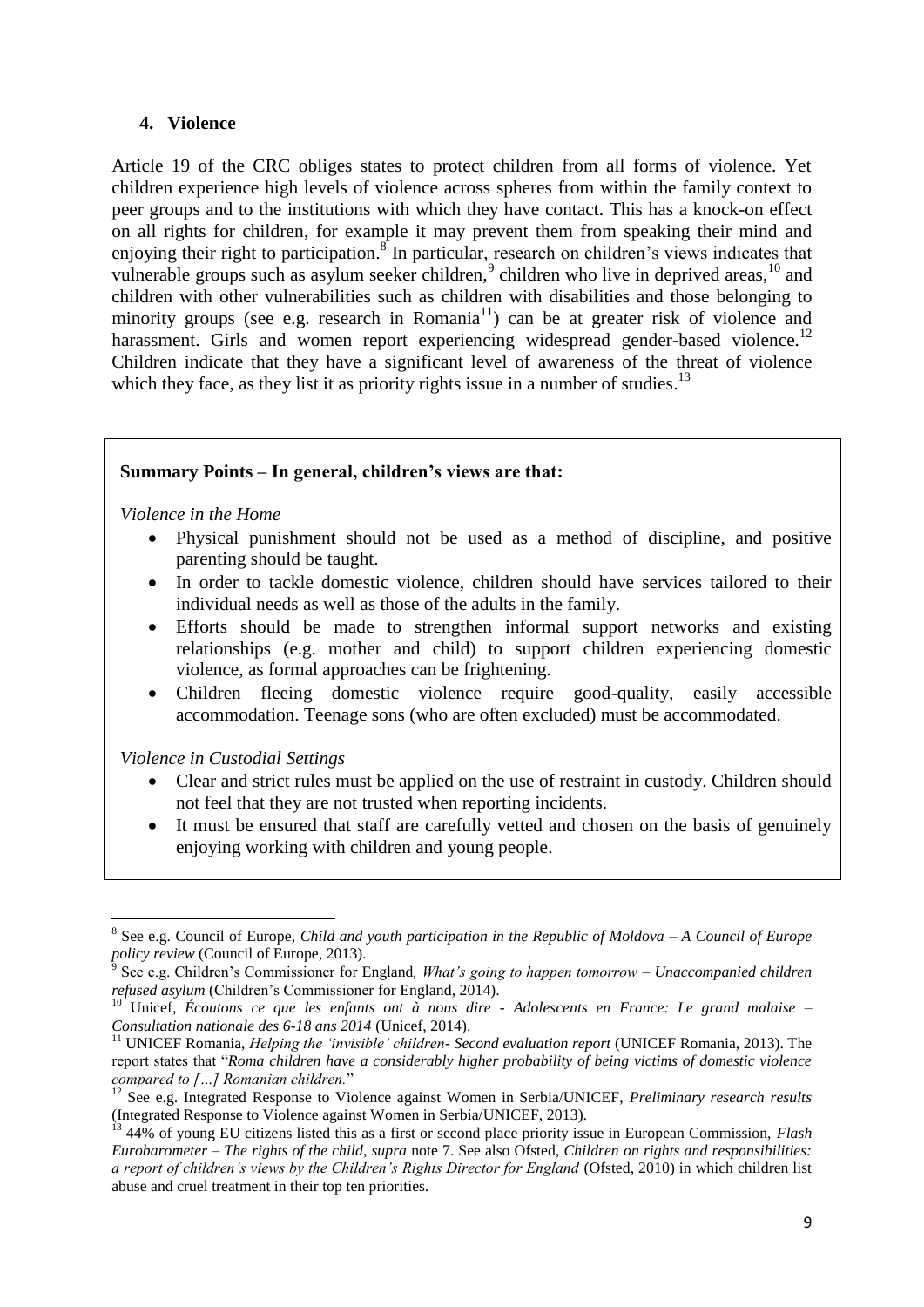### 4. Violence

Article 19 of the CRC obliges states to protect children from all forms of violence. Yet children experience high levels of violence across spheres from within the family context to peer groups and to the institutions with which they have contact. This has a knock-on effect on all rights for children, for example it may prevent them from speaking their mind and enjoying their right to participation.[8] In particular, research on children's views indicates that vulnerable groups such as asylum seeker children,[9] children who live in deprived areas,[10] and children with other vulnerabilities such as children with disabilities and those belonging to minority groups (see e.g. research in Romania[11]) can be at greater risk of violence and harassment. Girls and women report experiencing widespread gender-based violence.[12] Children indicate that they have a significant level of awareness of the threat of violence which they face, as they list it as priority rights issue in a number of studies.[13]

**Summary Points – In general, children's views are that:**

*Violence in the Home*

- Physical punishment should not be used as a method of discipline, and positive parenting should be taught.
- In order to tackle domestic violence, children should have services tailored to their individual needs as well as those of the adults in the family.
- Efforts should be made to strengthen informal support networks and existing relationships (e.g. mother and child) to support children experiencing domestic violence, as formal approaches can be frightening.
- Children fleeing domestic violence require good-quality, easily accessible accommodation. Teenage sons (who are often excluded) must be accommodated.

*Violence in Custodial Settings*

- Clear and strict rules must be applied on the use of restraint in custody. Children should not feel that they are not trusted when reporting incidents.
- It must be ensured that staff are carefully vetted and chosen on the basis of genuinely enjoying working with children and young people.

---

[8] See e.g. Council of Europe, *Child and youth participation in the Republic of Moldova – A Council of Europe policy review* (Council of Europe, 2013).

[9] See e.g. Children's Commissioner for England*, What's going to happen tomorrow – Unaccompanied children refused asylum* (Children's Commissioner for England, 2014).

[10] Unicef, *Écoutons ce que les enfants ont à nous dire - Adolescents en France: Le grand malaise – Consultation nationale des 6-18 ans 2014* (Unicef, 2014).

[11] UNICEF Romania, *Helping the 'invisible' children- Second evaluation report* (UNICEF Romania, 2013). The report states that "*Roma children have a considerably higher probability of being victims of domestic violence compared to […] Romanian children.*"

[12] See e.g. Integrated Response to Violence against Women in Serbia/UNICEF, *Preliminary research results* (Integrated Response to Violence against Women in Serbia/UNICEF, 2013).

[13] 44% of young EU citizens listed this as a first or second place priority issue in European Commission, *Flash Eurobarometer – The rights of the child*, *supra* note 7. See also Ofsted, *Children on rights and responsibilities: a report of children's views by the Children's Rights Director for England* (Ofsted, 2010) in which children list abuse and cruel treatment in their top ten priorities.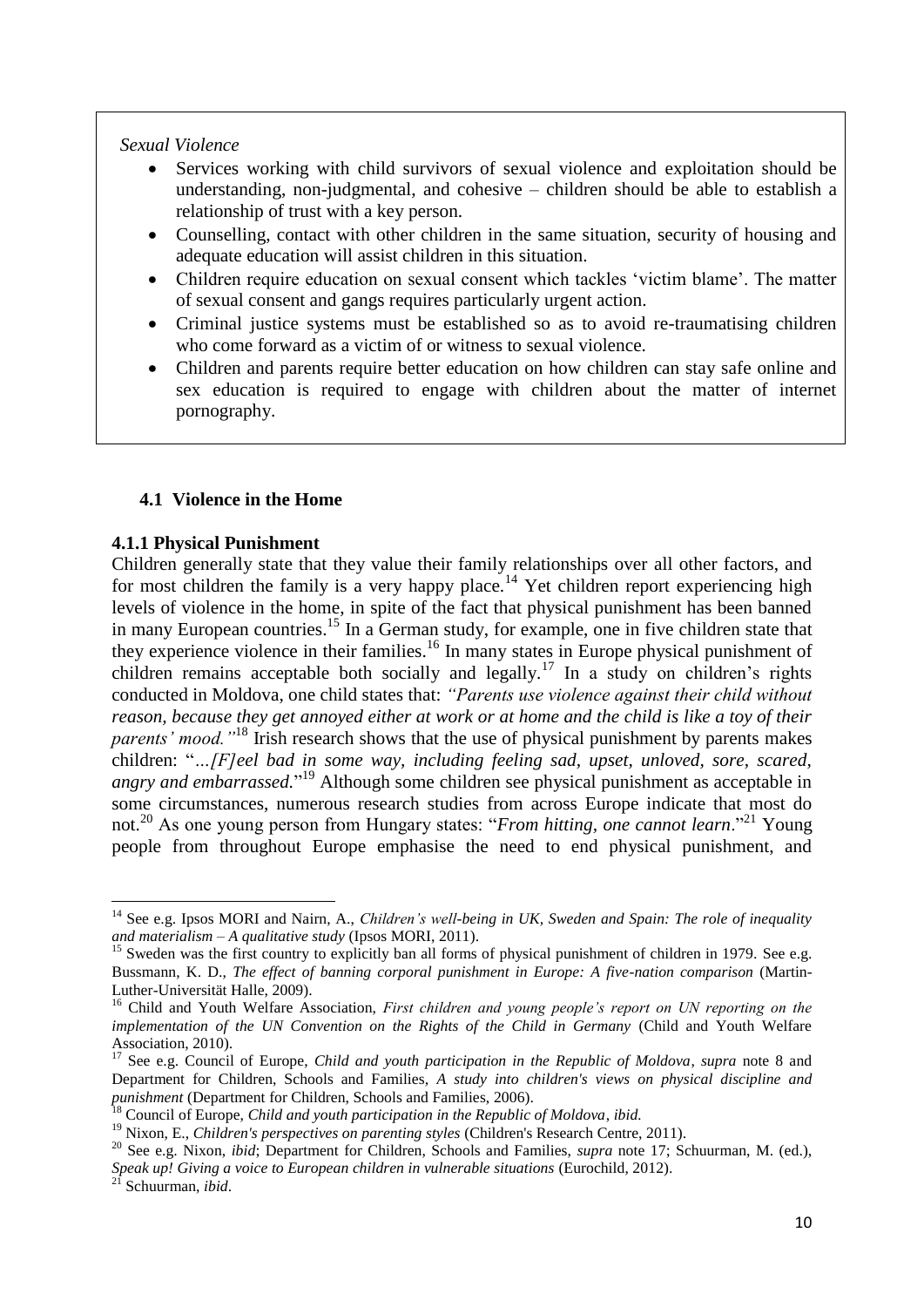*Sexual Violence*

- Services working with child survivors of sexual violence and exploitation should be understanding, non-judgmental, and cohesive – children should be able to establish a relationship of trust with a key person.
- Counselling, contact with other children in the same situation, security of housing and adequate education will assist children in this situation.
- Children require education on sexual consent which tackles 'victim blame'. The matter of sexual consent and gangs requires particularly urgent action.
- Criminal justice systems must be established so as to avoid re-traumatising children who come forward as a victim of or witness to sexual violence.
- Children and parents require better education on how children can stay safe online and sex education is required to engage with children about the matter of internet pornography.

## 4.1 Violence in the Home

### 4.1.1 Physical Punishment

Children generally state that they value their family relationships over all other factors, and for most children the family is a very happy place.[14] Yet children report experiencing high levels of violence in the home, in spite of the fact that physical punishment has been banned in many European countries.[15] In a German study, for example, one in five children state that they experience violence in their families.[16] In many states in Europe physical punishment of children remains acceptable both socially and legally.[17] In a study on children's rights conducted in Moldova, one child states that: *"Parents use violence against their child without reason, because they get annoyed either at work or at home and the child is like a toy of their parents' mood."*[18] Irish research shows that the use of physical punishment by parents makes children: "*…[F]eel bad in some way, including feeling sad, upset, unloved, sore, scared, angry and embarrassed.*"[19] Although some children see physical punishment as acceptable in some circumstances, numerous research studies from across Europe indicate that most do not.[20] As one young person from Hungary states: "*From hitting, one cannot learn*."[21] Young people from throughout Europe emphasise the need to end physical punishment, and

---

[14] See e.g. Ipsos MORI and Nairn, A., *Children's well-being in UK, Sweden and Spain: The role of inequality and materialism – A qualitative study* (Ipsos MORI, 2011).

[15] Sweden was the first country to explicitly ban all forms of physical punishment of children in 1979. See e.g. Bussmann, K. D., *The effect of banning corporal punishment in Europe: A five-nation comparison* (Martin-Luther-Universität Halle, 2009).

[16] Child and Youth Welfare Association, *First children and young people's report on UN reporting on the implementation of the UN Convention on the Rights of the Child in Germany* (Child and Youth Welfare Association, 2010).

[17] See e.g. Council of Europe, *Child and youth participation in the Republic of Moldova*, *supra* note 8 and Department for Children, Schools and Families, *A study into children's views on physical discipline and punishment* (Department for Children, Schools and Families, 2006).

[18] Council of Europe, *Child and youth participation in the Republic of Moldova*, *ibid.*

[19] Nixon, E., *Children's perspectives on parenting styles* (Children's Research Centre, 2011).

[20] See e.g. Nixon, *ibid*; Department for Children, Schools and Families, *supra* note 17; Schuurman, M. (ed.), *Speak up! Giving a voice to European children in vulnerable situations* (Eurochild, 2012).

[21] Schuurman, *ibid*.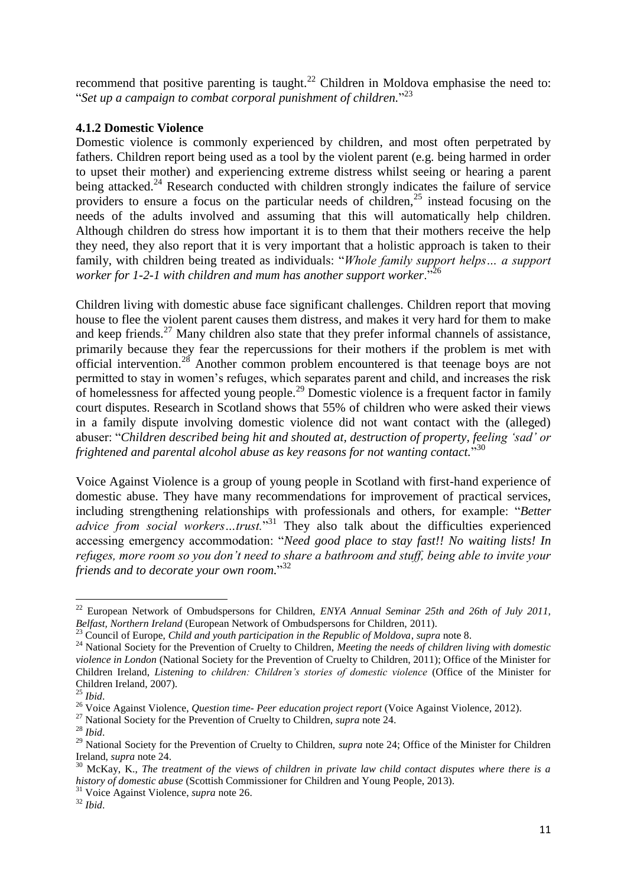recommend that positive parenting is taught.[22] Children in Moldova emphasise the need to: "*Set up a campaign to combat corporal punishment of children.*"[23]

### 4.1.2 Domestic Violence

Domestic violence is commonly experienced by children, and most often perpetrated by fathers. Children report being used as a tool by the violent parent (e.g. being harmed in order to upset their mother) and experiencing extreme distress whilst seeing or hearing a parent being attacked.[24] Research conducted with children strongly indicates the failure of service providers to ensure a focus on the particular needs of children,[25] instead focusing on the needs of the adults involved and assuming that this will automatically help children. Although children do stress how important it is to them that their mothers receive the help they need, they also report that it is very important that a holistic approach is taken to their family, with children being treated as individuals: "*Whole family support helps… a support worker for 1-2-1 with children and mum has another support worker*."[26]

Children living with domestic abuse face significant challenges. Children report that moving house to flee the violent parent causes them distress, and makes it very hard for them to make and keep friends.[27] Many children also state that they prefer informal channels of assistance, primarily because they fear the repercussions for their mothers if the problem is met with official intervention.[28] Another common problem encountered is that teenage boys are not permitted to stay in women's refuges, which separates parent and child, and increases the risk of homelessness for affected young people.[29] Domestic violence is a frequent factor in family court disputes. Research in Scotland shows that 55% of children who were asked their views in a family dispute involving domestic violence did not want contact with the (alleged) abuser: "*Children described being hit and shouted at, destruction of property, feeling 'sad' or frightened and parental alcohol abuse as key reasons for not wanting contact.*"[30]

Voice Against Violence is a group of young people in Scotland with first-hand experience of domestic abuse. They have many recommendations for improvement of practical services, including strengthening relationships with professionals and others, for example: "*Better advice from social workers…trust.*"[31] They also talk about the difficulties experienced accessing emergency accommodation: "*Need good place to stay fast!! No waiting lists! In refuges, more room so you don't need to share a bathroom and stuff, being able to invite your friends and to decorate your own room.*"[32]

---

[22] European Network of Ombudspersons for Children, *ENYA Annual Seminar 25th and 26th of July 2011, Belfast, Northern Ireland* (European Network of Ombudspersons for Children, 2011).

[23] Council of Europe, *Child and youth participation in the Republic of Moldova*, *supra* note 8.

[24] National Society for the Prevention of Cruelty to Children, *Meeting the needs of children living with domestic violence in London* (National Society for the Prevention of Cruelty to Children, 2011); Office of the Minister for Children Ireland, *Listening to children: Children's stories of domestic violence* (Office of the Minister for Children Ireland, 2007).

[25] *Ibid*.

[26] Voice Against Violence, *Question time- Peer education project report* (Voice Against Violence, 2012).

[27] National Society for the Prevention of Cruelty to Children, *supra* note 24.

[28] *Ibid*.

[29] National Society for the Prevention of Cruelty to Children, *supra* note 24; Office of the Minister for Children Ireland, *supra* note 24.

[30] McKay, K., *The treatment of the views of children in private law child contact disputes where there is a history of domestic abuse* (Scottish Commissioner for Children and Young People, 2013).

[31] Voice Against Violence, *supra* note 26.

[32] *Ibid*.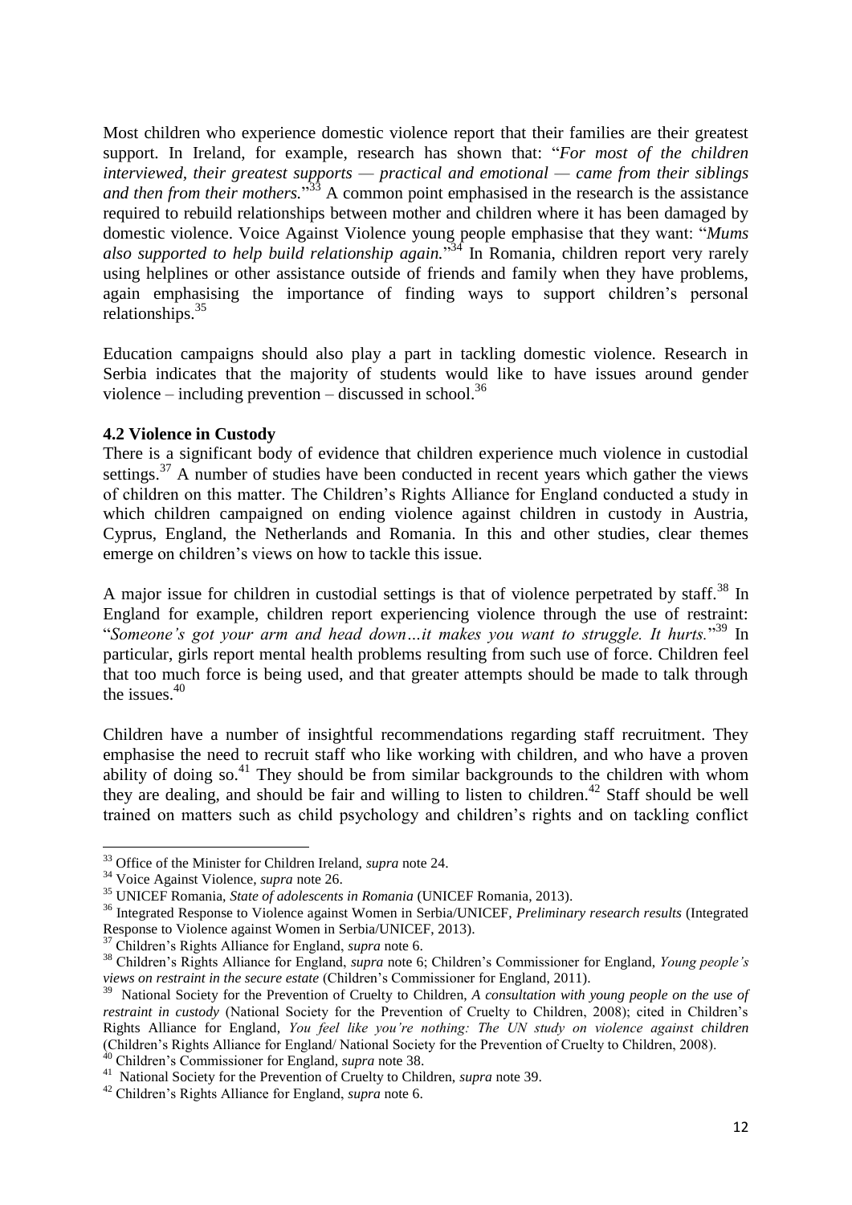Most children who experience domestic violence report that their families are their greatest support. In Ireland, for example, research has shown that: "*For most of the children interviewed, their greatest supports — practical and emotional — came from their siblings and then from their mothers.*"[33] A common point emphasised in the research is the assistance required to rebuild relationships between mother and children where it has been damaged by domestic violence. Voice Against Violence young people emphasise that they want: "*Mums also supported to help build relationship again.*"[34] In Romania, children report very rarely using helplines or other assistance outside of friends and family when they have problems, again emphasising the importance of finding ways to support children's personal relationships.[35]

Education campaigns should also play a part in tackling domestic violence. Research in Serbia indicates that the majority of students would like to have issues around gender violence – including prevention – discussed in school.[36]

**4.2 Violence in Custody**

There is a significant body of evidence that children experience much violence in custodial settings.[37] A number of studies have been conducted in recent years which gather the views of children on this matter. The Children's Rights Alliance for England conducted a study in which children campaigned on ending violence against children in custody in Austria, Cyprus, England, the Netherlands and Romania. In this and other studies, clear themes emerge on children's views on how to tackle this issue.

A major issue for children in custodial settings is that of violence perpetrated by staff.[38] In England for example, children report experiencing violence through the use of restraint: "*Someone's got your arm and head down…it makes you want to struggle. It hurts.*"[39] In particular, girls report mental health problems resulting from such use of force. Children feel that too much force is being used, and that greater attempts should be made to talk through the issues.[40]

Children have a number of insightful recommendations regarding staff recruitment. They emphasise the need to recruit staff who like working with children, and who have a proven ability of doing so.[41] They should be from similar backgrounds to the children with whom they are dealing, and should be fair and willing to listen to children.[42] Staff should be well trained on matters such as child psychology and children's rights and on tackling conflict

---

[33] Office of the Minister for Children Ireland, *supra* note 24.

[34] Voice Against Violence, *supra* note 26.

[35] UNICEF Romania, *State of adolescents in Romania* (UNICEF Romania, 2013).

[36] Integrated Response to Violence against Women in Serbia/UNICEF, *Preliminary research results* (Integrated Response to Violence against Women in Serbia/UNICEF, 2013).

[37] Children's Rights Alliance for England, *supra* note 6.

[38] Children's Rights Alliance for England, *supra* note 6; Children's Commissioner for England, *Young people's views on restraint in the secure estate* (Children's Commissioner for England, 2011).

[39] National Society for the Prevention of Cruelty to Children, *A consultation with young people on the use of restraint in custody* (National Society for the Prevention of Cruelty to Children, 2008); cited in Children's Rights Alliance for England, *You feel like you're nothing: The UN study on violence against children* (Children's Rights Alliance for England/ National Society for the Prevention of Cruelty to Children, 2008).

[40] Children's Commissioner for England, *supra* note 38.

[41] National Society for the Prevention of Cruelty to Children, *supra* note 39.

[42] Children's Rights Alliance for England, *supra* note 6.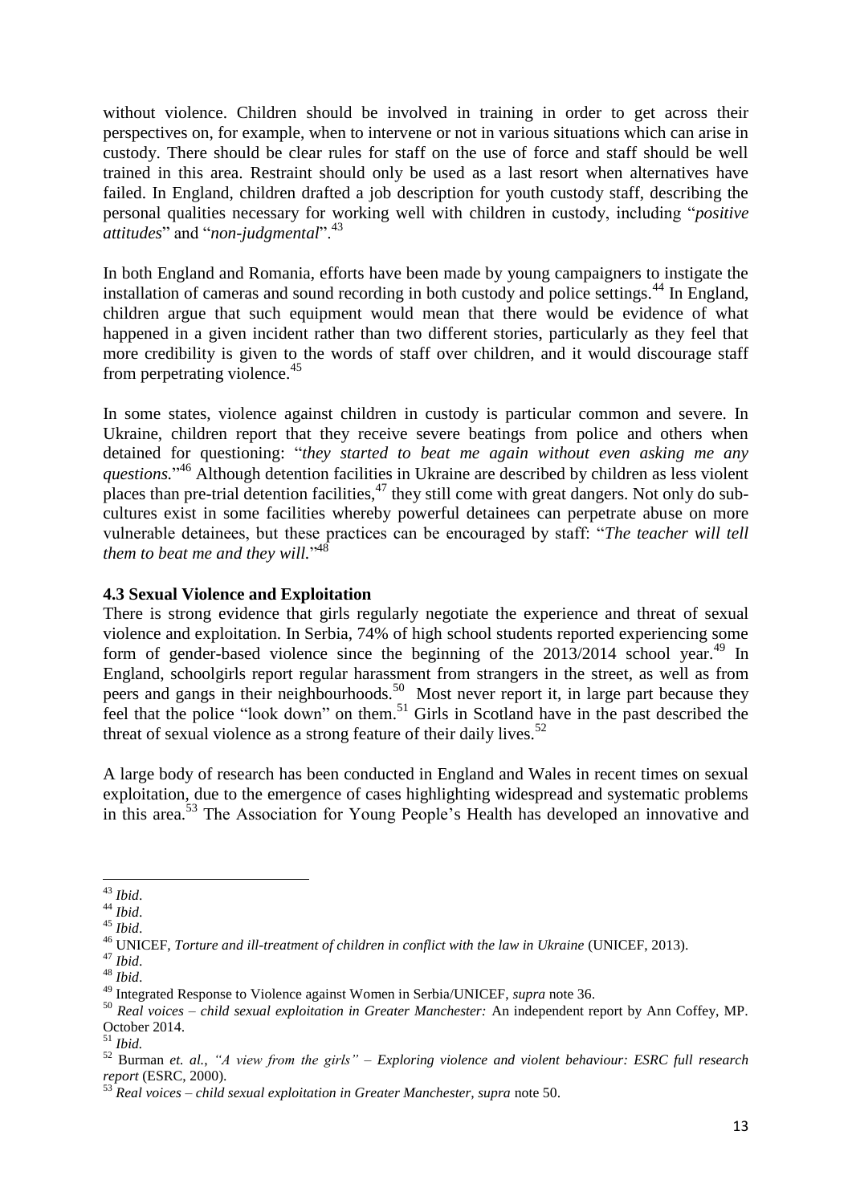without violence. Children should be involved in training in order to get across their perspectives on, for example, when to intervene or not in various situations which can arise in custody. There should be clear rules for staff on the use of force and staff should be well trained in this area. Restraint should only be used as a last resort when alternatives have failed. In England, children drafted a job description for youth custody staff, describing the personal qualities necessary for working well with children in custody, including "*positive attitudes*" and "*non-judgmental*".[43]

In both England and Romania, efforts have been made by young campaigners to instigate the installation of cameras and sound recording in both custody and police settings.[44] In England, children argue that such equipment would mean that there would be evidence of what happened in a given incident rather than two different stories, particularly as they feel that more credibility is given to the words of staff over children, and it would discourage staff from perpetrating violence.[45]

In some states, violence against children in custody is particular common and severe. In Ukraine, children report that they receive severe beatings from police and others when detained for questioning: "*they started to beat me again without even asking me any questions.*"[46] Although detention facilities in Ukraine are described by children as less violent places than pre-trial detention facilities,[47] they still come with great dangers. Not only do sub-cultures exist in some facilities whereby powerful detainees can perpetrate abuse on more vulnerable detainees, but these practices can be encouraged by staff: "*The teacher will tell them to beat me and they will.*"[48]

### 4.3 Sexual Violence and Exploitation

There is strong evidence that girls regularly negotiate the experience and threat of sexual violence and exploitation. In Serbia, 74% of high school students reported experiencing some form of gender-based violence since the beginning of the 2013/2014 school year.[49] In England, schoolgirls report regular harassment from strangers in the street, as well as from peers and gangs in their neighbourhoods.[50] Most never report it, in large part because they feel that the police "look down" on them.[51] Girls in Scotland have in the past described the threat of sexual violence as a strong feature of their daily lives.[52]

A large body of research has been conducted in England and Wales in recent times on sexual exploitation, due to the emergence of cases highlighting widespread and systematic problems in this area.[53] The Association for Young People's Health has developed an innovative and

---

[43] *Ibid*.

[44] *Ibid*.

[45] *Ibid*.

[46] UNICEF, *Torture and ill-treatment of children in conflict with the law in Ukraine* (UNICEF, 2013).

[47] *Ibid*.

[48] *Ibid*.

[49] Integrated Response to Violence against Women in Serbia/UNICEF, *supra* note 36.

[50] *Real voices – child sexual exploitation in Greater Manchester:* An independent report by Ann Coffey, MP. October 2014.

[51] *Ibid.*

[52] Burman *et. al.*, *"A view from the girls" – Exploring violence and violent behaviour: ESRC full research report* (ESRC, 2000).

[53] *Real voices – child sexual exploitation in Greater Manchester*, *supra* note 50.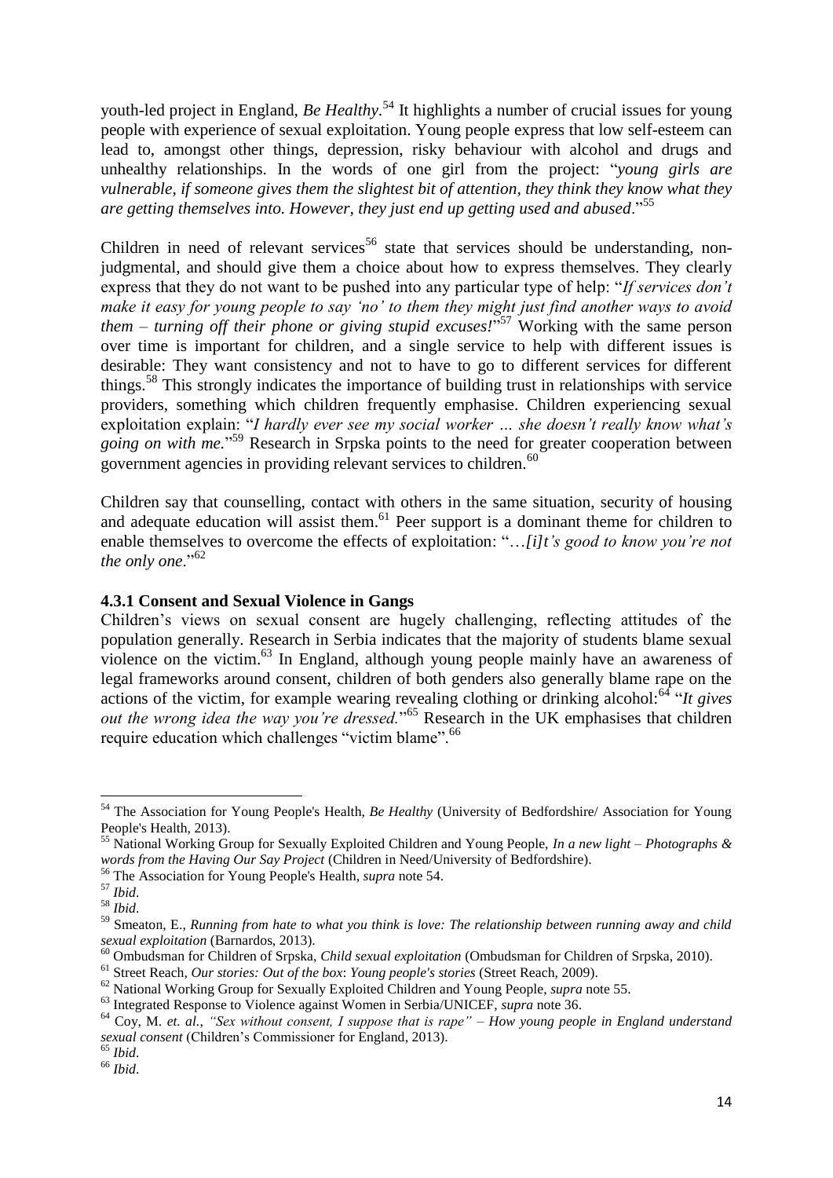youth-led project in England, *Be Healthy*.[54] It highlights a number of crucial issues for young people with experience of sexual exploitation. Young people express that low self-esteem can lead to, amongst other things, depression, risky behaviour with alcohol and drugs and unhealthy relationships. In the words of one girl from the project: "*young girls are vulnerable, if someone gives them the slightest bit of attention, they think they know what they are getting themselves into. However, they just end up getting used and abused*."[55]

Children in need of relevant services[56] state that services should be understanding, non-judgmental, and should give them a choice about how to express themselves. They clearly express that they do not want to be pushed into any particular type of help: "*If services don't make it easy for young people to say 'no' to them they might just find another ways to avoid them – turning off their phone or giving stupid excuses!*"[57] Working with the same person over time is important for children, and a single service to help with different issues is desirable: They want consistency and not to have to go to different services for different things.[58] This strongly indicates the importance of building trust in relationships with service providers, something which children frequently emphasise. Children experiencing sexual exploitation explain: "*I hardly ever see my social worker … she doesn't really know what's going on with me.*"[59] Research in Srpska points to the need for greater cooperation between government agencies in providing relevant services to children.[60]

Children say that counselling, contact with others in the same situation, security of housing and adequate education will assist them.[61] Peer support is a dominant theme for children to enable themselves to overcome the effects of exploitation: "*…[i]t's good to know you're not the only one*."[62]

#### 4.3.1 Consent and Sexual Violence in Gangs

Children's views on sexual consent are hugely challenging, reflecting attitudes of the population generally. Research in Serbia indicates that the majority of students blame sexual violence on the victim.[63] In England, although young people mainly have an awareness of legal frameworks around consent, children of both genders also generally blame rape on the actions of the victim, for example wearing revealing clothing or drinking alcohol:[64] "*It gives out the wrong idea the way you're dressed.*"[65] Research in the UK emphasises that children require education which challenges "victim blame".[66]

---

[54] The Association for Young People's Health, *Be Healthy* (University of Bedfordshire/ Association for Young People's Health, 2013).

[55] National Working Group for Sexually Exploited Children and Young People, *In a new light – Photographs & words from the Having Our Say Project* (Children in Need/University of Bedfordshire).

[56] The Association for Young People's Health, *supra* note 54.

[57] *Ibid*.

[58] *Ibid*.

[59] Smeaton, E., *Running from hate to what you think is love: The relationship between running away and child sexual exploitation* (Barnardos, 2013).

[60] Ombudsman for Children of Srpska, *Child sexual exploitation* (Ombudsman for Children of Srpska, 2010).

[61] Street Reach, *Our stories: Out of the box*: *Young people's stories* (Street Reach, 2009).

[62] National Working Group for Sexually Exploited Children and Young People, *supra* note 55.

[63] Integrated Response to Violence against Women in Serbia/UNICEF, *supra* note 36.

[64] Coy, M. *et. al.*, *"Sex without consent, I suppose that is rape" – How young people in England understand sexual consent* (Children's Commissioner for England, 2013).

[65] *Ibid*.

[66] *Ibid*.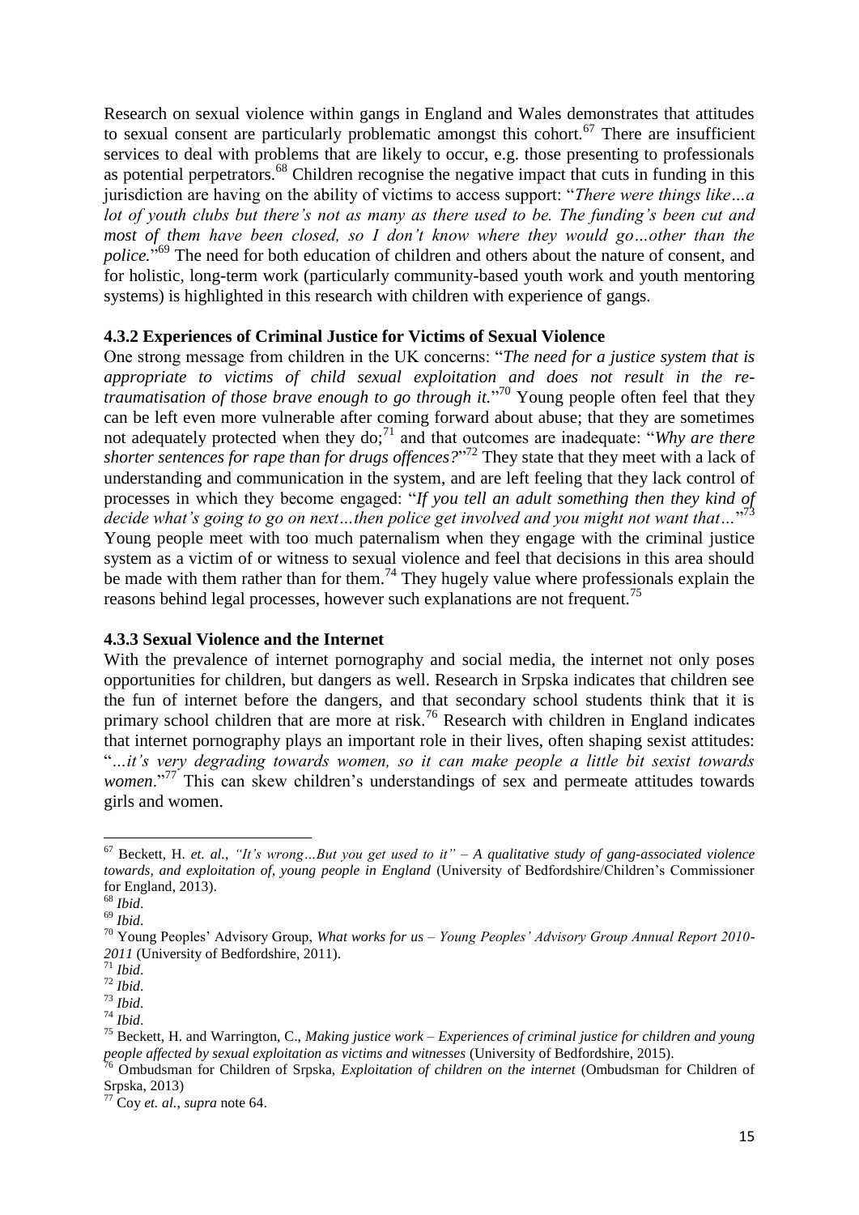Research on sexual violence within gangs in England and Wales demonstrates that attitudes to sexual consent are particularly problematic amongst this cohort.[67] There are insufficient services to deal with problems that are likely to occur, e.g. those presenting to professionals as potential perpetrators.[68] Children recognise the negative impact that cuts in funding in this jurisdiction are having on the ability of victims to access support: "*There were things like…a lot of youth clubs but there's not as many as there used to be. The funding's been cut and most of them have been closed, so I don't know where they would go…other than the police.*"[69] The need for both education of children and others about the nature of consent, and for holistic, long-term work (particularly community-based youth work and youth mentoring systems) is highlighted in this research with children with experience of gangs.

#### 4.3.2 Experiences of Criminal Justice for Victims of Sexual Violence

One strong message from children in the UK concerns: "*The need for a justice system that is appropriate to victims of child sexual exploitation and does not result in the re-traumatisation of those brave enough to go through it.*"[70] Young people often feel that they can be left even more vulnerable after coming forward about abuse; that they are sometimes not adequately protected when they do;[71] and that outcomes are inadequate: "*Why are there shorter sentences for rape than for drugs offences?*"[72] They state that they meet with a lack of understanding and communication in the system, and are left feeling that they lack control of processes in which they become engaged: "*If you tell an adult something then they kind of decide what's going to go on next…then police get involved and you might not want that…*"[73] Young people meet with too much paternalism when they engage with the criminal justice system as a victim of or witness to sexual violence and feel that decisions in this area should be made with them rather than for them.[74] They hugely value where professionals explain the reasons behind legal processes, however such explanations are not frequent.[75]

#### 4.3.3 Sexual Violence and the Internet

With the prevalence of internet pornography and social media, the internet not only poses opportunities for children, but dangers as well. Research in Srpska indicates that children see the fun of internet before the dangers, and that secondary school students think that it is primary school children that are more at risk.[76] Research with children in England indicates that internet pornography plays an important role in their lives, often shaping sexist attitudes: "*…it's very degrading towards women, so it can make people a little bit sexist towards women*."[77] This can skew children's understandings of sex and permeate attitudes towards girls and women.

---

[67] Beckett, H. *et. al.*, *"It's wrong…But you get used to it" – A qualitative study of gang-associated violence towards, and exploitation of, young people in England* (University of Bedfordshire/Children's Commissioner for England, 2013).

[68] *Ibid*.

[69] *Ibid*.

[70] Young Peoples' Advisory Group, *What works for us – Young Peoples' Advisory Group Annual Report 2010-2011* (University of Bedfordshire, 2011).

[71] *Ibid*.

[72] *Ibid*.

[73] *Ibid*.

[74] *Ibid*.

[75] Beckett, H. and Warrington, C., *Making justice work – Experiences of criminal justice for children and young people affected by sexual exploitation as victims and witnesses* (University of Bedfordshire, 2015).

[76] Ombudsman for Children of Srpska, *Exploitation of children on the internet* (Ombudsman for Children of Srpska, 2013)

[77] Coy *et. al.*, *supra* note 64.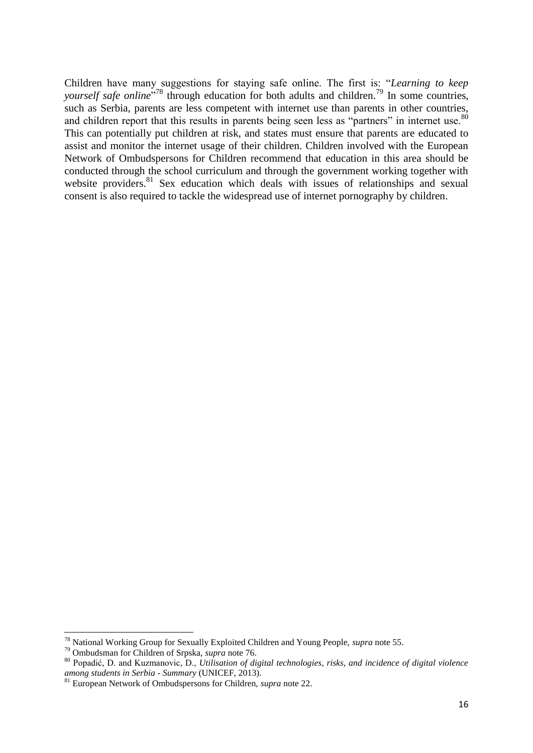Children have many suggestions for staying safe online. The first is: "*Learning to keep yourself safe online*"[78] through education for both adults and children.[79] In some countries, such as Serbia, parents are less competent with internet use than parents in other countries, and children report that this results in parents being seen less as "partners" in internet use.[80] This can potentially put children at risk, and states must ensure that parents are educated to assist and monitor the internet usage of their children. Children involved with the European Network of Ombudspersons for Children recommend that education in this area should be conducted through the school curriculum and through the government working together with website providers.[81] Sex education which deals with issues of relationships and sexual consent is also required to tackle the widespread use of internet pornography by children.

---

[78] National Working Group for Sexually Exploited Children and Young People, *supra* note 55.

[79] Ombudsman for Children of Srpska, *supra* note 76.

[80] Popadić, D. and Kuzmanovic, D., *Utilisation of digital technologies, risks, and incidence of digital violence among students in Serbia - Summary* (UNICEF, 2013).

[81] European Network of Ombudspersons for Children, *supra* note 22.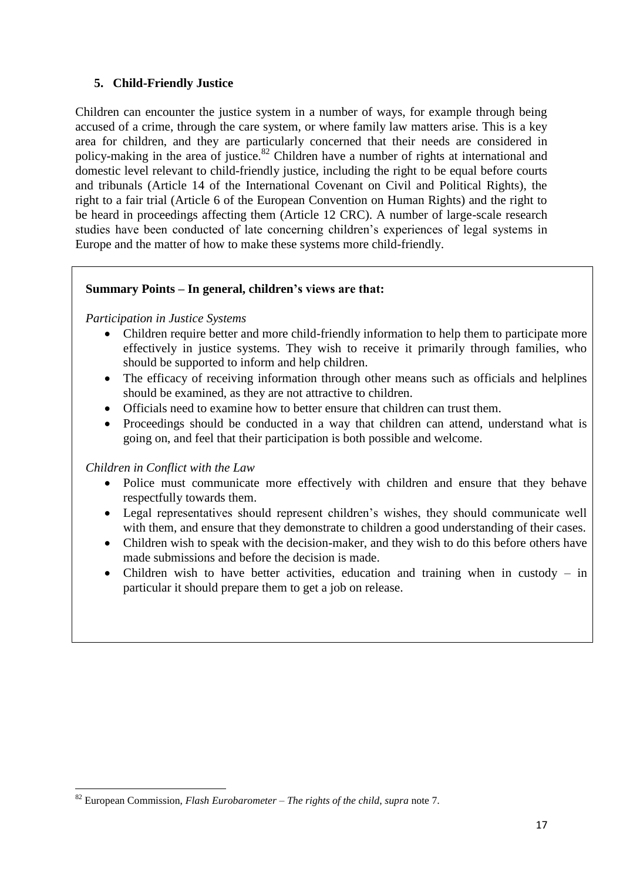## 5. Child-Friendly Justice

Children can encounter the justice system in a number of ways, for example through being accused of a crime, through the care system, or where family law matters arise. This is a key area for children, and they are particularly concerned that their needs are considered in policy-making in the area of justice.[82] Children have a number of rights at international and domestic level relevant to child-friendly justice, including the right to be equal before courts and tribunals (Article 14 of the International Covenant on Civil and Political Rights), the right to a fair trial (Article 6 of the European Convention on Human Rights) and the right to be heard in proceedings affecting them (Article 12 CRC). A number of large-scale research studies have been conducted of late concerning children's experiences of legal systems in Europe and the matter of how to make these systems more child-friendly.

**Summary Points – In general, children's views are that:**

*Participation in Justice Systems*

- Children require better and more child-friendly information to help them to participate more effectively in justice systems. They wish to receive it primarily through families, who should be supported to inform and help children.
- The efficacy of receiving information through other means such as officials and helplines should be examined, as they are not attractive to children.
- Officials need to examine how to better ensure that children can trust them.
- Proceedings should be conducted in a way that children can attend, understand what is going on, and feel that their participation is both possible and welcome.

*Children in Conflict with the Law*

- Police must communicate more effectively with children and ensure that they behave respectfully towards them.
- Legal representatives should represent children's wishes, they should communicate well with them, and ensure that they demonstrate to children a good understanding of their cases.
- Children wish to speak with the decision-maker, and they wish to do this before others have made submissions and before the decision is made.
- Children wish to have better activities, education and training when in custody – in particular it should prepare them to get a job on release.

---

[82] European Commission, *Flash Eurobarometer – The rights of the child*, *supra* note 7.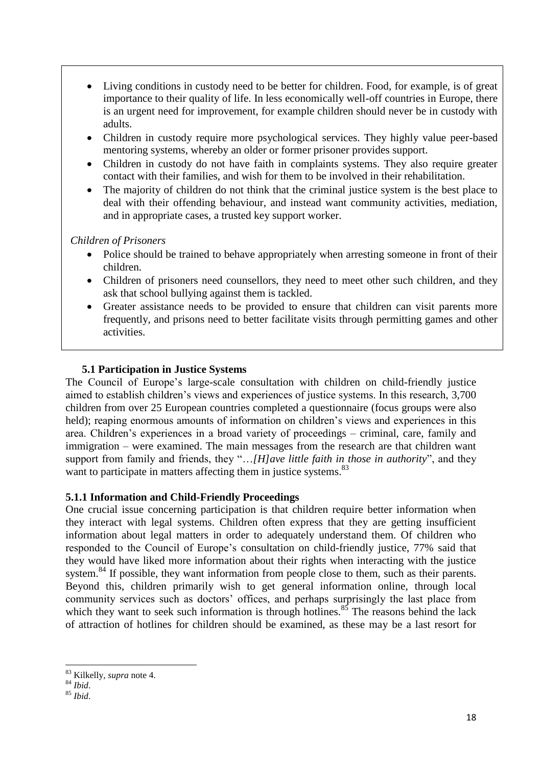- Living conditions in custody need to be better for children. Food, for example, is of great importance to their quality of life. In less economically well-off countries in Europe, there is an urgent need for improvement, for example children should never be in custody with adults.
- Children in custody require more psychological services. They highly value peer-based mentoring systems, whereby an older or former prisoner provides support.
- Children in custody do not have faith in complaints systems. They also require greater contact with their families, and wish for them to be involved in their rehabilitation.
- The majority of children do not think that the criminal justice system is the best place to deal with their offending behaviour, and instead want community activities, mediation, and in appropriate cases, a trusted key support worker.

*Children of Prisoners*

- Police should be trained to behave appropriately when arresting someone in front of their children.
- Children of prisoners need counsellors, they need to meet other such children, and they ask that school bullying against them is tackled.
- Greater assistance needs to be provided to ensure that children can visit parents more frequently, and prisons need to better facilitate visits through permitting games and other activities.

### 5.1 Participation in Justice Systems

The Council of Europe's large-scale consultation with children on child-friendly justice aimed to establish children's views and experiences of justice systems. In this research, 3,700 children from over 25 European countries completed a questionnaire (focus groups were also held); reaping enormous amounts of information on children's views and experiences in this area. Children's experiences in a broad variety of proceedings – criminal, care, family and immigration – were examined. The main messages from the research are that children want support from family and friends, they "…*[H]ave little faith in those in authority*", and they want to participate in matters affecting them in justice systems.[83]

#### 5.1.1 Information and Child-Friendly Proceedings

One crucial issue concerning participation is that children require better information when they interact with legal systems. Children often express that they are getting insufficient information about legal matters in order to adequately understand them. Of children who responded to the Council of Europe's consultation on child-friendly justice, 77% said that they would have liked more information about their rights when interacting with the justice system.[84] If possible, they want information from people close to them, such as their parents. Beyond this, children primarily wish to get general information online, through local community services such as doctors' offices, and perhaps surprisingly the last place from which they want to seek such information is through hotlines.[85] The reasons behind the lack of attraction of hotlines for children should be examined, as these may be a last resort for

---

[83] Kilkelly, *supra* note 4.

[84] *Ibid*.

[85] *Ibid*.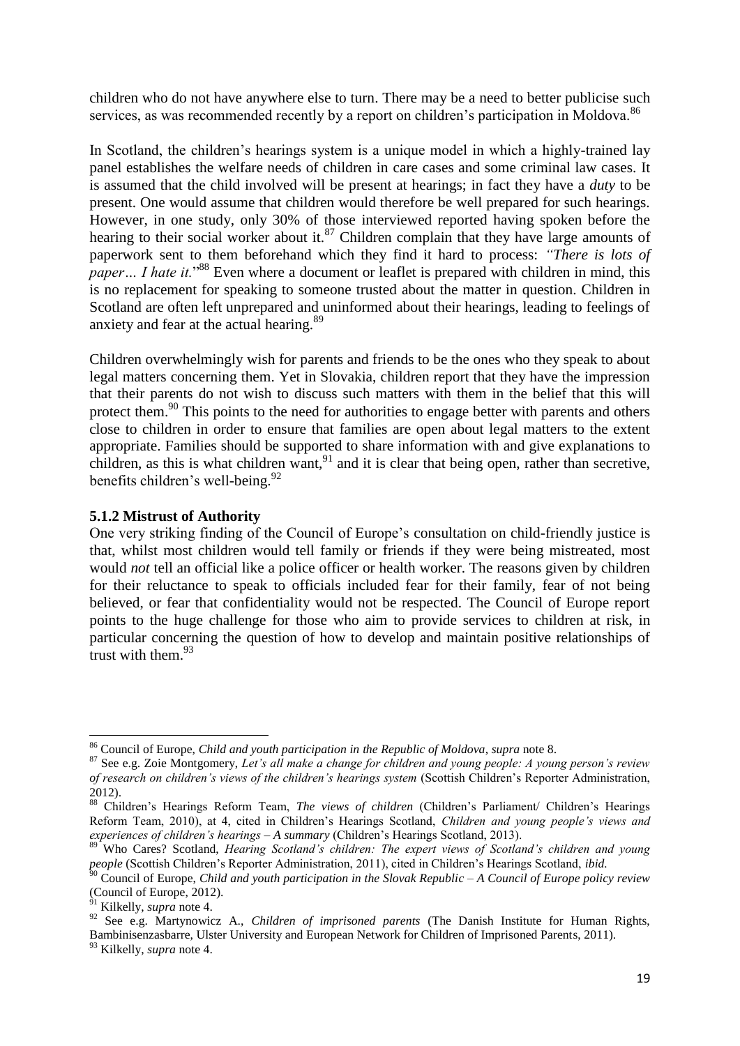children who do not have anywhere else to turn. There may be a need to better publicise such services, as was recommended recently by a report on children's participation in Moldova.[86]

In Scotland, the children's hearings system is a unique model in which a highly-trained lay panel establishes the welfare needs of children in care cases and some criminal law cases. It is assumed that the child involved will be present at hearings; in fact they have a *duty* to be present. One would assume that children would therefore be well prepared for such hearings. However, in one study, only 30% of those interviewed reported having spoken before the hearing to their social worker about it.[87] Children complain that they have large amounts of paperwork sent to them beforehand which they find it hard to process: *"There is lots of paper… I hate it."*[88] Even where a document or leaflet is prepared with children in mind, this is no replacement for speaking to someone trusted about the matter in question. Children in Scotland are often left unprepared and uninformed about their hearings, leading to feelings of anxiety and fear at the actual hearing.[89]

Children overwhelmingly wish for parents and friends to be the ones who they speak to about legal matters concerning them. Yet in Slovakia, children report that they have the impression that their parents do not wish to discuss such matters with them in the belief that this will protect them.[90] This points to the need for authorities to engage better with parents and others close to children in order to ensure that families are open about legal matters to the extent appropriate. Families should be supported to share information with and give explanations to children, as this is what children want,[91] and it is clear that being open, rather than secretive, benefits children's well-being.[92]

### 5.1.2 Mistrust of Authority

One very striking finding of the Council of Europe's consultation on child-friendly justice is that, whilst most children would tell family or friends if they were being mistreated, most would *not* tell an official like a police officer or health worker. The reasons given by children for their reluctance to speak to officials included fear for their family, fear of not being believed, or fear that confidentiality would not be respected. The Council of Europe report points to the huge challenge for those who aim to provide services to children at risk, in particular concerning the question of how to develop and maintain positive relationships of trust with them.[93]

---

[86] Council of Europe, *Child and youth participation in the Republic of Moldova*, *supra* note 8.

[87] See e.g. Zoie Montgomery, *Let's all make a change for children and young people: A young person's review of research on children's views of the children's hearings system* (Scottish Children's Reporter Administration, 2012).

[88] Children's Hearings Reform Team, *The views of children* (Children's Parliament/ Children's Hearings Reform Team, 2010), at 4, cited in Children's Hearings Scotland, *Children and young people's views and experiences of children's hearings – A summary* (Children's Hearings Scotland, 2013).

[89] Who Cares? Scotland, *Hearing Scotland's children: The expert views of Scotland's children and young people* (Scottish Children's Reporter Administration, 2011), cited in Children's Hearings Scotland, *ibid.*

[90] Council of Europe, *Child and youth participation in the Slovak Republic – A Council of Europe policy review* (Council of Europe, 2012).

[91] Kilkelly, *supra* note 4.

[92] See e.g. Martynowicz A., *Children of imprisoned parents* (The Danish Institute for Human Rights, Bambinisenzasbarre, Ulster University and European Network for Children of Imprisoned Parents, 2011).

[93] Kilkelly, *supra* note 4.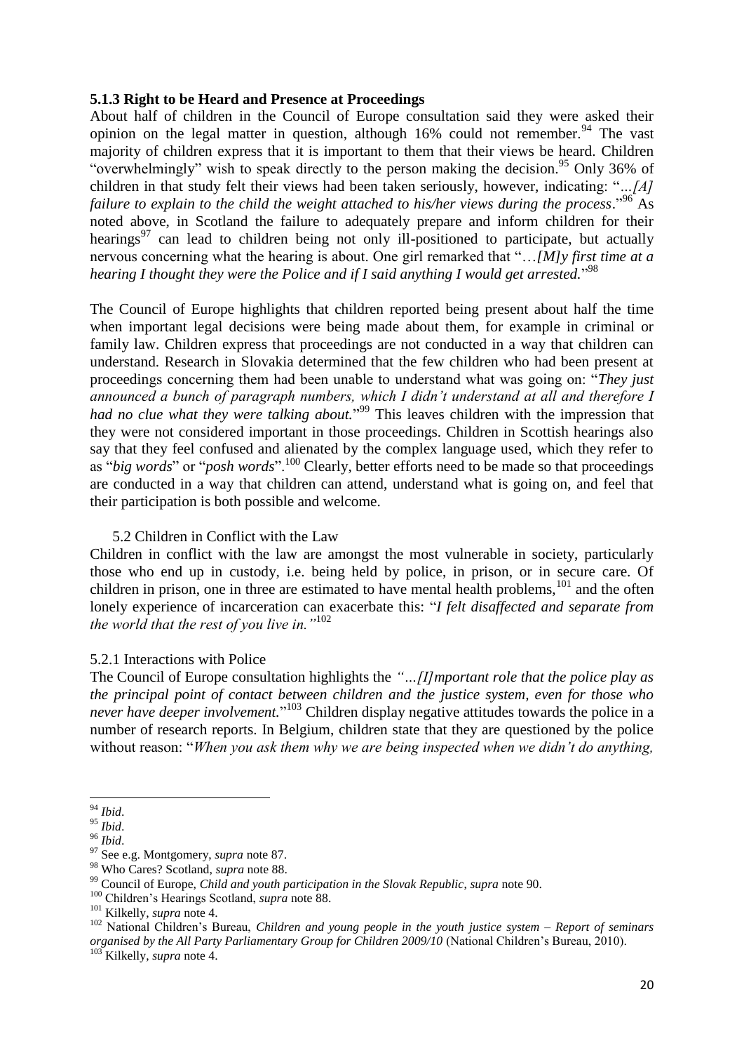### 5.1.3 Right to be Heard and Presence at Proceedings

About half of children in the Council of Europe consultation said they were asked their opinion on the legal matter in question, although 16% could not remember.[94] The vast majority of children express that it is important to them that their views be heard. Children "overwhelmingly" wish to speak directly to the person making the decision.[95] Only 36% of children in that study felt their views had been taken seriously, however, indicating: "*…[A] failure to explain to the child the weight attached to his/her views during the process*."[96] As noted above, in Scotland the failure to adequately prepare and inform children for their hearings[97] can lead to children being not only ill-positioned to participate, but actually nervous concerning what the hearing is about. One girl remarked that "*…[M]y first time at a hearing I thought they were the Police and if I said anything I would get arrested.*"[98]

The Council of Europe highlights that children reported being present about half the time when important legal decisions were being made about them, for example in criminal or family law. Children express that proceedings are not conducted in a way that children can understand. Research in Slovakia determined that the few children who had been present at proceedings concerning them had been unable to understand what was going on: "*They just announced a bunch of paragraph numbers, which I didn't understand at all and therefore I had no clue what they were talking about.*"[99] This leaves children with the impression that they were not considered important in those proceedings. Children in Scottish hearings also say that they feel confused and alienated by the complex language used, which they refer to as "*big words*" or "*posh words*".[100] Clearly, better efforts need to be made so that proceedings are conducted in a way that children can attend, understand what is going on, and feel that their participation is both possible and welcome.

## 5.2 Children in Conflict with the Law

Children in conflict with the law are amongst the most vulnerable in society, particularly those who end up in custody, i.e. being held by police, in prison, or in secure care. Of children in prison, one in three are estimated to have mental health problems,[101] and the often lonely experience of incarceration can exacerbate this: "*I felt disaffected and separate from the world that the rest of you live in.*"[102]

### 5.2.1 Interactions with Police

The Council of Europe consultation highlights the *"…[I]mportant role that the police play as the principal point of contact between children and the justice system, even for those who never have deeper involvement.*"[103] Children display negative attitudes towards the police in a number of research reports. In Belgium, children state that they are questioned by the police without reason: "*When you ask them why we are being inspected when we didn't do anything,*

---

[94] *Ibid*.

[95] *Ibid*.

[96] *Ibid*.

[97] See e.g. Montgomery, *supra* note 87.

[98] Who Cares? Scotland, *supra* note 88.

[99] Council of Europe, *Child and youth participation in the Slovak Republic*, *supra* note 90.

[100] Children's Hearings Scotland, *supra* note 88.

[101] Kilkelly, *supra* note 4.

[102] National Children's Bureau, *Children and young people in the youth justice system – Report of seminars organised by the All Party Parliamentary Group for Children 2009/10* (National Children's Bureau, 2010).

[103] Kilkelly, *supra* note 4.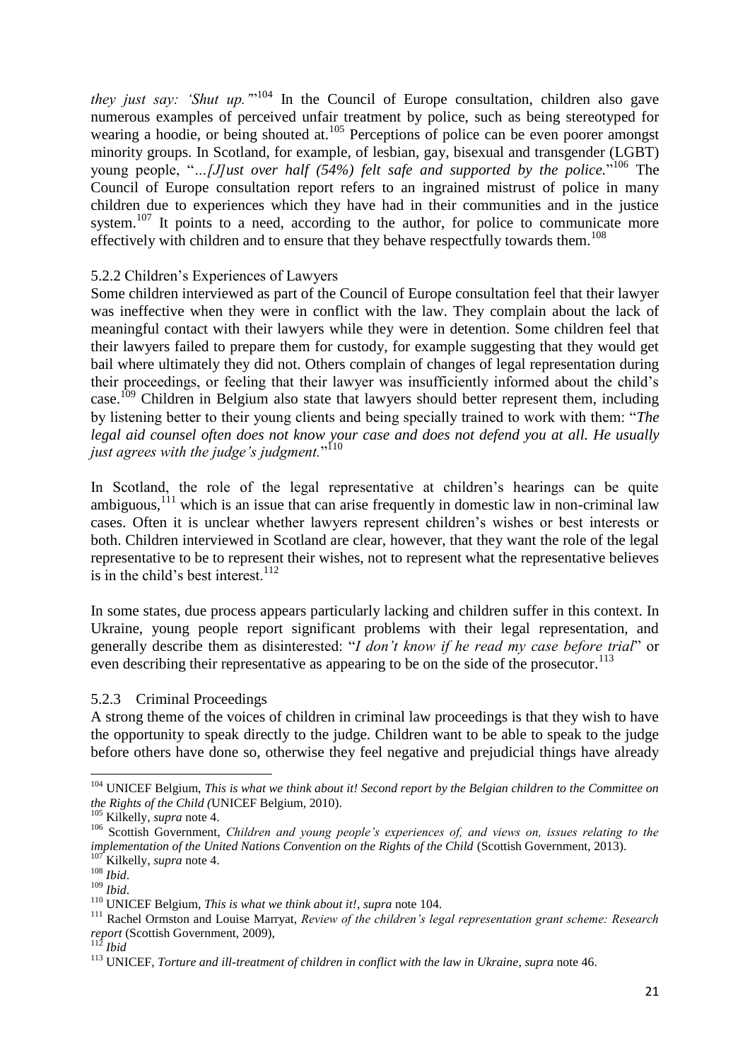*they just say: 'Shut up.'*"[104] In the Council of Europe consultation, children also gave numerous examples of perceived unfair treatment by police, such as being stereotyped for wearing a hoodie, or being shouted at.[105] Perceptions of police can be even poorer amongst minority groups. In Scotland, for example, of lesbian, gay, bisexual and transgender (LGBT) young people, "*...[J]ust over half (54%) felt safe and supported by the police.*"[106] The Council of Europe consultation report refers to an ingrained mistrust of police in many children due to experiences which they have had in their communities and in the justice system.[107] It points to a need, according to the author, for police to communicate more effectively with children and to ensure that they behave respectfully towards them.[108]

### 5.2.2 Children's Experiences of Lawyers

Some children interviewed as part of the Council of Europe consultation feel that their lawyer was ineffective when they were in conflict with the law. They complain about the lack of meaningful contact with their lawyers while they were in detention. Some children feel that their lawyers failed to prepare them for custody, for example suggesting that they would get bail where ultimately they did not. Others complain of changes of legal representation during their proceedings, or feeling that their lawyer was insufficiently informed about the child's case.[109] Children in Belgium also state that lawyers should better represent them, including by listening better to their young clients and being specially trained to work with them: "*The legal aid counsel often does not know your case and does not defend you at all. He usually just agrees with the judge's judgment.*"[110]

In Scotland, the role of the legal representative at children's hearings can be quite ambiguous,[111] which is an issue that can arise frequently in domestic law in non-criminal law cases. Often it is unclear whether lawyers represent children's wishes or best interests or both. Children interviewed in Scotland are clear, however, that they want the role of the legal representative to be to represent their wishes, not to represent what the representative believes is in the child's best interest.[112]

In some states, due process appears particularly lacking and children suffer in this context. In Ukraine, young people report significant problems with their legal representation, and generally describe them as disinterested: "*I don't know if he read my case before trial*" or even describing their representative as appearing to be on the side of the prosecutor.[113]

### 5.2.3 Criminal Proceedings

A strong theme of the voices of children in criminal law proceedings is that they wish to have the opportunity to speak directly to the judge. Children want to be able to speak to the judge before others have done so, otherwise they feel negative and prejudicial things have already

---

[104] UNICEF Belgium, *This is what we think about it! Second report by the Belgian children to the Committee on the Rights of the Child (*UNICEF Belgium, 2010).

[105] Kilkelly, *supra* note 4.

[106] Scottish Government, *Children and young people's experiences of, and views on, issues relating to the implementation of the United Nations Convention on the Rights of the Child* (Scottish Government, 2013).

[107] Kilkelly, *supra* note 4.

[108] *Ibid*.

[109] *Ibid*.

[110] UNICEF Belgium, *This is what we think about it!*, *supra* note 104.

[111] Rachel Ormston and Louise Marryat, *Review of the children's legal representation grant scheme: Research report* (Scottish Government, 2009),

[112] *Ibid*

[113] UNICEF, *Torture and ill-treatment of children in conflict with the law in Ukraine*, *supra* note 46.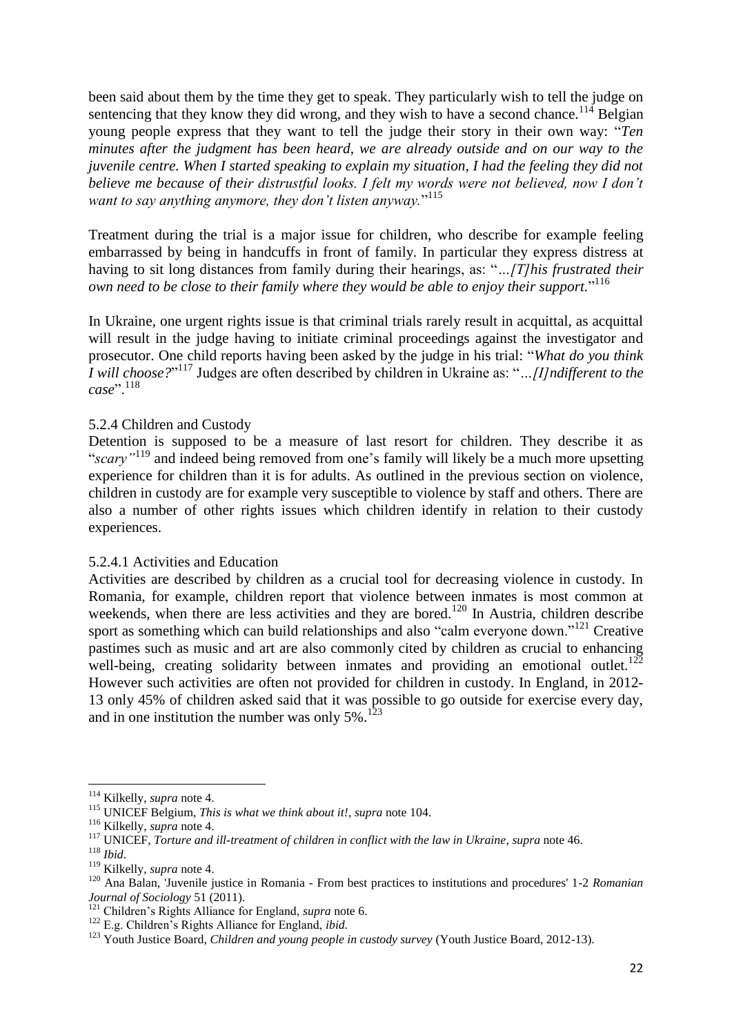been said about them by the time they get to speak. They particularly wish to tell the judge on sentencing that they know they did wrong, and they wish to have a second chance.[114] Belgian young people express that they want to tell the judge their story in their own way: "*Ten minutes after the judgment has been heard, we are already outside and on our way to the juvenile centre. When I started speaking to explain my situation, I had the feeling they did not believe me because of their distrustful looks. I felt my words were not believed, now I don't want to say anything anymore, they don't listen anyway.*"[115]

Treatment during the trial is a major issue for children, who describe for example feeling embarrassed by being in handcuffs in front of family. In particular they express distress at having to sit long distances from family during their hearings, as: "*…[T]his frustrated their own need to be close to their family where they would be able to enjoy their support.*"[116]

In Ukraine, one urgent rights issue is that criminal trials rarely result in acquittal, as acquittal will result in the judge having to initiate criminal proceedings against the investigator and prosecutor. One child reports having been asked by the judge in his trial: "*What do you think I will choose?*"[117] Judges are often described by children in Ukraine as: "*…[I]ndifferent to the case*".[118]

### 5.2.4 Children and Custody

Detention is supposed to be a measure of last resort for children. They describe it as "*scary"*[119] and indeed being removed from one's family will likely be a much more upsetting experience for children than it is for adults. As outlined in the previous section on violence, children in custody are for example very susceptible to violence by staff and others. There are also a number of other rights issues which children identify in relation to their custody experiences.

#### 5.2.4.1 Activities and Education

Activities are described by children as a crucial tool for decreasing violence in custody. In Romania, for example, children report that violence between inmates is most common at weekends, when there are less activities and they are bored.[120] In Austria, children describe sport as something which can build relationships and also "calm everyone down."[121] Creative pastimes such as music and art are also commonly cited by children as crucial to enhancing well-being, creating solidarity between inmates and providing an emotional outlet.[122] However such activities are often not provided for children in custody. In England, in 2012-13 only 45% of children asked said that it was possible to go outside for exercise every day, and in one institution the number was only 5%.[123]

---

[114] Kilkelly, *supra* note 4.

[115] UNICEF Belgium, *This is what we think about it!*, *supra* note 104.

[116] Kilkelly, *supra* note 4.

[117] UNICEF, *Torture and ill-treatment of children in conflict with the law in Ukraine*, *supra* note 46.

[118] *Ibid*.

[119] Kilkelly, *supra* note 4.

[120] Ana Balan, 'Juvenile justice in Romania - From best practices to institutions and procedures' 1-2 *Romanian Journal of Sociology* 51 (2011).

[121] Children's Rights Alliance for England, *supra* note 6.

[122] E.g. Children's Rights Alliance for England, *ibid.*

[123] Youth Justice Board, *Children and young people in custody survey* (Youth Justice Board, 2012-13).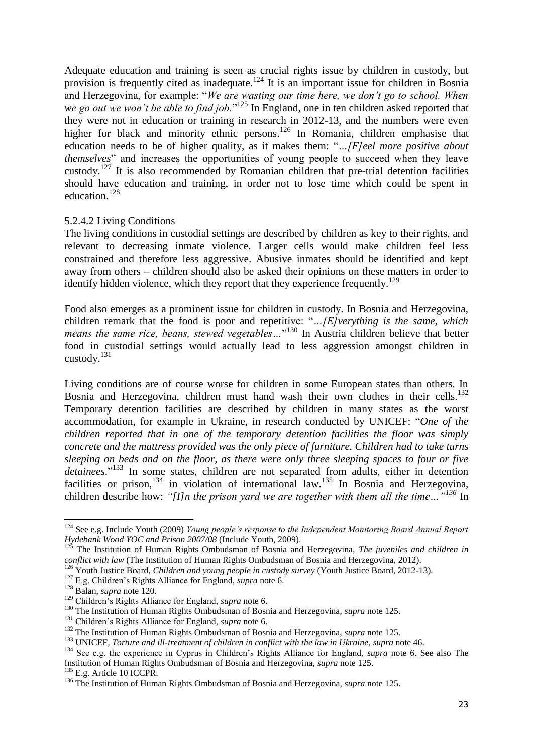Adequate education and training is seen as crucial rights issue by children in custody, but provision is frequently cited as inadequate.[124] It is an important issue for children in Bosnia and Herzegovina, for example: "*We are wasting our time here, we don't go to school. When we go out we won't be able to find job.*"[125] In England, one in ten children asked reported that they were not in education or training in research in 2012-13, and the numbers were even higher for black and minority ethnic persons.[126] In Romania, children emphasise that education needs to be of higher quality, as it makes them: "*…[F]eel more positive about themselves*" and increases the opportunities of young people to succeed when they leave custody.[127] It is also recommended by Romanian children that pre-trial detention facilities should have education and training, in order not to lose time which could be spent in education.[128]

### 5.2.4.2 Living Conditions

The living conditions in custodial settings are described by children as key to their rights, and relevant to decreasing inmate violence. Larger cells would make children feel less constrained and therefore less aggressive. Abusive inmates should be identified and kept away from others – children should also be asked their opinions on these matters in order to identify hidden violence, which they report that they experience frequently.[129]

Food also emerges as a prominent issue for children in custody. In Bosnia and Herzegovina, children remark that the food is poor and repetitive: "*…[E]verything is the same, which means the same rice, beans, stewed vegetables…*"[130] In Austria children believe that better food in custodial settings would actually lead to less aggression amongst children in custody.[131]

Living conditions are of course worse for children in some European states than others. In Bosnia and Herzegovina, children must hand wash their own clothes in their cells.[132] Temporary detention facilities are described by children in many states as the worst accommodation, for example in Ukraine, in research conducted by UNICEF: "*One of the children reported that in one of the temporary detention facilities the floor was simply concrete and the mattress provided was the only piece of furniture. Children had to take turns sleeping on beds and on the floor, as there were only three sleeping spaces to four or five detainees.*"[133] In some states, children are not separated from adults, either in detention facilities or prison,[134] in violation of international law.[135] In Bosnia and Herzegovina, children describe how: *"[I]n the prison yard we are together with them all the time…"*[136] In

---

[124] See e.g. Include Youth (2009) *Young people's response to the Independent Monitoring Board Annual Report Hydebank Wood YOC and Prison 2007/08* (Include Youth, 2009).

[125] The Institution of Human Rights Ombudsman of Bosnia and Herzegovina, *The juveniles and children in conflict with law* (The Institution of Human Rights Ombudsman of Bosnia and Herzegovina, 2012).

[126] Youth Justice Board, *Children and young people in custody survey* (Youth Justice Board, 2012-13).

[127] E.g. Children's Rights Alliance for England, *supra* note 6.

[128] Balan, *supra* note 120.

[129] Children's Rights Alliance for England, *supra* note 6.

[130] The Institution of Human Rights Ombudsman of Bosnia and Herzegovina, *supra* note 125.

[131] Children's Rights Alliance for England, *supra* note 6.

[132] The Institution of Human Rights Ombudsman of Bosnia and Herzegovina, *supra* note 125.

[133] UNICEF, *Torture and ill-treatment of children in conflict with the law in Ukraine*, *supra* note 46.

[134] See e.g. the experience in Cyprus in Children's Rights Alliance for England, *supra* note 6. See also The Institution of Human Rights Ombudsman of Bosnia and Herzegovina, *supra* note 125.

[135] E.g. Article 10 ICCPR.

[136] The Institution of Human Rights Ombudsman of Bosnia and Herzegovina, *supra* note 125.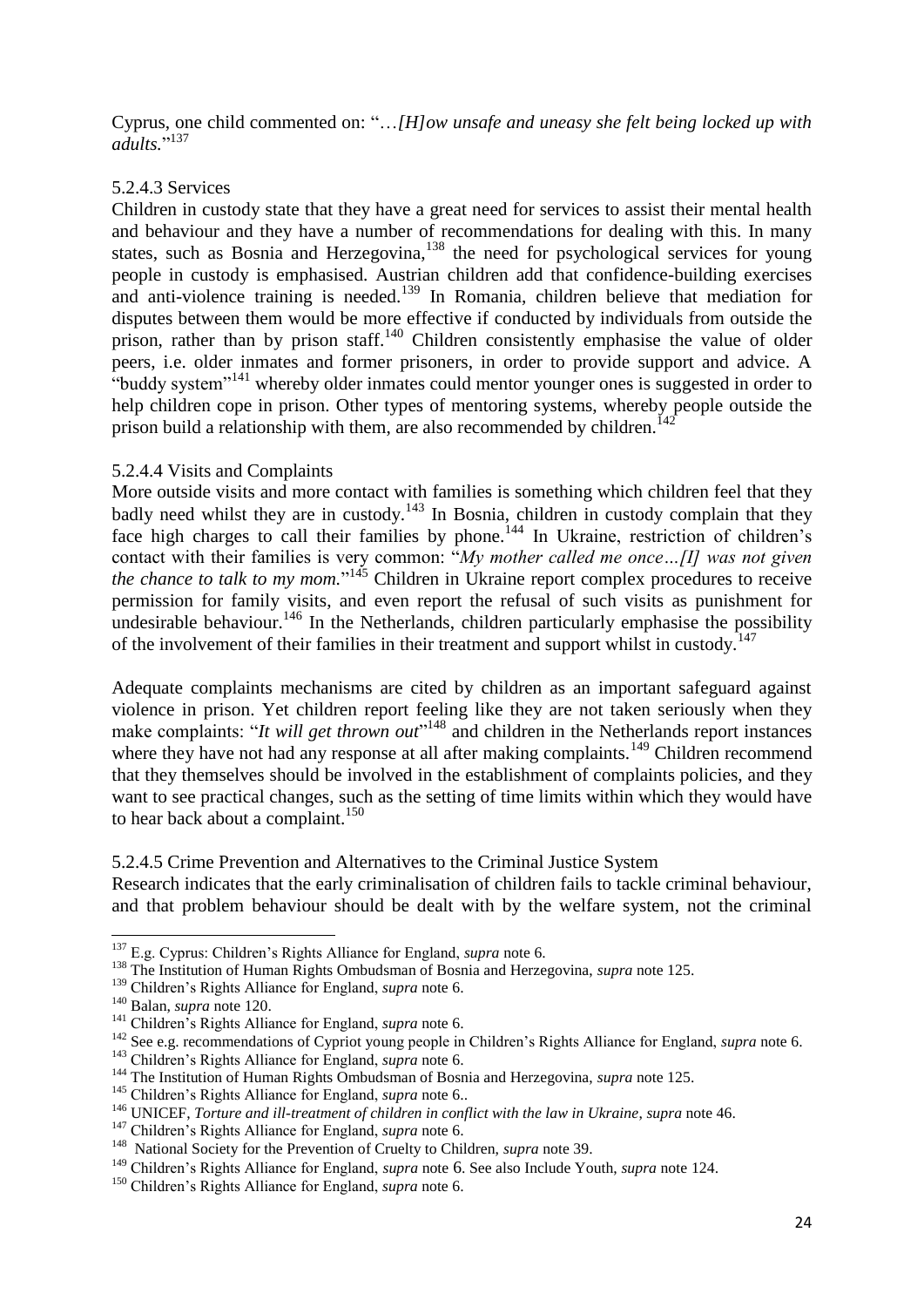Cyprus, one child commented on: "…*[H]ow unsafe and uneasy she felt being locked up with adults.*"[137]

#### 5.2.4.3 Services

Children in custody state that they have a great need for services to assist their mental health and behaviour and they have a number of recommendations for dealing with this. In many states, such as Bosnia and Herzegovina,[138] the need for psychological services for young people in custody is emphasised. Austrian children add that confidence-building exercises and anti-violence training is needed.[139] In Romania, children believe that mediation for disputes between them would be more effective if conducted by individuals from outside the prison, rather than by prison staff.[140] Children consistently emphasise the value of older peers, i.e. older inmates and former prisoners, in order to provide support and advice. A "buddy system"[141] whereby older inmates could mentor younger ones is suggested in order to help children cope in prison. Other types of mentoring systems, whereby people outside the prison build a relationship with them, are also recommended by children.[142]

#### 5.2.4.4 Visits and Complaints

More outside visits and more contact with families is something which children feel that they badly need whilst they are in custody.[143] In Bosnia, children in custody complain that they face high charges to call their families by phone.[144] In Ukraine, restriction of children's contact with their families is very common: "*My mother called me once…[I] was not given the chance to talk to my mom.*"[145] Children in Ukraine report complex procedures to receive permission for family visits, and even report the refusal of such visits as punishment for undesirable behaviour.[146] In the Netherlands, children particularly emphasise the possibility of the involvement of their families in their treatment and support whilst in custody.[147]

Adequate complaints mechanisms are cited by children as an important safeguard against violence in prison. Yet children report feeling like they are not taken seriously when they make complaints: "*It will get thrown out*"[148] and children in the Netherlands report instances where they have not had any response at all after making complaints.[149] Children recommend that they themselves should be involved in the establishment of complaints policies, and they want to see practical changes, such as the setting of time limits within which they would have to hear back about a complaint.[150]

#### 5.2.4.5 Crime Prevention and Alternatives to the Criminal Justice System

Research indicates that the early criminalisation of children fails to tackle criminal behaviour, and that problem behaviour should be dealt with by the welfare system, not the criminal

---

[137] E.g. Cyprus: Children's Rights Alliance for England, *supra* note 6.

[138] The Institution of Human Rights Ombudsman of Bosnia and Herzegovina, *supra* note 125.

[139] Children's Rights Alliance for England, *supra* note 6.

[140] Balan, *supra* note 120.

[141] Children's Rights Alliance for England, *supra* note 6.

[142] See e.g. recommendations of Cypriot young people in Children's Rights Alliance for England, *supra* note 6.

[143] Children's Rights Alliance for England, *supra* note 6.

[144] The Institution of Human Rights Ombudsman of Bosnia and Herzegovina, *supra* note 125.

[145] Children's Rights Alliance for England, *supra* note 6..

[146] UNICEF, *Torture and ill-treatment of children in conflict with the law in Ukraine*, *supra* note 46.

[147] Children's Rights Alliance for England, *supra* note 6.

[148] National Society for the Prevention of Cruelty to Children, *supra* note 39.

[149] Children's Rights Alliance for England, *supra* note 6. See also Include Youth, *supra* note 124.

[150] Children's Rights Alliance for England, *supra* note 6.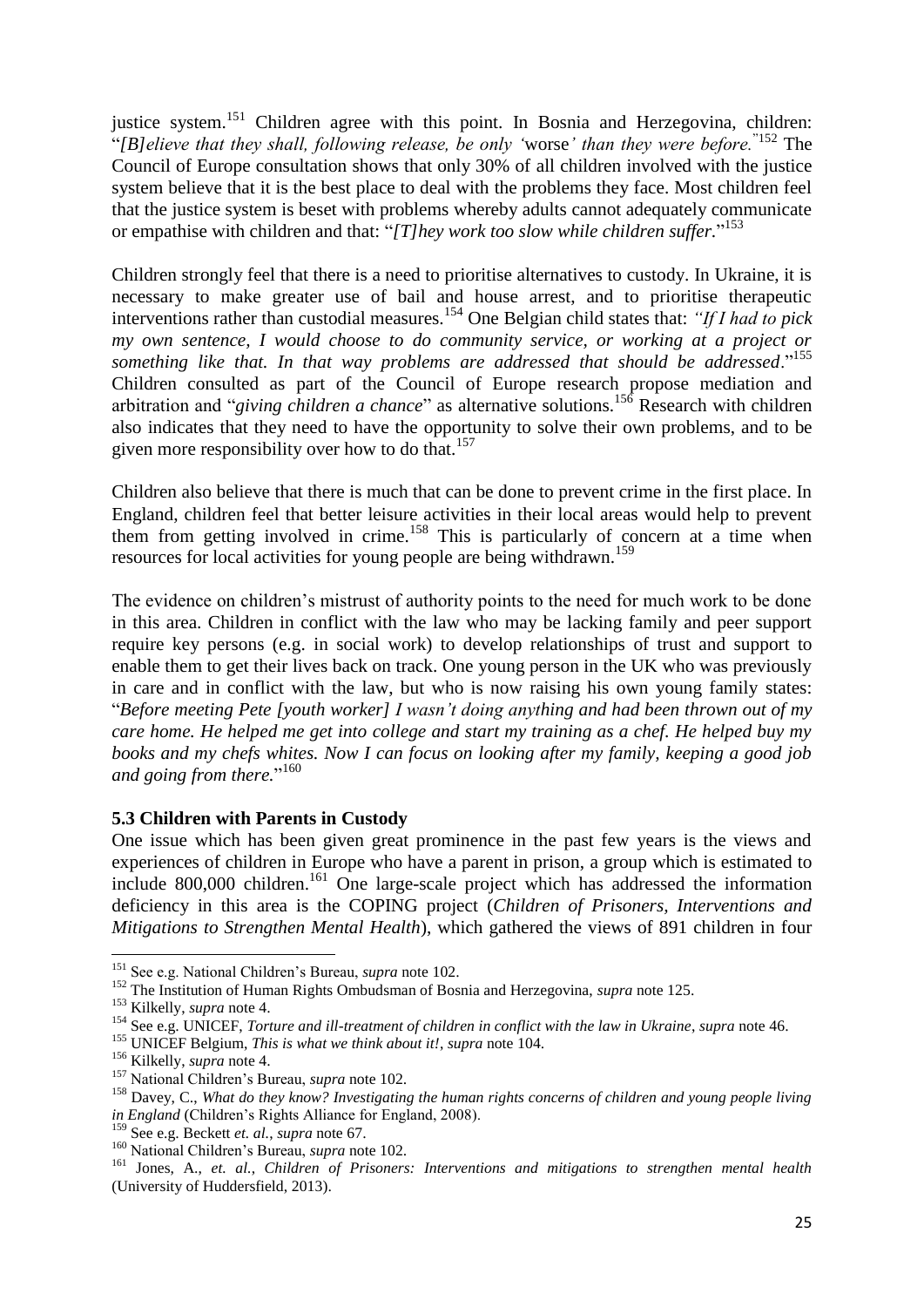justice system.[151] Children agree with this point. In Bosnia and Herzegovina, children: "*[B]elieve that they shall, following release, be only '*worse*' than they were before.*"[152] The Council of Europe consultation shows that only 30% of all children involved with the justice system believe that it is the best place to deal with the problems they face. Most children feel that the justice system is beset with problems whereby adults cannot adequately communicate or empathise with children and that: "*[T]hey work too slow while children suffer.*"[153]

Children strongly feel that there is a need to prioritise alternatives to custody. In Ukraine, it is necessary to make greater use of bail and house arrest, and to prioritise therapeutic interventions rather than custodial measures.[154] One Belgian child states that: *"If I had to pick my own sentence, I would choose to do community service, or working at a project or something like that. In that way problems are addressed that should be addressed*."[155] Children consulted as part of the Council of Europe research propose mediation and arbitration and "*giving children a chance*" as alternative solutions.[156] Research with children also indicates that they need to have the opportunity to solve their own problems, and to be given more responsibility over how to do that.[157]

Children also believe that there is much that can be done to prevent crime in the first place. In England, children feel that better leisure activities in their local areas would help to prevent them from getting involved in crime.[158] This is particularly of concern at a time when resources for local activities for young people are being withdrawn.[159]

The evidence on children's mistrust of authority points to the need for much work to be done in this area. Children in conflict with the law who may be lacking family and peer support require key persons (e.g. in social work) to develop relationships of trust and support to enable them to get their lives back on track. One young person in the UK who was previously in care and in conflict with the law, but who is now raising his own young family states: "*Before meeting Pete [youth worker] I wasn't doing anything and had been thrown out of my care home. He helped me get into college and start my training as a chef. He helped buy my books and my chefs whites. Now I can focus on looking after my family, keeping a good job and going from there.*"[160]

### 5.3 Children with Parents in Custody

One issue which has been given great prominence in the past few years is the views and experiences of children in Europe who have a parent in prison, a group which is estimated to include 800,000 children.[161] One large-scale project which has addressed the information deficiency in this area is the COPING project (*Children of Prisoners, Interventions and Mitigations to Strengthen Mental Health*), which gathered the views of 891 children in four

---

[151] See e.g. National Children's Bureau, *supra* note 102.

[152] The Institution of Human Rights Ombudsman of Bosnia and Herzegovina, *supra* note 125.

[153] Kilkelly, *supra* note 4.

[154] See e.g. UNICEF, *Torture and ill-treatment of children in conflict with the law in Ukraine*, *supra* note 46.

[155] UNICEF Belgium, *This is what we think about it!*, *supra* note 104.

[156] Kilkelly, *supra* note 4.

[157] National Children's Bureau, *supra* note 102.

[158] Davey, C., *What do they know? Investigating the human rights concerns of children and young people living in England* (Children's Rights Alliance for England, 2008).

[159] See e.g. Beckett *et. al.*, *supra* note 67.

[160] National Children's Bureau, *supra* note 102.

[161] Jones, A., *et. al.*, *Children of Prisoners: Interventions and mitigations to strengthen mental health* (University of Huddersfield, 2013).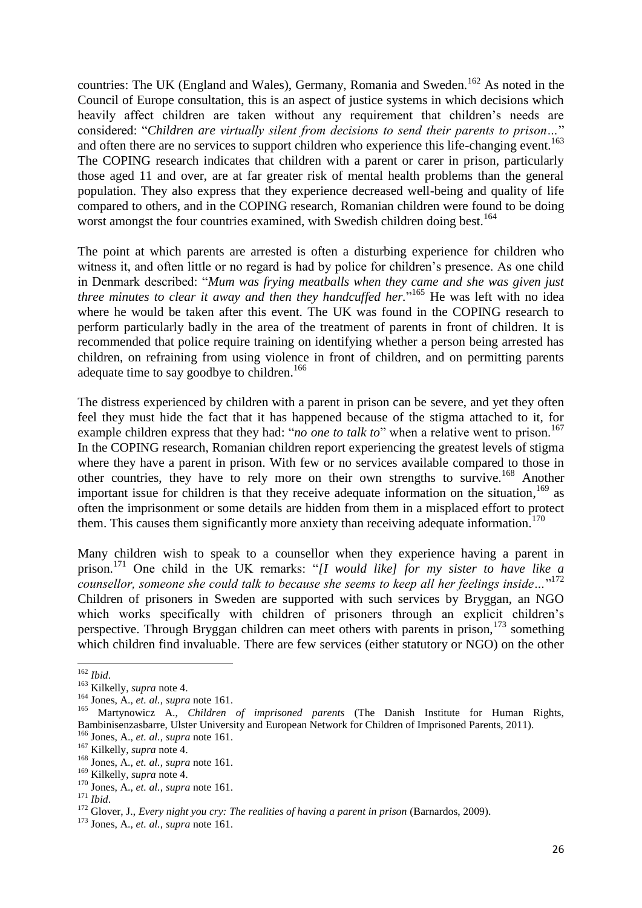countries: The UK (England and Wales), Germany, Romania and Sweden.[162] As noted in the Council of Europe consultation, this is an aspect of justice systems in which decisions which heavily affect children are taken without any requirement that children's needs are considered: "*Children are virtually silent from decisions to send their parents to prison…*" and often there are no services to support children who experience this life-changing event.[163] The COPING research indicates that children with a parent or carer in prison, particularly those aged 11 and over, are at far greater risk of mental health problems than the general population. They also express that they experience decreased well-being and quality of life compared to others, and in the COPING research, Romanian children were found to be doing worst amongst the four countries examined, with Swedish children doing best.[164]

The point at which parents are arrested is often a disturbing experience for children who witness it, and often little or no regard is had by police for children's presence. As one child in Denmark described: "*Mum was frying meatballs when they came and she was given just three minutes to clear it away and then they handcuffed her.*"[165] He was left with no idea where he would be taken after this event. The UK was found in the COPING research to perform particularly badly in the area of the treatment of parents in front of children. It is recommended that police require training on identifying whether a person being arrested has children, on refraining from using violence in front of children, and on permitting parents adequate time to say goodbye to children.[166]

The distress experienced by children with a parent in prison can be severe, and yet they often feel they must hide the fact that it has happened because of the stigma attached to it, for example children express that they had: "*no one to talk to*" when a relative went to prison.[167] In the COPING research, Romanian children report experiencing the greatest levels of stigma where they have a parent in prison. With few or no services available compared to those in other countries, they have to rely more on their own strengths to survive.[168] Another important issue for children is that they receive adequate information on the situation,[169] as often the imprisonment or some details are hidden from them in a misplaced effort to protect them. This causes them significantly more anxiety than receiving adequate information.[170]

Many children wish to speak to a counsellor when they experience having a parent in prison.[171] One child in the UK remarks: "*[I would like] for my sister to have like a counsellor, someone she could talk to because she seems to keep all her feelings inside…*"[172] Children of prisoners in Sweden are supported with such services by Bryggan, an NGO which works specifically with children of prisoners through an explicit children's perspective. Through Bryggan children can meet others with parents in prison,[173] something which children find invaluable. There are few services (either statutory or NGO) on the other

---

[162] *Ibid*.

[163] Kilkelly, *supra* note 4.

[164] Jones, A., *et. al.*, *supra* note 161.

[165] Martynowicz A., *Children of imprisoned parents* (The Danish Institute for Human Rights, Bambinisenzasbarre, Ulster University and European Network for Children of Imprisoned Parents, 2011).

[166] Jones, A., *et. al.*, *supra* note 161.

[167] Kilkelly, *supra* note 4.

[168] Jones, A., *et. al.*, *supra* note 161.

[169] Kilkelly, *supra* note 4.

[170] Jones, A., *et. al.*, *supra* note 161.

[171] *Ibid*.

[172] Glover, J., *Every night you cry: The realities of having a parent in prison* (Barnardos, 2009).

[173] Jones, A., *et. al.*, *supra* note 161.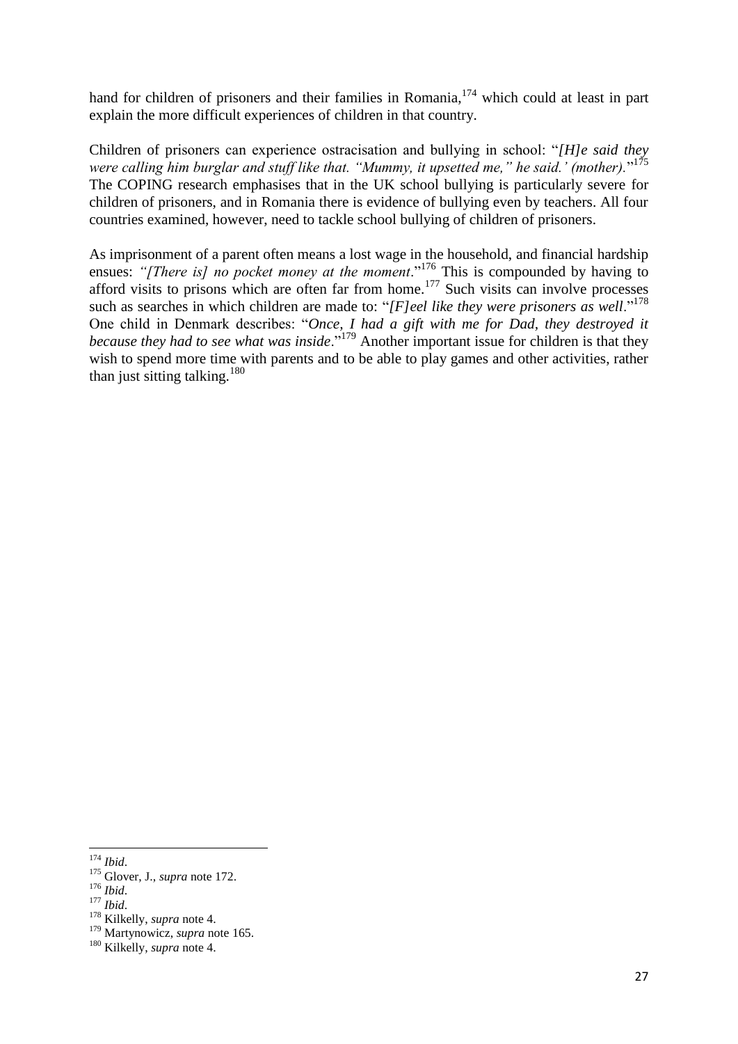hand for children of prisoners and their families in Romania,[174] which could at least in part explain the more difficult experiences of children in that country.

Children of prisoners can experience ostracisation and bullying in school: "*[H]e said they were calling him burglar and stuff like that. "Mummy, it upsetted me," he said.' (mother).*"[175] The COPING research emphasises that in the UK school bullying is particularly severe for children of prisoners, and in Romania there is evidence of bullying even by teachers. All four countries examined, however, need to tackle school bullying of children of prisoners.

As imprisonment of a parent often means a lost wage in the household, and financial hardship ensues: *"[There is] no pocket money at the moment*."[176] This is compounded by having to afford visits to prisons which are often far from home.[177] Such visits can involve processes such as searches in which children are made to: "*[F]eel like they were prisoners as well*."[178] One child in Denmark describes: "*Once, I had a gift with me for Dad, they destroyed it because they had to see what was inside*."[179] Another important issue for children is that they wish to spend more time with parents and to be able to play games and other activities, rather than just sitting talking.[180]

---

[174] *Ibid*.
[175] Glover, J., *supra* note 172.
[176] *Ibid*.
[177] *Ibid*.
[178] Kilkelly, *supra* note 4.
[179] Martynowicz, *supra* note 165.
[180] Kilkelly, *supra* note 4.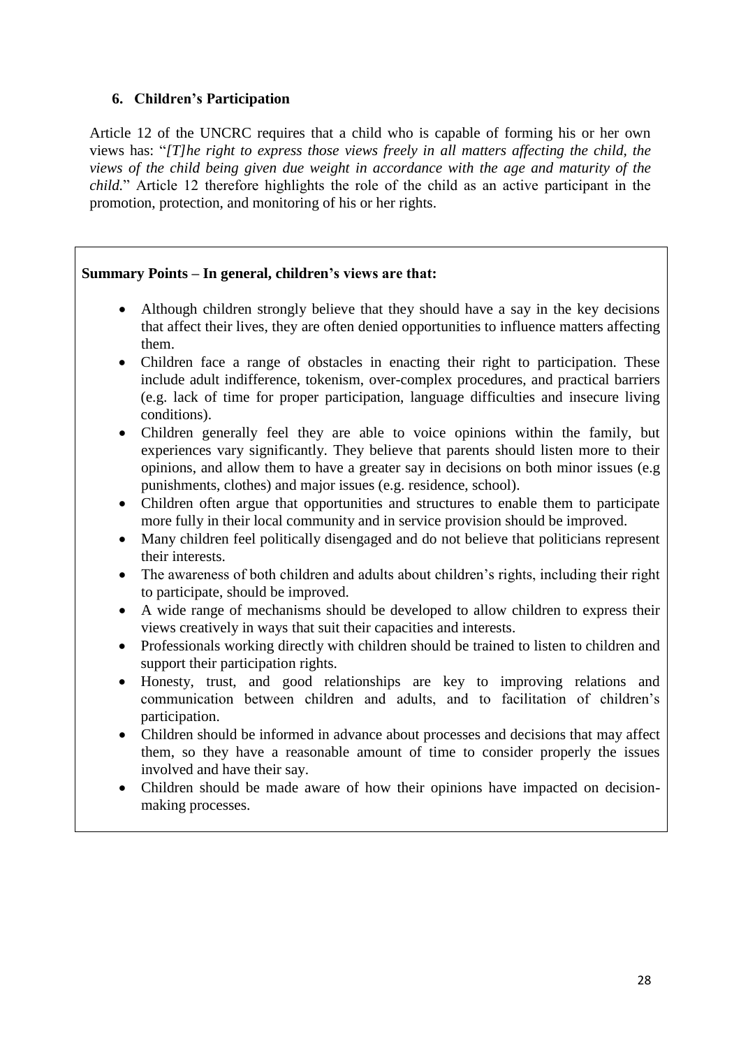## 6. Children's Participation

Article 12 of the UNCRC requires that a child who is capable of forming his or her own views has: "*[T]he right to express those views freely in all matters affecting the child, the views of the child being given due weight in accordance with the age and maturity of the child.*" Article 12 therefore highlights the role of the child as an active participant in the promotion, protection, and monitoring of his or her rights.

**Summary Points – In general, children's views are that:**

- Although children strongly believe that they should have a say in the key decisions that affect their lives, they are often denied opportunities to influence matters affecting them.
- Children face a range of obstacles in enacting their right to participation. These include adult indifference, tokenism, over-complex procedures, and practical barriers (e.g. lack of time for proper participation, language difficulties and insecure living conditions).
- Children generally feel they are able to voice opinions within the family, but experiences vary significantly. They believe that parents should listen more to their opinions, and allow them to have a greater say in decisions on both minor issues (e.g punishments, clothes) and major issues (e.g. residence, school).
- Children often argue that opportunities and structures to enable them to participate more fully in their local community and in service provision should be improved.
- Many children feel politically disengaged and do not believe that politicians represent their interests.
- The awareness of both children and adults about children's rights, including their right to participate, should be improved.
- A wide range of mechanisms should be developed to allow children to express their views creatively in ways that suit their capacities and interests.
- Professionals working directly with children should be trained to listen to children and support their participation rights.
- Honesty, trust, and good relationships are key to improving relations and communication between children and adults, and to facilitation of children's participation.
- Children should be informed in advance about processes and decisions that may affect them, so they have a reasonable amount of time to consider properly the issues involved and have their say.
- Children should be made aware of how their opinions have impacted on decision-making processes.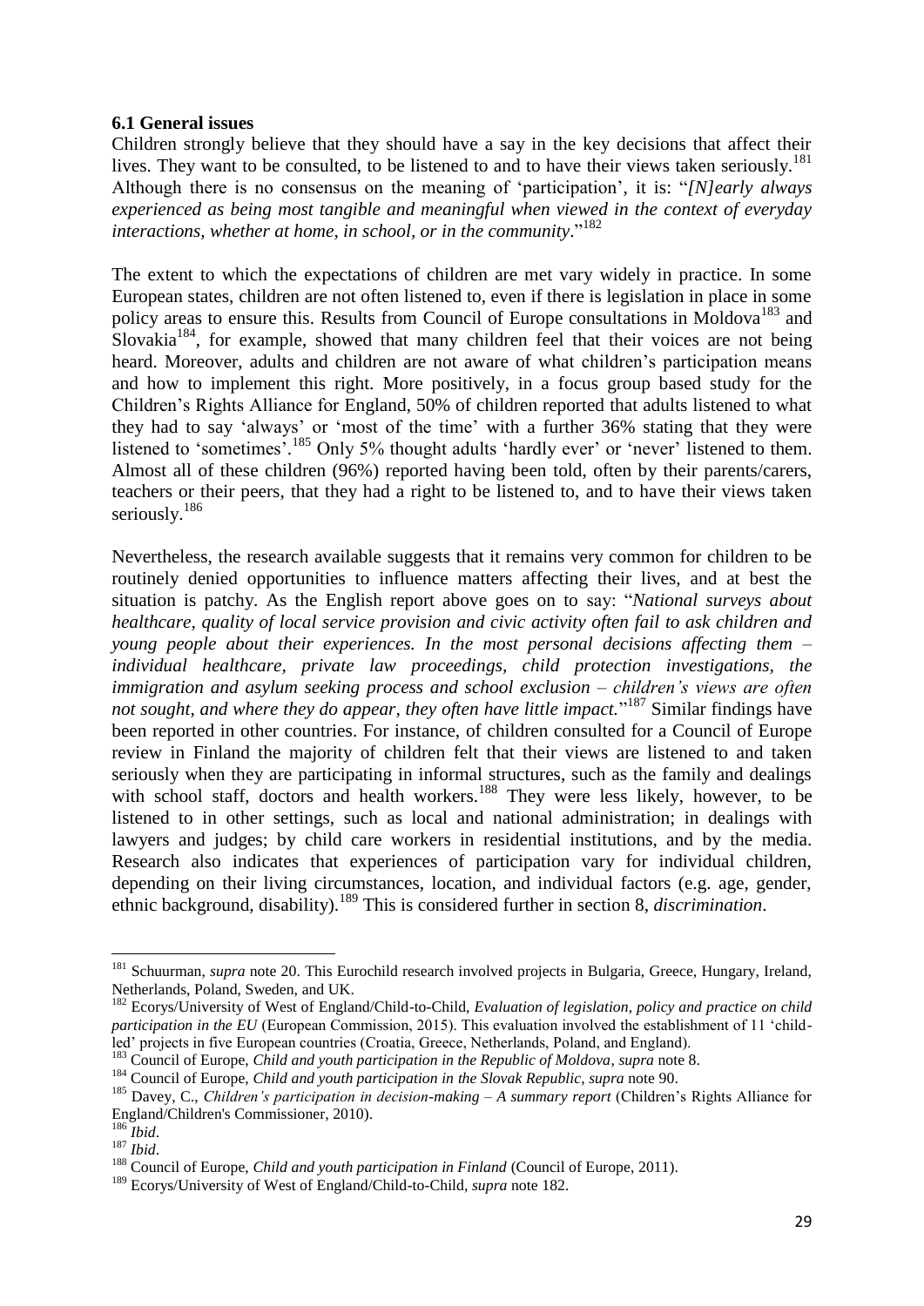### 6.1 General issues

Children strongly believe that they should have a say in the key decisions that affect their lives. They want to be consulted, to be listened to and to have their views taken seriously.[181] Although there is no consensus on the meaning of 'participation', it is: "*[N]early always experienced as being most tangible and meaningful when viewed in the context of everyday interactions, whether at home, in school, or in the community*."[182]

The extent to which the expectations of children are met vary widely in practice. In some European states, children are not often listened to, even if there is legislation in place in some policy areas to ensure this. Results from Council of Europe consultations in Moldova[183] and Slovakia[184], for example, showed that many children feel that their voices are not being heard. Moreover, adults and children are not aware of what children's participation means and how to implement this right. More positively, in a focus group based study for the Children's Rights Alliance for England, 50% of children reported that adults listened to what they had to say 'always' or 'most of the time' with a further 36% stating that they were listened to 'sometimes'.[185] Only 5% thought adults 'hardly ever' or 'never' listened to them. Almost all of these children (96%) reported having been told, often by their parents/carers, teachers or their peers, that they had a right to be listened to, and to have their views taken seriously.[186]

Nevertheless, the research available suggests that it remains very common for children to be routinely denied opportunities to influence matters affecting their lives, and at best the situation is patchy. As the English report above goes on to say: "*National surveys about healthcare, quality of local service provision and civic activity often fail to ask children and young people about their experiences. In the most personal decisions affecting them – individual healthcare, private law proceedings, child protection investigations, the immigration and asylum seeking process and school exclusion – children's views are often not sought, and where they do appear, they often have little impact.*"[187] Similar findings have been reported in other countries. For instance, of children consulted for a Council of Europe review in Finland the majority of children felt that their views are listened to and taken seriously when they are participating in informal structures, such as the family and dealings with school staff, doctors and health workers.[188] They were less likely, however, to be listened to in other settings, such as local and national administration; in dealings with lawyers and judges; by child care workers in residential institutions, and by the media. Research also indicates that experiences of participation vary for individual children, depending on their living circumstances, location, and individual factors (e.g. age, gender, ethnic background, disability).[189] This is considered further in section 8, *discrimination*.

---

[181] Schuurman, *supra* note 20. This Eurochild research involved projects in Bulgaria, Greece, Hungary, Ireland, Netherlands, Poland, Sweden, and UK.

[182] Ecorys/University of West of England/Child-to-Child, *Evaluation of legislation, policy and practice on child participation in the EU* (European Commission, 2015). This evaluation involved the establishment of 11 'child-led' projects in five European countries (Croatia, Greece, Netherlands, Poland, and England).

[183] Council of Europe, *Child and youth participation in the Republic of Moldova*, *supra* note 8.

[184] Council of Europe, *Child and youth participation in the Slovak Republic*, *supra* note 90.

[185] Davey, C., *Children's participation in decision-making – A summary report* (Children's Rights Alliance for England/Children's Commissioner, 2010).

[186] *Ibid*.

[187] *Ibid*.

[188] Council of Europe, *Child and youth participation in Finland* (Council of Europe, 2011).

[189] Ecorys/University of West of England/Child-to-Child, *supra* note 182.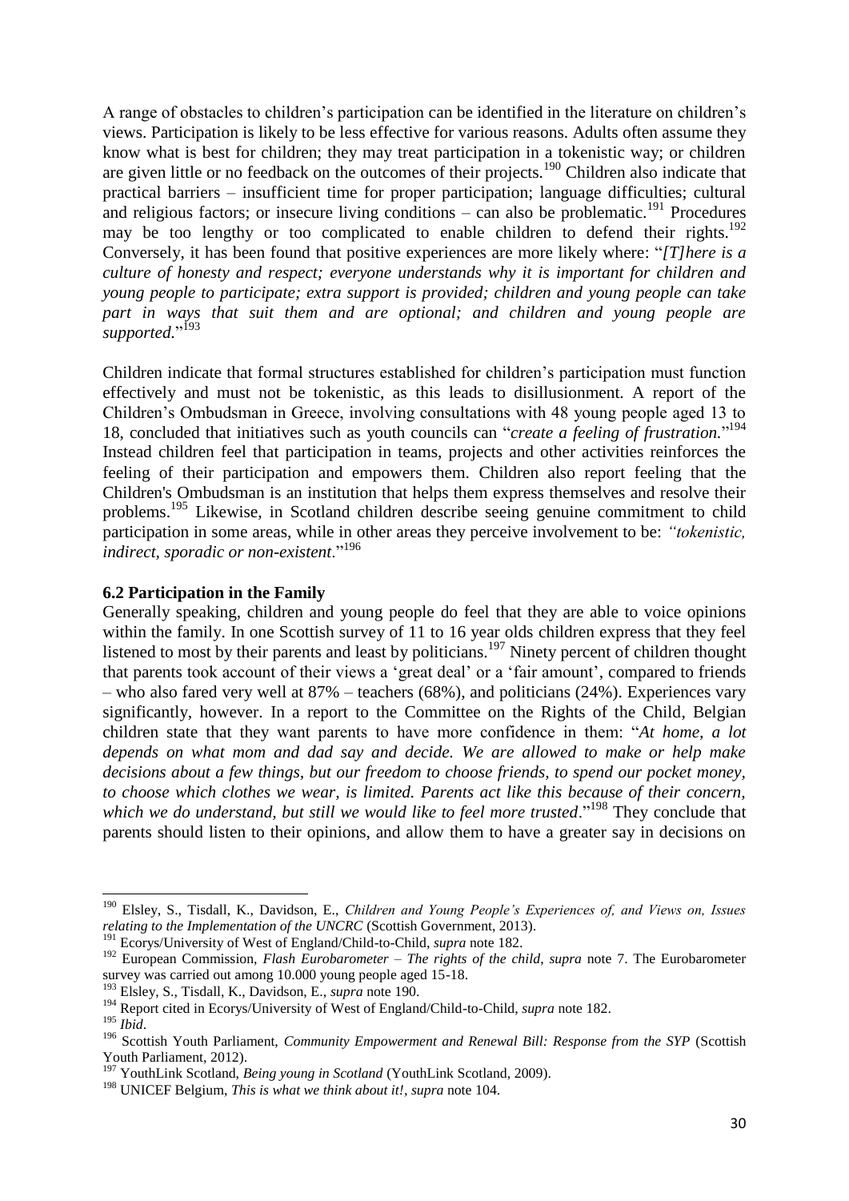A range of obstacles to children's participation can be identified in the literature on children's views. Participation is likely to be less effective for various reasons. Adults often assume they know what is best for children; they may treat participation in a tokenistic way; or children are given little or no feedback on the outcomes of their projects.[190] Children also indicate that practical barriers – insufficient time for proper participation; language difficulties; cultural and religious factors; or insecure living conditions – can also be problematic.[191] Procedures may be too lengthy or too complicated to enable children to defend their rights.[192] Conversely, it has been found that positive experiences are more likely where: "*[T]here is a culture of honesty and respect; everyone understands why it is important for children and young people to participate; extra support is provided; children and young people can take part in ways that suit them and are optional; and children and young people are supported.*"[193]

Children indicate that formal structures established for children's participation must function effectively and must not be tokenistic, as this leads to disillusionment. A report of the Children's Ombudsman in Greece, involving consultations with 48 young people aged 13 to 18, concluded that initiatives such as youth councils can "*create a feeling of frustration.*"[194] Instead children feel that participation in teams, projects and other activities reinforces the feeling of their participation and empowers them. Children also report feeling that the Children's Ombudsman is an institution that helps them express themselves and resolve their problems.[195] Likewise, in Scotland children describe seeing genuine commitment to child participation in some areas, while in other areas they perceive involvement to be: *"tokenistic, indirect, sporadic or non-existent*."[196]

**6.2 Participation in the Family**

Generally speaking, children and young people do feel that they are able to voice opinions within the family. In one Scottish survey of 11 to 16 year olds children express that they feel listened to most by their parents and least by politicians.[197] Ninety percent of children thought that parents took account of their views a 'great deal' or a 'fair amount', compared to friends – who also fared very well at 87% – teachers (68%), and politicians (24%). Experiences vary significantly, however. In a report to the Committee on the Rights of the Child, Belgian children state that they want parents to have more confidence in them: "*At home, a lot depends on what mom and dad say and decide. We are allowed to make or help make decisions about a few things, but our freedom to choose friends, to spend our pocket money, to choose which clothes we wear, is limited. Parents act like this because of their concern, which we do understand, but still we would like to feel more trusted*."[198] They conclude that parents should listen to their opinions, and allow them to have a greater say in decisions on

---

[190] Elsley, S., Tisdall, K., Davidson, E., *Children and Young People's Experiences of, and Views on, Issues relating to the Implementation of the UNCRC* (Scottish Government, 2013).

[191] Ecorys/University of West of England/Child-to-Child, *supra* note 182.

[192] European Commission, *Flash Eurobarometer – The rights of the child*, *supra* note 7. The Eurobarometer survey was carried out among 10.000 young people aged 15-18.

[193] Elsley, S., Tisdall, K., Davidson, E., *supra* note 190.

[194] Report cited in Ecorys/University of West of England/Child-to-Child, *supra* note 182.

[195] *Ibid*.

[196] Scottish Youth Parliament, *Community Empowerment and Renewal Bill: Response from the SYP* (Scottish Youth Parliament, 2012).

[197] YouthLink Scotland, *Being young in Scotland* (YouthLink Scotland, 2009).

[198] UNICEF Belgium, *This is what we think about it!*, *supra* note 104.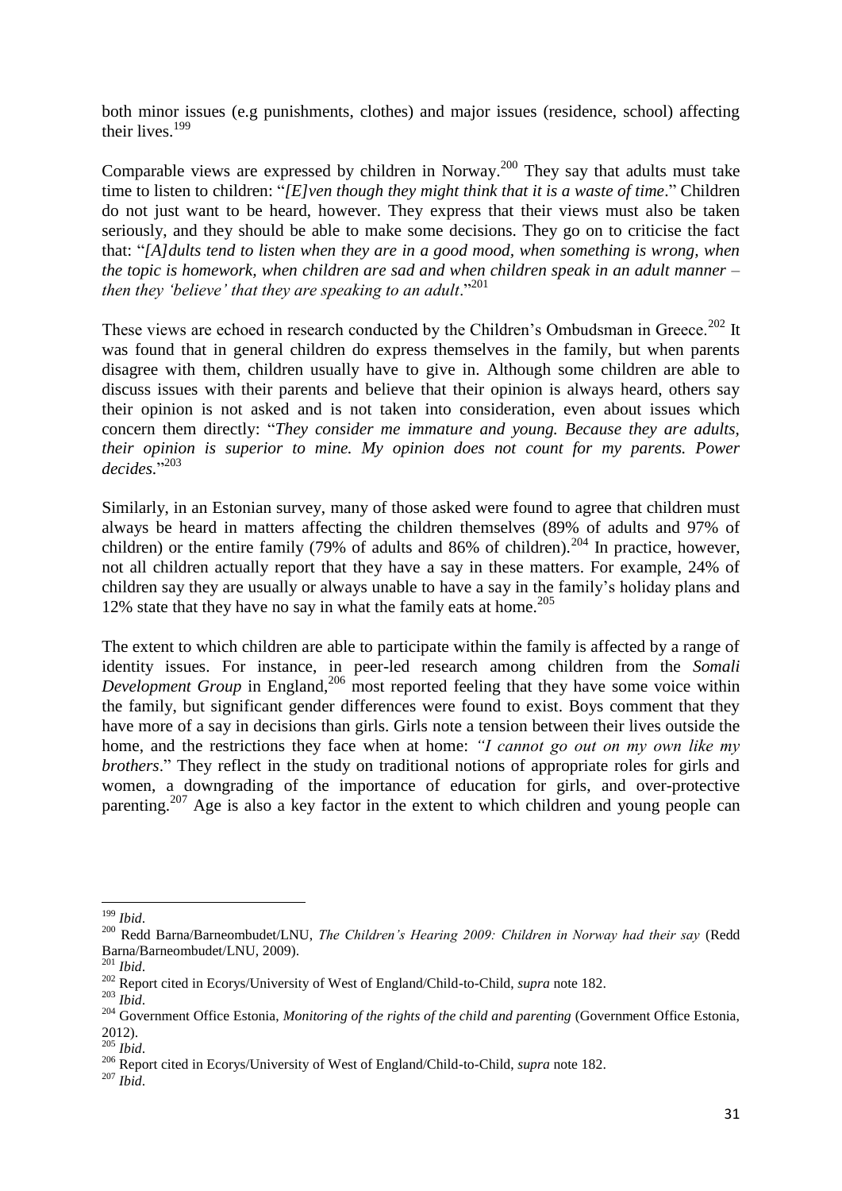both minor issues (e.g punishments, clothes) and major issues (residence, school) affecting their lives.[199]

Comparable views are expressed by children in Norway.[200] They say that adults must take time to listen to children: "*[E]ven though they might think that it is a waste of time*." Children do not just want to be heard, however. They express that their views must also be taken seriously, and they should be able to make some decisions. They go on to criticise the fact that: "*[A]dults tend to listen when they are in a good mood, when something is wrong, when the topic is homework, when children are sad and when children speak in an adult manner – then they 'believe' that they are speaking to an adult*."[201]

These views are echoed in research conducted by the Children's Ombudsman in Greece.[202] It was found that in general children do express themselves in the family, but when parents disagree with them, children usually have to give in. Although some children are able to discuss issues with their parents and believe that their opinion is always heard, others say their opinion is not asked and is not taken into consideration, even about issues which concern them directly: "*They consider me immature and young. Because they are adults, their opinion is superior to mine. My opinion does not count for my parents. Power decides.*"[203]

Similarly, in an Estonian survey, many of those asked were found to agree that children must always be heard in matters affecting the children themselves (89% of adults and 97% of children) or the entire family (79% of adults and 86% of children).[204] In practice, however, not all children actually report that they have a say in these matters. For example, 24% of children say they are usually or always unable to have a say in the family's holiday plans and 12% state that they have no say in what the family eats at home.[205]

The extent to which children are able to participate within the family is affected by a range of identity issues. For instance, in peer-led research among children from the *Somali Development Group* in England,[206] most reported feeling that they have some voice within the family, but significant gender differences were found to exist. Boys comment that they have more of a say in decisions than girls. Girls note a tension between their lives outside the home, and the restrictions they face when at home: *"I cannot go out on my own like my brothers*." They reflect in the study on traditional notions of appropriate roles for girls and women, a downgrading of the importance of education for girls, and over-protective parenting.[207] Age is also a key factor in the extent to which children and young people can

---

[199] *Ibid*.

[200] Redd Barna/Barneombudet/LNU, *The Children's Hearing 2009: Children in Norway had their say* (Redd Barna/Barneombudet/LNU, 2009).

[201] *Ibid*.

[202] Report cited in Ecorys/University of West of England/Child-to-Child, *supra* note 182.

[203] *Ibid*.

[204] Government Office Estonia, *Monitoring of the rights of the child and parenting* (Government Office Estonia, 2012).

[205] *Ibid*.

[206] Report cited in Ecorys/University of West of England/Child-to-Child, *supra* note 182.

[207] *Ibid*.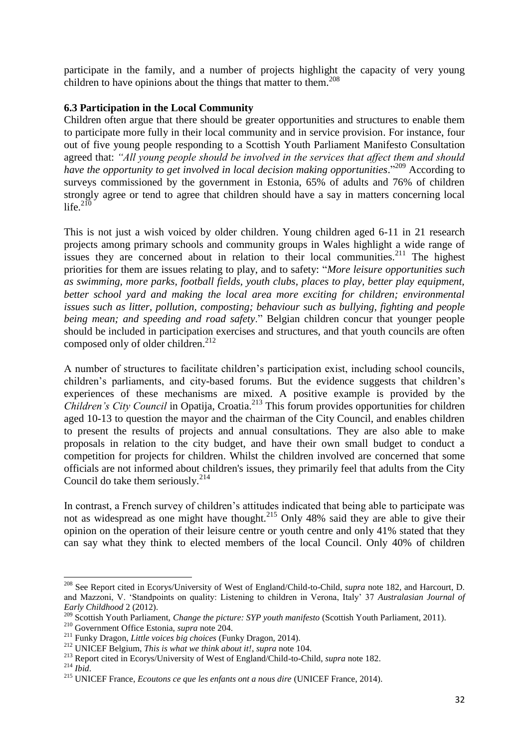participate in the family, and a number of projects highlight the capacity of very young children to have opinions about the things that matter to them.[208]

**6.3 Participation in the Local Community**

Children often argue that there should be greater opportunities and structures to enable them to participate more fully in their local community and in service provision. For instance, four out of five young people responding to a Scottish Youth Parliament Manifesto Consultation agreed that: *"All young people should be involved in the services that affect them and should have the opportunity to get involved in local decision making opportunities*."[209] According to surveys commissioned by the government in Estonia, 65% of adults and 76% of children strongly agree or tend to agree that children should have a say in matters concerning local life.[210]

This is not just a wish voiced by older children. Young children aged 6-11 in 21 research projects among primary schools and community groups in Wales highlight a wide range of issues they are concerned about in relation to their local communities.[211] The highest priorities for them are issues relating to play, and to safety: "*More leisure opportunities such as swimming, more parks, football fields, youth clubs, places to play, better play equipment, better school yard and making the local area more exciting for children; environmental issues such as litter, pollution, composting; behaviour such as bullying, fighting and people being mean; and speeding and road safety*." Belgian children concur that younger people should be included in participation exercises and structures, and that youth councils are often composed only of older children.[212]

A number of structures to facilitate children's participation exist, including school councils, children's parliaments, and city-based forums. But the evidence suggests that children's experiences of these mechanisms are mixed. A positive example is provided by the *Children's City Council* in Opatija, Croatia.[213] This forum provides opportunities for children aged 10-13 to question the mayor and the chairman of the City Council, and enables children to present the results of projects and annual consultations. They are also able to make proposals in relation to the city budget, and have their own small budget to conduct a competition for projects for children. Whilst the children involved are concerned that some officials are not informed about children's issues, they primarily feel that adults from the City Council do take them seriously.[214]

In contrast, a French survey of children's attitudes indicated that being able to participate was not as widespread as one might have thought.[215] Only 48% said they are able to give their opinion on the operation of their leisure centre or youth centre and only 41% stated that they can say what they think to elected members of the local Council. Only 40% of children

---

[208] See Report cited in Ecorys/University of West of England/Child-to-Child, *supra* note 182, and Harcourt, D. and Mazzoni, V. 'Standpoints on quality: Listening to children in Verona, Italy' 37 *Australasian Journal of Early Childhood* 2 (2012).

[209] Scottish Youth Parliament, *Change the picture: SYP youth manifesto* (Scottish Youth Parliament, 2011).

[210] Government Office Estonia, *supra* note 204.

[211] Funky Dragon, *Little voices big choices* (Funky Dragon, 2014).

[212] UNICEF Belgium, *This is what we think about it!*, *supra* note 104.

[213] Report cited in Ecorys/University of West of England/Child-to-Child, *supra* note 182.

[214] *Ibid*.

[215] UNICEF France, *Ecoutons ce que les enfants ont a nous dire* (UNICEF France, 2014).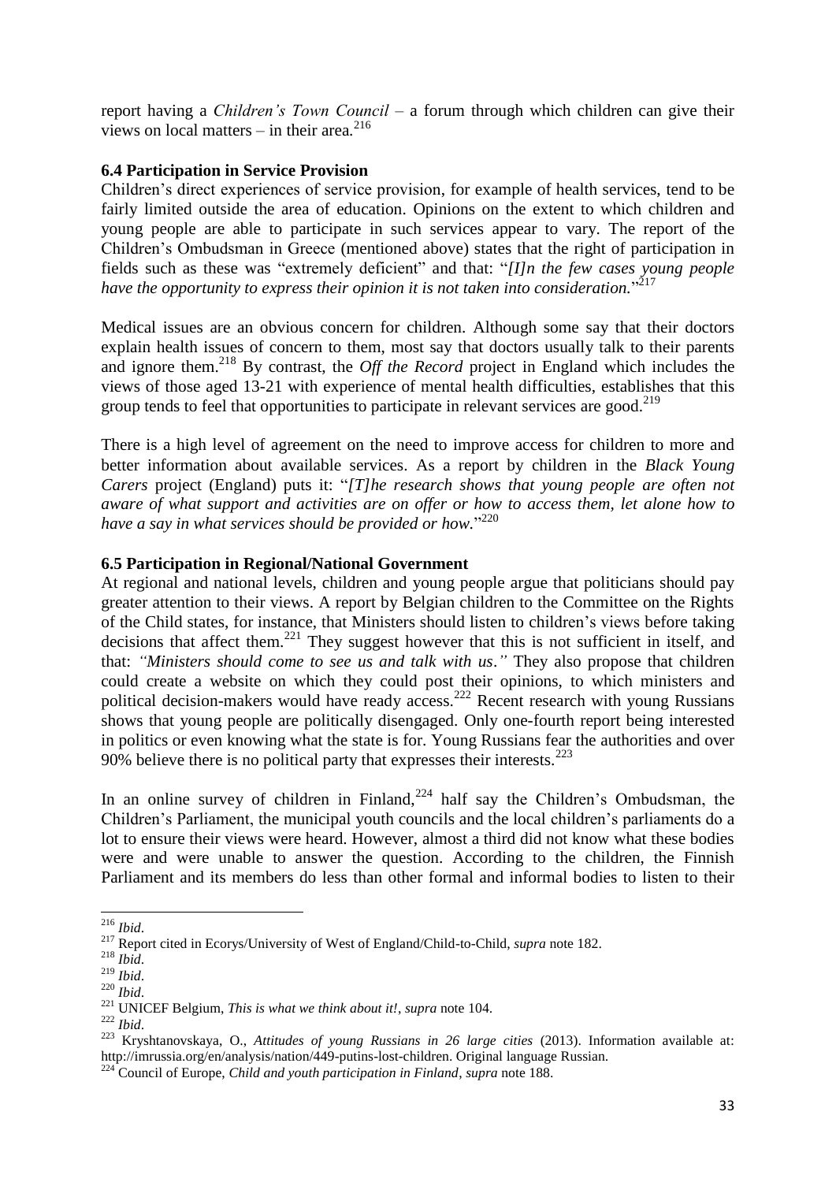report having a *Children's Town Council* – a forum through which children can give their views on local matters – in their area.[216]

**6.4 Participation in Service Provision**

Children's direct experiences of service provision, for example of health services, tend to be fairly limited outside the area of education. Opinions on the extent to which children and young people are able to participate in such services appear to vary. The report of the Children's Ombudsman in Greece (mentioned above) states that the right of participation in fields such as these was "extremely deficient" and that: "*[I]n the few cases young people have the opportunity to express their opinion it is not taken into consideration.*"[217]

Medical issues are an obvious concern for children. Although some say that their doctors explain health issues of concern to them, most say that doctors usually talk to their parents and ignore them.[218] By contrast, the *Off the Record* project in England which includes the views of those aged 13-21 with experience of mental health difficulties, establishes that this group tends to feel that opportunities to participate in relevant services are good.[219]

There is a high level of agreement on the need to improve access for children to more and better information about available services. As a report by children in the *Black Young Carers* project (England) puts it: "*[T]he research shows that young people are often not aware of what support and activities are on offer or how to access them, let alone how to have a say in what services should be provided or how.*"[220]

**6.5 Participation in Regional/National Government**

At regional and national levels, children and young people argue that politicians should pay greater attention to their views. A report by Belgian children to the Committee on the Rights of the Child states, for instance, that Ministers should listen to children's views before taking decisions that affect them.[221] They suggest however that this is not sufficient in itself, and that: *"Ministers should come to see us and talk with us."* They also propose that children could create a website on which they could post their opinions, to which ministers and political decision-makers would have ready access.[222] Recent research with young Russians shows that young people are politically disengaged. Only one-fourth report being interested in politics or even knowing what the state is for. Young Russians fear the authorities and over 90% believe there is no political party that expresses their interests.[223]

In an online survey of children in Finland,[224] half say the Children's Ombudsman, the Children's Parliament, the municipal youth councils and the local children's parliaments do a lot to ensure their views were heard. However, almost a third did not know what these bodies were and were unable to answer the question. According to the children, the Finnish Parliament and its members do less than other formal and informal bodies to listen to their

---

[216] *Ibid*.
[217] Report cited in Ecorys/University of West of England/Child-to-Child, *supra* note 182.
[218] *Ibid*.
[219] *Ibid*.
[220] *Ibid*.
[221] UNICEF Belgium, *This is what we think about it!*, *supra* note 104.
[222] *Ibid*.
[223] Kryshtanovskaya, O., *Attitudes of young Russians in 26 large cities* (2013). Information available at: http://imrussia.org/en/analysis/nation/449-putins-lost-children. Original language Russian.
[224] Council of Europe, *Child and youth participation in Finland*, *supra* note 188.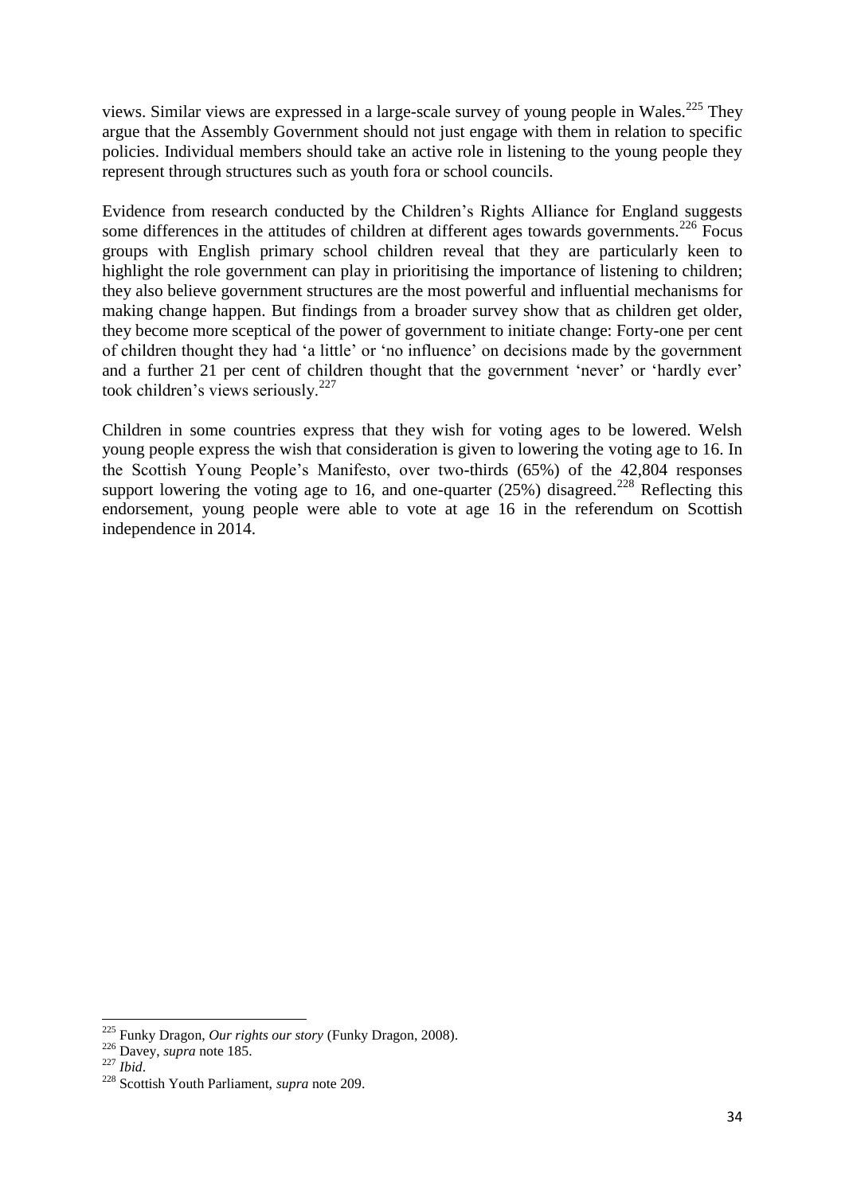views. Similar views are expressed in a large-scale survey of young people in Wales.[225] They argue that the Assembly Government should not just engage with them in relation to specific policies. Individual members should take an active role in listening to the young people they represent through structures such as youth fora or school councils.

Evidence from research conducted by the Children's Rights Alliance for England suggests some differences in the attitudes of children at different ages towards governments.[226] Focus groups with English primary school children reveal that they are particularly keen to highlight the role government can play in prioritising the importance of listening to children; they also believe government structures are the most powerful and influential mechanisms for making change happen. But findings from a broader survey show that as children get older, they become more sceptical of the power of government to initiate change: Forty-one per cent of children thought they had 'a little' or 'no influence' on decisions made by the government and a further 21 per cent of children thought that the government 'never' or 'hardly ever' took children's views seriously.[227]

Children in some countries express that they wish for voting ages to be lowered. Welsh young people express the wish that consideration is given to lowering the voting age to 16. In the Scottish Young People's Manifesto, over two-thirds (65%) of the 42,804 responses support lowering the voting age to 16, and one-quarter (25%) disagreed.[228] Reflecting this endorsement, young people were able to vote at age 16 in the referendum on Scottish independence in 2014.

---

[225] Funky Dragon, *Our rights our story* (Funky Dragon, 2008).

[226] Davey, *supra* note 185.

[227] *Ibid*.

[228] Scottish Youth Parliament, *supra* note 209.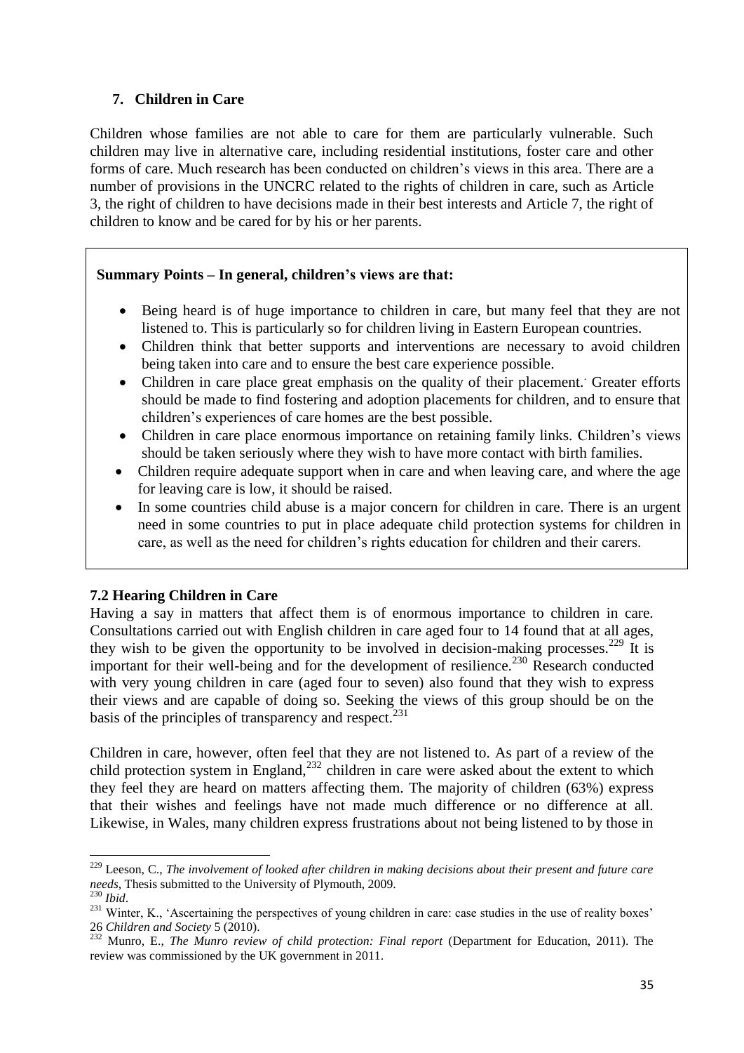## 7. Children in Care

Children whose families are not able to care for them are particularly vulnerable. Such children may live in alternative care, including residential institutions, foster care and other forms of care. Much research has been conducted on children's views in this area. There are a number of provisions in the UNCRC related to the rights of children in care, such as Article 3, the right of children to have decisions made in their best interests and Article 7, the right of children to know and be cared for by his or her parents.

**Summary Points – In general, children's views are that:**

- Being heard is of huge importance to children in care, but many feel that they are not listened to. This is particularly so for children living in Eastern European countries.
- Children think that better supports and interventions are necessary to avoid children being taken into care and to ensure the best care experience possible.
- Children in care place great emphasis on the quality of their placement. Greater efforts should be made to find fostering and adoption placements for children, and to ensure that children's experiences of care homes are the best possible.
- Children in care place enormous importance on retaining family links. Children's views should be taken seriously where they wish to have more contact with birth families.
- Children require adequate support when in care and when leaving care, and where the age for leaving care is low, it should be raised.
- In some countries child abuse is a major concern for children in care. There is an urgent need in some countries to put in place adequate child protection systems for children in care, as well as the need for children's rights education for children and their carers.

### 7.2 Hearing Children in Care

Having a say in matters that affect them is of enormous importance to children in care. Consultations carried out with English children in care aged four to 14 found that at all ages, they wish to be given the opportunity to be involved in decision-making processes.[229] It is important for their well-being and for the development of resilience.[230] Research conducted with very young children in care (aged four to seven) also found that they wish to express their views and are capable of doing so. Seeking the views of this group should be on the basis of the principles of transparency and respect.[231]

Children in care, however, often feel that they are not listened to. As part of a review of the child protection system in England,[232] children in care were asked about the extent to which they feel they are heard on matters affecting them. The majority of children (63%) express that their wishes and feelings have not made much difference or no difference at all. Likewise, in Wales, many children express frustrations about not being listened to by those in

---

[229] Leeson, C., *The involvement of looked after children in making decisions about their present and future care needs*, Thesis submitted to the University of Plymouth, 2009.

[230] *Ibid*.

[231] Winter, K., 'Ascertaining the perspectives of young children in care: case studies in the use of reality boxes' 26 *Children and Society* 5 (2010).

[232] Munro, E., *The Munro review of child protection: Final report* (Department for Education, 2011). The review was commissioned by the UK government in 2011.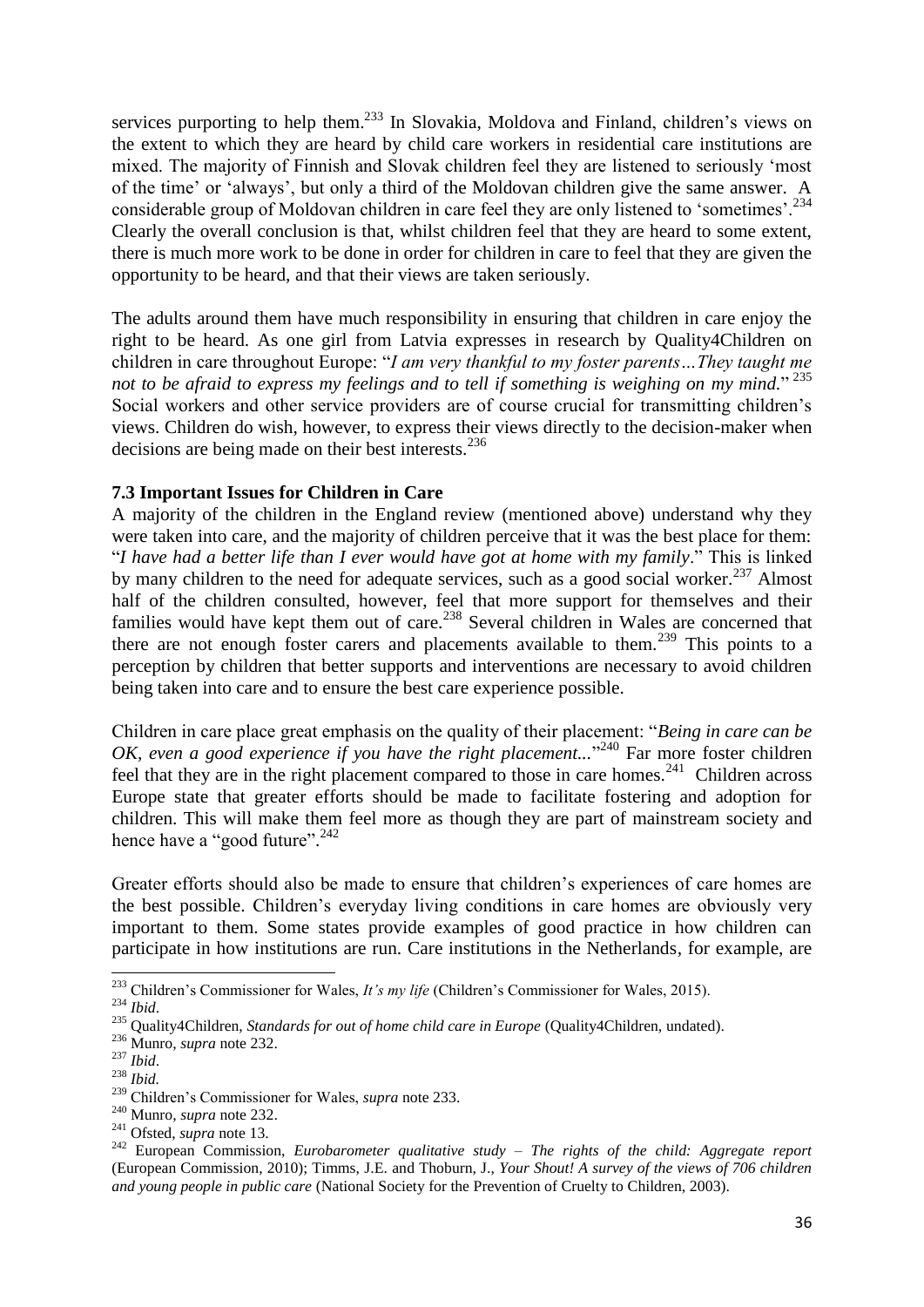services purporting to help them.[233] In Slovakia, Moldova and Finland, children's views on the extent to which they are heard by child care workers in residential care institutions are mixed. The majority of Finnish and Slovak children feel they are listened to seriously 'most of the time' or 'always', but only a third of the Moldovan children give the same answer. A considerable group of Moldovan children in care feel they are only listened to 'sometimes'.[234] Clearly the overall conclusion is that, whilst children feel that they are heard to some extent, there is much more work to be done in order for children in care to feel that they are given the opportunity to be heard, and that their views are taken seriously.

The adults around them have much responsibility in ensuring that children in care enjoy the right to be heard. As one girl from Latvia expresses in research by Quality4Children on children in care throughout Europe: "*I am very thankful to my foster parents…They taught me not to be afraid to express my feelings and to tell if something is weighing on my mind.*"[235] Social workers and other service providers are of course crucial for transmitting children's views. Children do wish, however, to express their views directly to the decision-maker when decisions are being made on their best interests.[236]

**7.3 Important Issues for Children in Care**

A majority of the children in the England review (mentioned above) understand why they were taken into care, and the majority of children perceive that it was the best place for them: "*I have had a better life than I ever would have got at home with my family*." This is linked by many children to the need for adequate services, such as a good social worker.[237] Almost half of the children consulted, however, feel that more support for themselves and their families would have kept them out of care.[238] Several children in Wales are concerned that there are not enough foster carers and placements available to them.[239] This points to a perception by children that better supports and interventions are necessary to avoid children being taken into care and to ensure the best care experience possible.

Children in care place great emphasis on the quality of their placement: "*Being in care can be OK, even a good experience if you have the right placement...*"[240] Far more foster children feel that they are in the right placement compared to those in care homes.[241] Children across Europe state that greater efforts should be made to facilitate fostering and adoption for children. This will make them feel more as though they are part of mainstream society and hence have a "good future".[242]

Greater efforts should also be made to ensure that children's experiences of care homes are the best possible. Children's everyday living conditions in care homes are obviously very important to them. Some states provide examples of good practice in how children can participate in how institutions are run. Care institutions in the Netherlands, for example, are

---

[233] Children's Commissioner for Wales, *It's my life* (Children's Commissioner for Wales, 2015).

[234] *Ibid*.

[235] Quality4Children, *Standards for out of home child care in Europe* (Quality4Children, undated).

[236] Munro, *supra* note 232.

[237] *Ibid*.

[238] *Ibid.*

[239] Children's Commissioner for Wales, *supra* note 233.

[240] Munro, *supra* note 232.

[241] Ofsted, *supra* note 13.

[242] European Commission, *Eurobarometer qualitative study – The rights of the child: Aggregate report* (European Commission, 2010); Timms, J.E. and Thoburn, J., *Your Shout! A survey of the views of 706 children and young people in public care* (National Society for the Prevention of Cruelty to Children, 2003).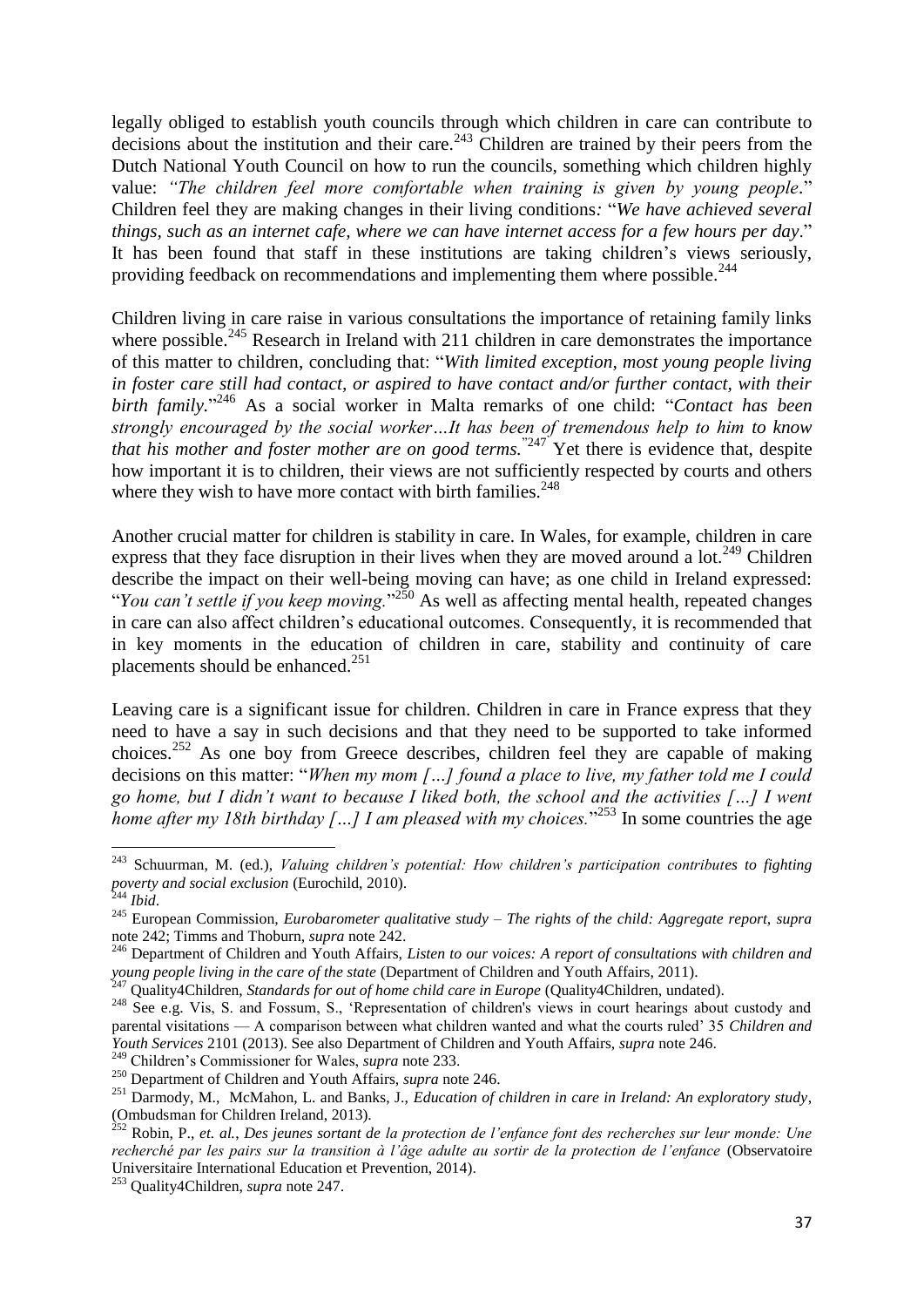legally obliged to establish youth councils through which children in care can contribute to decisions about the institution and their care.[243] Children are trained by their peers from the Dutch National Youth Council on how to run the councils, something which children highly value: *"The children feel more comfortable when training is given by young people*." Children feel they are making changes in their living conditions*:* "*We have achieved several things, such as an internet cafe, where we can have internet access for a few hours per day*." It has been found that staff in these institutions are taking children's views seriously, providing feedback on recommendations and implementing them where possible.[244]

Children living in care raise in various consultations the importance of retaining family links where possible.[245] Research in Ireland with 211 children in care demonstrates the importance of this matter to children, concluding that: "*With limited exception, most young people living in foster care still had contact, or aspired to have contact and/or further contact, with their birth family.*"[246] As a social worker in Malta remarks of one child: "*Contact has been strongly encouraged by the social worker…It has been of tremendous help to him to know that his mother and foster mother are on good terms.*"[247] Yet there is evidence that, despite how important it is to children, their views are not sufficiently respected by courts and others where they wish to have more contact with birth families.[248]

Another crucial matter for children is stability in care. In Wales, for example, children in care express that they face disruption in their lives when they are moved around a lot.[249] Children describe the impact on their well-being moving can have; as one child in Ireland expressed: "*You can't settle if you keep moving.*"[250] As well as affecting mental health, repeated changes in care can also affect children's educational outcomes. Consequently, it is recommended that in key moments in the education of children in care, stability and continuity of care placements should be enhanced.[251]

Leaving care is a significant issue for children. Children in care in France express that they need to have a say in such decisions and that they need to be supported to take informed choices.[252] As one boy from Greece describes, children feel they are capable of making decisions on this matter: "*When my mom […] found a place to live, my father told me I could go home, but I didn't want to because I liked both, the school and the activities […] I went home after my 18th birthday […] I am pleased with my choices.*"[253] In some countries the age

---

[243] Schuurman, M. (ed.), *Valuing children's potential: How children's participation contributes to fighting poverty and social exclusion* (Eurochild, 2010).

[244] *Ibid*.

[245] European Commission, *Eurobarometer qualitative study – The rights of the child: Aggregate report, supra* note 242; Timms and Thoburn, *supra* note 242.

[246] Department of Children and Youth Affairs, *Listen to our voices: A report of consultations with children and young people living in the care of the state* (Department of Children and Youth Affairs, 2011).

[247] Quality4Children, *Standards for out of home child care in Europe* (Quality4Children, undated).

[248] See e.g. Vis, S. and Fossum, S., 'Representation of children's views in court hearings about custody and parental visitations — A comparison between what children wanted and what the courts ruled' 35 *Children and Youth Services* 2101 (2013). See also Department of Children and Youth Affairs, *supra* note 246.

[249] Children's Commissioner for Wales, *supra* note 233.

[250] Department of Children and Youth Affairs, *supra* note 246.

[251] Darmody, M., McMahon, L. and Banks, J., *Education of children in care in Ireland: An exploratory study*, (Ombudsman for Children Ireland, 2013).

[252] Robin, P., *et. al.*, *Des jeunes sortant de la protection de l'enfance font des recherches sur leur monde: Une recherché par les pairs sur la transition à l'âge adulte au sortir de la protection de l'enfance* (Observatoire Universitaire International Education et Prevention, 2014).

[253] Quality4Children, *supra* note 247.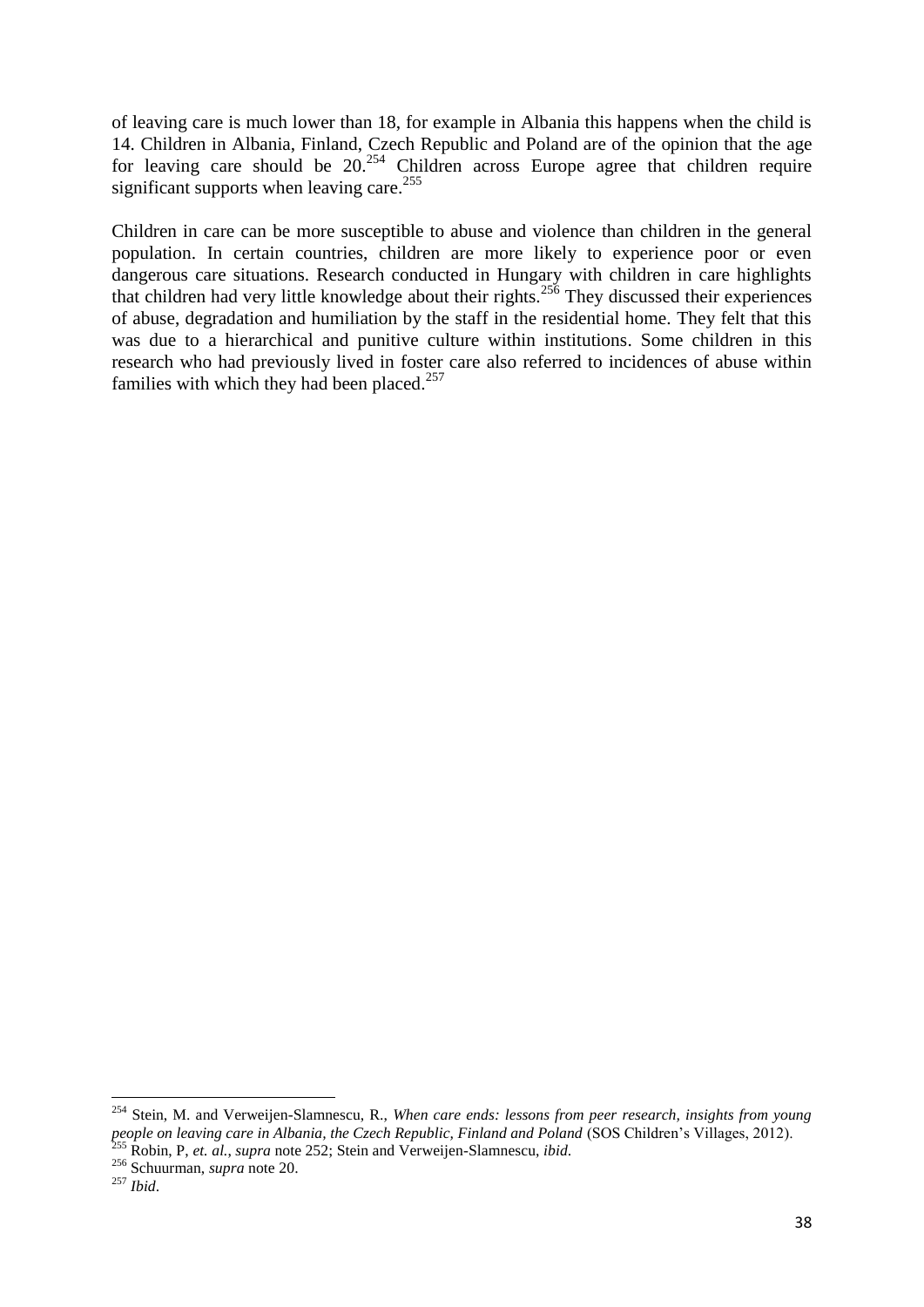of leaving care is much lower than 18, for example in Albania this happens when the child is 14. Children in Albania, Finland, Czech Republic and Poland are of the opinion that the age for leaving care should be 20.[254] Children across Europe agree that children require significant supports when leaving care.[255]

Children in care can be more susceptible to abuse and violence than children in the general population. In certain countries, children are more likely to experience poor or even dangerous care situations. Research conducted in Hungary with children in care highlights that children had very little knowledge about their rights.[256] They discussed their experiences of abuse, degradation and humiliation by the staff in the residential home. They felt that this was due to a hierarchical and punitive culture within institutions. Some children in this research who had previously lived in foster care also referred to incidences of abuse within families with which they had been placed.[257]

---

[254] Stein, M. and Verweijen-Slamnescu, R., *When care ends: lessons from peer research, insights from young people on leaving care in Albania, the Czech Republic, Finland and Poland* (SOS Children's Villages, 2012).

[255] Robin, P, *et. al.*, *supra* note 252; Stein and Verweijen-Slamnescu, *ibid.*

[256] Schuurman, *supra* note 20.

[257] *Ibid*.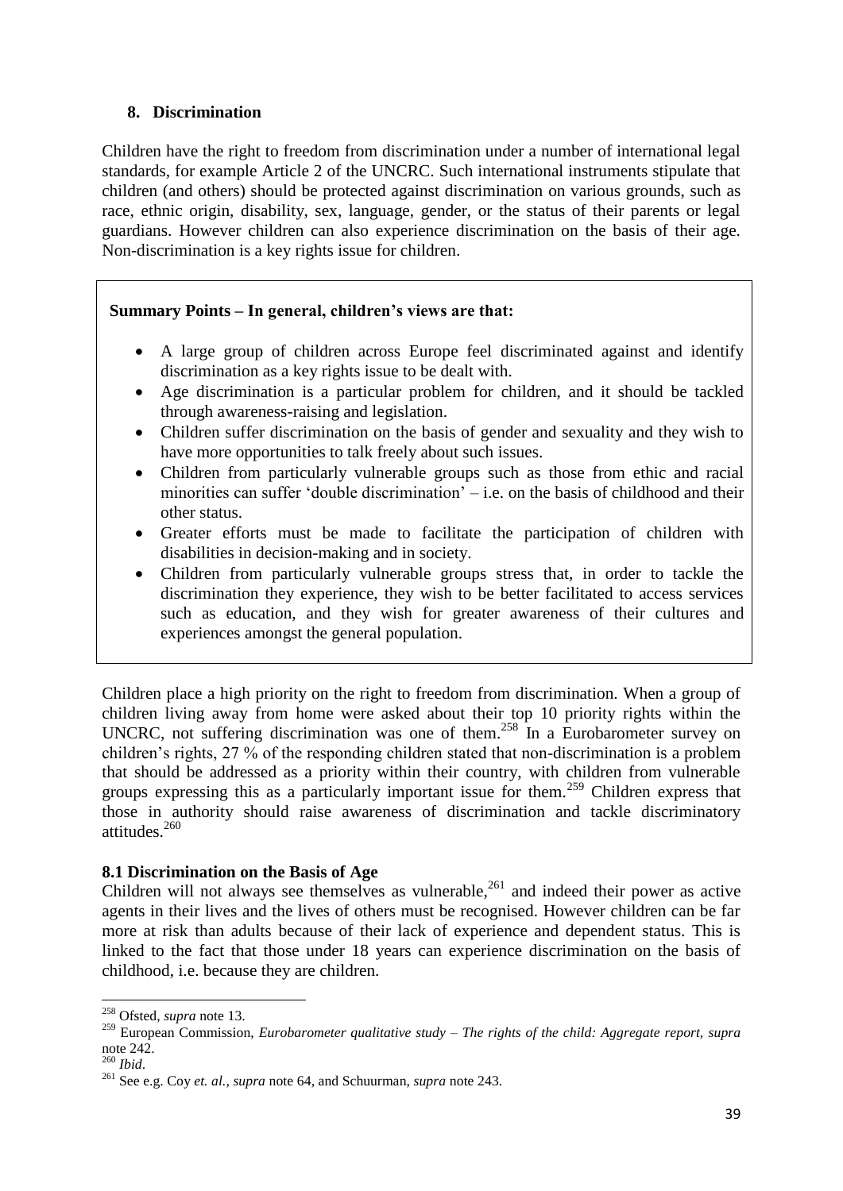## 8. Discrimination

Children have the right to freedom from discrimination under a number of international legal standards, for example Article 2 of the UNCRC. Such international instruments stipulate that children (and others) should be protected against discrimination on various grounds, such as race, ethnic origin, disability, sex, language, gender, or the status of their parents or legal guardians. However children can also experience discrimination on the basis of their age. Non-discrimination is a key rights issue for children.

**Summary Points – In general, children's views are that:**

- A large group of children across Europe feel discriminated against and identify discrimination as a key rights issue to be dealt with.
- Age discrimination is a particular problem for children, and it should be tackled through awareness-raising and legislation.
- Children suffer discrimination on the basis of gender and sexuality and they wish to have more opportunities to talk freely about such issues.
- Children from particularly vulnerable groups such as those from ethic and racial minorities can suffer 'double discrimination' – i.e. on the basis of childhood and their other status.
- Greater efforts must be made to facilitate the participation of children with disabilities in decision-making and in society.
- Children from particularly vulnerable groups stress that, in order to tackle the discrimination they experience, they wish to be better facilitated to access services such as education, and they wish for greater awareness of their cultures and experiences amongst the general population.

Children place a high priority on the right to freedom from discrimination. When a group of children living away from home were asked about their top 10 priority rights within the UNCRC, not suffering discrimination was one of them.[258] In a Eurobarometer survey on children's rights, 27 % of the responding children stated that non-discrimination is a problem that should be addressed as a priority within their country, with children from vulnerable groups expressing this as a particularly important issue for them.[259] Children express that those in authority should raise awareness of discrimination and tackle discriminatory attitudes.[260]

### 8.1 Discrimination on the Basis of Age

Children will not always see themselves as vulnerable,[261] and indeed their power as active agents in their lives and the lives of others must be recognised. However children can be far more at risk than adults because of their lack of experience and dependent status. This is linked to the fact that those under 18 years can experience discrimination on the basis of childhood, i.e. because they are children.

---

[258] Ofsted, *supra* note 13.

[259] European Commission, *Eurobarometer qualitative study – The rights of the child: Aggregate report*, *supra* note 242.

[260] *Ibid*.

[261] See e.g. Coy *et. al.*, *supra* note 64, and Schuurman, *supra* note 243.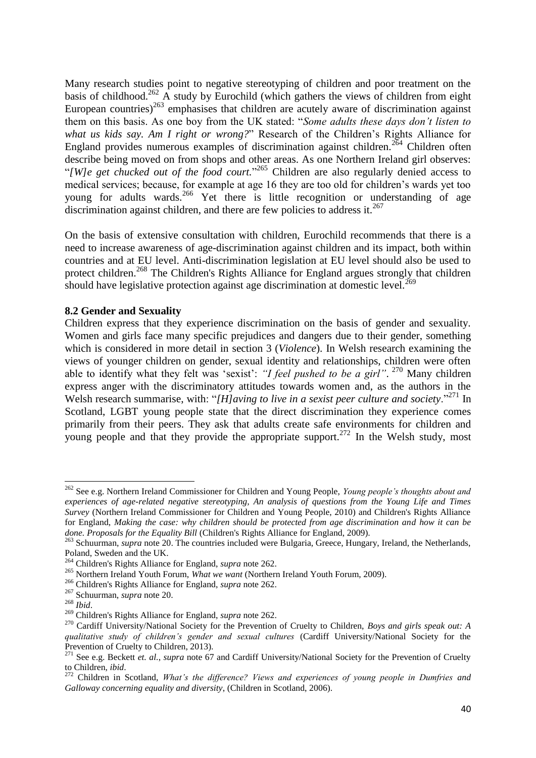Many research studies point to negative stereotyping of children and poor treatment on the basis of childhood.[262] A study by Eurochild (which gathers the views of children from eight European countries)[263] emphasises that children are acutely aware of discrimination against them on this basis. As one boy from the UK stated: "*Some adults these days don't listen to what us kids say. Am I right or wrong?*" Research of the Children's Rights Alliance for England provides numerous examples of discrimination against children.[264] Children often describe being moved on from shops and other areas. As one Northern Ireland girl observes: "*[W]e get chucked out of the food court.*"[265] Children are also regularly denied access to medical services; because, for example at age 16 they are too old for children's wards yet too young for adults wards.[266] Yet there is little recognition or understanding of age discrimination against children, and there are few policies to address it.[267]

On the basis of extensive consultation with children, Eurochild recommends that there is a need to increase awareness of age-discrimination against children and its impact, both within countries and at EU level. Anti-discrimination legislation at EU level should also be used to protect children.[268] The Children's Rights Alliance for England argues strongly that children should have legislative protection against age discrimination at domestic level.[269]

**8.2 Gender and Sexuality**

Children express that they experience discrimination on the basis of gender and sexuality. Women and girls face many specific prejudices and dangers due to their gender, something which is considered in more detail in section 3 (*Violence*). In Welsh research examining the views of younger children on gender, sexual identity and relationships, children were often able to identify what they felt was 'sexist': *"I feel pushed to be a girl"*.[270] Many children express anger with the discriminatory attitudes towards women and, as the authors in the Welsh research summarise, with: "*[H]aving to live in a sexist peer culture and society*."[271] In Scotland, LGBT young people state that the direct discrimination they experience comes primarily from their peers. They ask that adults create safe environments for children and young people and that they provide the appropriate support.[272] In the Welsh study, most

---

[262] See e.g. Northern Ireland Commissioner for Children and Young People, *Young people's thoughts about and experiences of age-related negative stereotyping, An analysis of questions from the Young Life and Times Survey* (Northern Ireland Commissioner for Children and Young People, 2010) and Children's Rights Alliance for England, *Making the case: why children should be protected from age discrimination and how it can be done. Proposals for the Equality Bill* (Children's Rights Alliance for England, 2009).

[263] Schuurman, *supra* note 20. The countries included were Bulgaria, Greece, Hungary, Ireland, the Netherlands, Poland, Sweden and the UK.

[264] Children's Rights Alliance for England, *supra* note 262.

[265] Northern Ireland Youth Forum, *What we want* (Northern Ireland Youth Forum, 2009).

[266] Children's Rights Alliance for England, *supra* note 262.

[267] Schuurman, *supra* note 20.

[268] *Ibid*.

[269] Children's Rights Alliance for England, *supra* note 262.

[270] Cardiff University/National Society for the Prevention of Cruelty to Children, *Boys and girls speak out: A qualitative study of children's gender and sexual cultures* (Cardiff University/National Society for the Prevention of Cruelty to Children, 2013).

[271] See e.g. Beckett *et. al.*, *supra* note 67 and Cardiff University/National Society for the Prevention of Cruelty to Children, *ibid*.

[272] Children in Scotland, *What's the difference? Views and experiences of young people in Dumfries and Galloway concerning equality and diversity*, (Children in Scotland, 2006).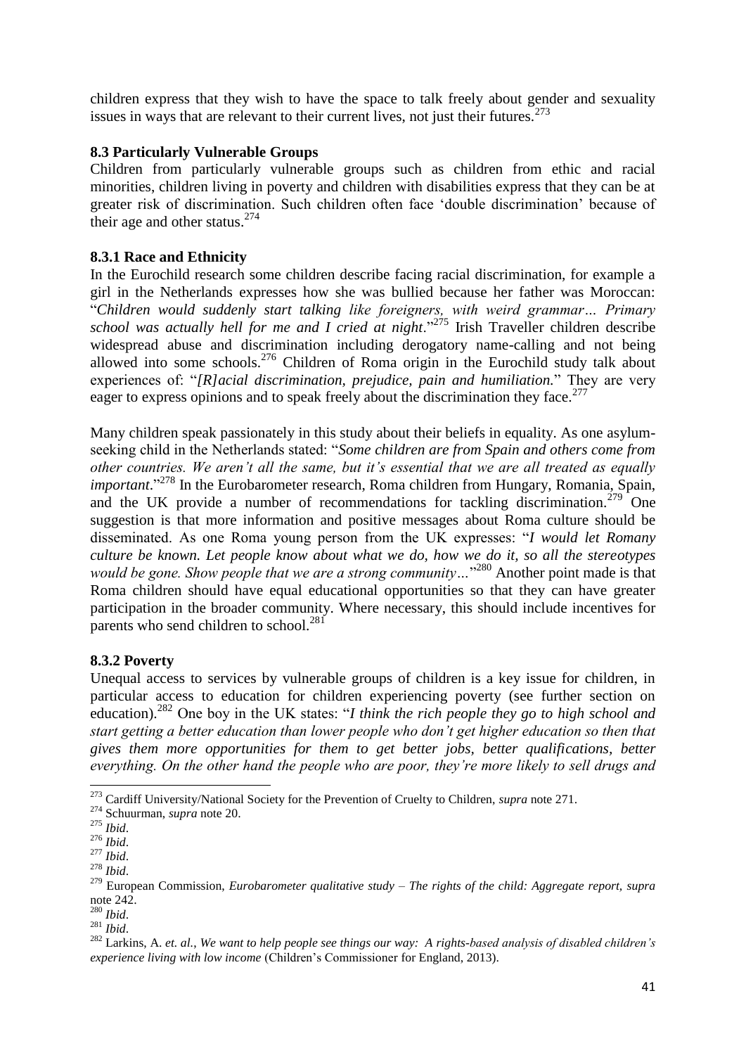children express that they wish to have the space to talk freely about gender and sexuality issues in ways that are relevant to their current lives, not just their futures.[273]

### 8.3 Particularly Vulnerable Groups

Children from particularly vulnerable groups such as children from ethic and racial minorities, children living in poverty and children with disabilities express that they can be at greater risk of discrimination. Such children often face 'double discrimination' because of their age and other status.[274]

#### 8.3.1 Race and Ethnicity

In the Eurochild research some children describe facing racial discrimination, for example a girl in the Netherlands expresses how she was bullied because her father was Moroccan: "*Children would suddenly start talking like foreigners, with weird grammar… Primary school was actually hell for me and I cried at night*."[275] Irish Traveller children describe widespread abuse and discrimination including derogatory name-calling and not being allowed into some schools.[276] Children of Roma origin in the Eurochild study talk about experiences of: "*[R]acial discrimination, prejudice, pain and humiliation.*" They are very eager to express opinions and to speak freely about the discrimination they face.[277]

Many children speak passionately in this study about their beliefs in equality. As one asylum-seeking child in the Netherlands stated: "*Some children are from Spain and others come from other countries. We aren't all the same, but it's essential that we are all treated as equally important*."[278] In the Eurobarometer research, Roma children from Hungary, Romania, Spain, and the UK provide a number of recommendations for tackling discrimination.[279] One suggestion is that more information and positive messages about Roma culture should be disseminated. As one Roma young person from the UK expresses: "*I would let Romany culture be known. Let people know about what we do, how we do it, so all the stereotypes would be gone. Show people that we are a strong community…*"[280] Another point made is that Roma children should have equal educational opportunities so that they can have greater participation in the broader community. Where necessary, this should include incentives for parents who send children to school.[281]

#### 8.3.2 Poverty

Unequal access to services by vulnerable groups of children is a key issue for children, in particular access to education for children experiencing poverty (see further section on education).[282] One boy in the UK states: "*I think the rich people they go to high school and start getting a better education than lower people who don't get higher education so then that gives them more opportunities for them to get better jobs, better qualifications, better everything. On the other hand the people who are poor, they're more likely to sell drugs and*

---

[273] Cardiff University/National Society for the Prevention of Cruelty to Children, *supra* note 271.

[274] Schuurman, *supra* note 20.

[275] *Ibid*.

[276] *Ibid*.

[277] *Ibid*.

[278] *Ibid*.

[279] European Commission, *Eurobarometer qualitative study – The rights of the child: Aggregate report, supra* note 242.

[280] *Ibid*.

[281] *Ibid*.

[282] Larkins, A. *et. al.*, *We want to help people see things our way: A rights-based analysis of disabled children's experience living with low income* (Children's Commissioner for England, 2013).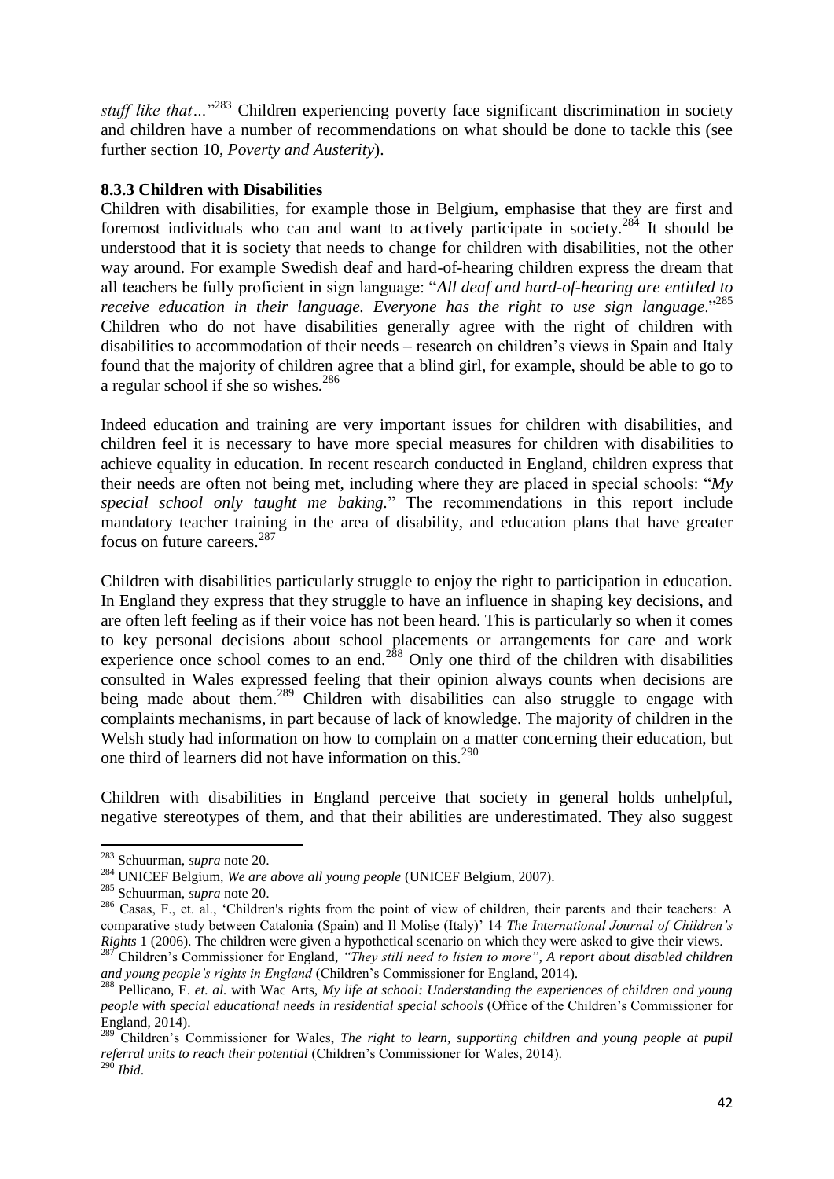*stuff like that…*"[283] Children experiencing poverty face significant discrimination in society and children have a number of recommendations on what should be done to tackle this (see further section 10, *Poverty and Austerity*).

### 8.3.3 Children with Disabilities

Children with disabilities, for example those in Belgium, emphasise that they are first and foremost individuals who can and want to actively participate in society.[284] It should be understood that it is society that needs to change for children with disabilities, not the other way around. For example Swedish deaf and hard-of-hearing children express the dream that all teachers be fully proficient in sign language: "*All deaf and hard-of-hearing are entitled to receive education in their language. Everyone has the right to use sign language*."[285] Children who do not have disabilities generally agree with the right of children with disabilities to accommodation of their needs – research on children's views in Spain and Italy found that the majority of children agree that a blind girl, for example, should be able to go to a regular school if she so wishes.[286]

Indeed education and training are very important issues for children with disabilities, and children feel it is necessary to have more special measures for children with disabilities to achieve equality in education. In recent research conducted in England, children express that their needs are often not being met, including where they are placed in special schools: "*My special school only taught me baking.*" The recommendations in this report include mandatory teacher training in the area of disability, and education plans that have greater focus on future careers.[287]

Children with disabilities particularly struggle to enjoy the right to participation in education. In England they express that they struggle to have an influence in shaping key decisions, and are often left feeling as if their voice has not been heard. This is particularly so when it comes to key personal decisions about school placements or arrangements for care and work experience once school comes to an end.[288] Only one third of the children with disabilities consulted in Wales expressed feeling that their opinion always counts when decisions are being made about them.[289] Children with disabilities can also struggle to engage with complaints mechanisms, in part because of lack of knowledge. The majority of children in the Welsh study had information on how to complain on a matter concerning their education, but one third of learners did not have information on this.[290]

Children with disabilities in England perceive that society in general holds unhelpful, negative stereotypes of them, and that their abilities are underestimated. They also suggest

---

[283] Schuurman, *supra* note 20.

[284] UNICEF Belgium, *We are above all young people* (UNICEF Belgium, 2007).

[285] Schuurman, *supra* note 20.

[286] Casas, F., et. al., 'Children's rights from the point of view of children, their parents and their teachers: A comparative study between Catalonia (Spain) and Il Molise (Italy)' 14 *The International Journal of Children's Rights* 1 (2006). The children were given a hypothetical scenario on which they were asked to give their views.

[287] Children's Commissioner for England, *"They still need to listen to more", A report about disabled children and young people's rights in England* (Children's Commissioner for England, 2014).

[288] Pellicano, E. *et. al.* with Wac Arts, *My life at school: Understanding the experiences of children and young people with special educational needs in residential special schools* (Office of the Children's Commissioner for England, 2014).

[289] Children's Commissioner for Wales, *The right to learn, supporting children and young people at pupil referral units to reach their potential* (Children's Commissioner for Wales, 2014).

[290] *Ibid*.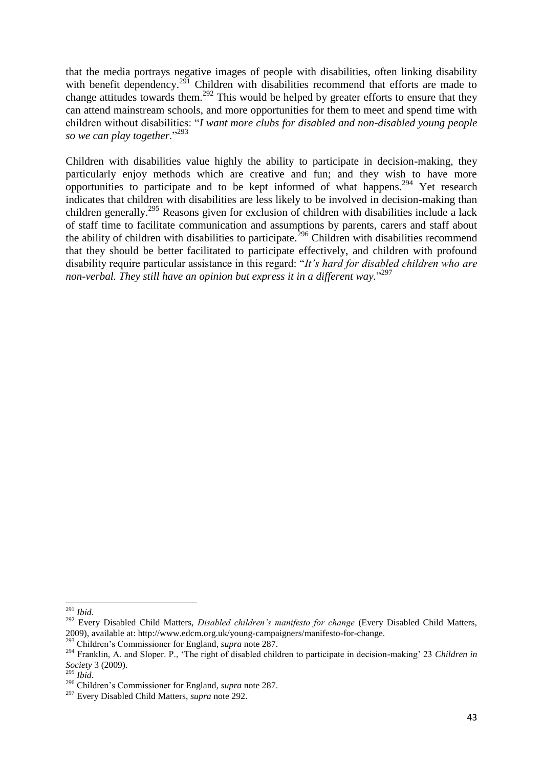that the media portrays negative images of people with disabilities, often linking disability with benefit dependency.[291] Children with disabilities recommend that efforts are made to change attitudes towards them.[292] This would be helped by greater efforts to ensure that they can attend mainstream schools, and more opportunities for them to meet and spend time with children without disabilities: "*I want more clubs for disabled and non-disabled young people so we can play together*."[293]

Children with disabilities value highly the ability to participate in decision-making, they particularly enjoy methods which are creative and fun; and they wish to have more opportunities to participate and to be kept informed of what happens.[294] Yet research indicates that children with disabilities are less likely to be involved in decision-making than children generally.[295] Reasons given for exclusion of children with disabilities include a lack of staff time to facilitate communication and assumptions by parents, carers and staff about the ability of children with disabilities to participate.[296] Children with disabilities recommend that they should be better facilitated to participate effectively, and children with profound disability require particular assistance in this regard: "*It's hard for disabled children who are non-verbal. They still have an opinion but express it in a different way.*"[297]

---

[291] *Ibid*.

[292] Every Disabled Child Matters, *Disabled children's manifesto for change* (Every Disabled Child Matters, 2009), available at: http://www.edcm.org.uk/young-campaigners/manifesto-for-change.

[293] Children's Commissioner for England, *supra* note 287.

[294] Franklin, A. and Sloper. P., 'The right of disabled children to participate in decision-making' 23 *Children in Society* 3 (2009).

[295] *Ibid*.

[296] Children's Commissioner for England, *supra* note 287.

[297] Every Disabled Child Matters, *supra* note 292.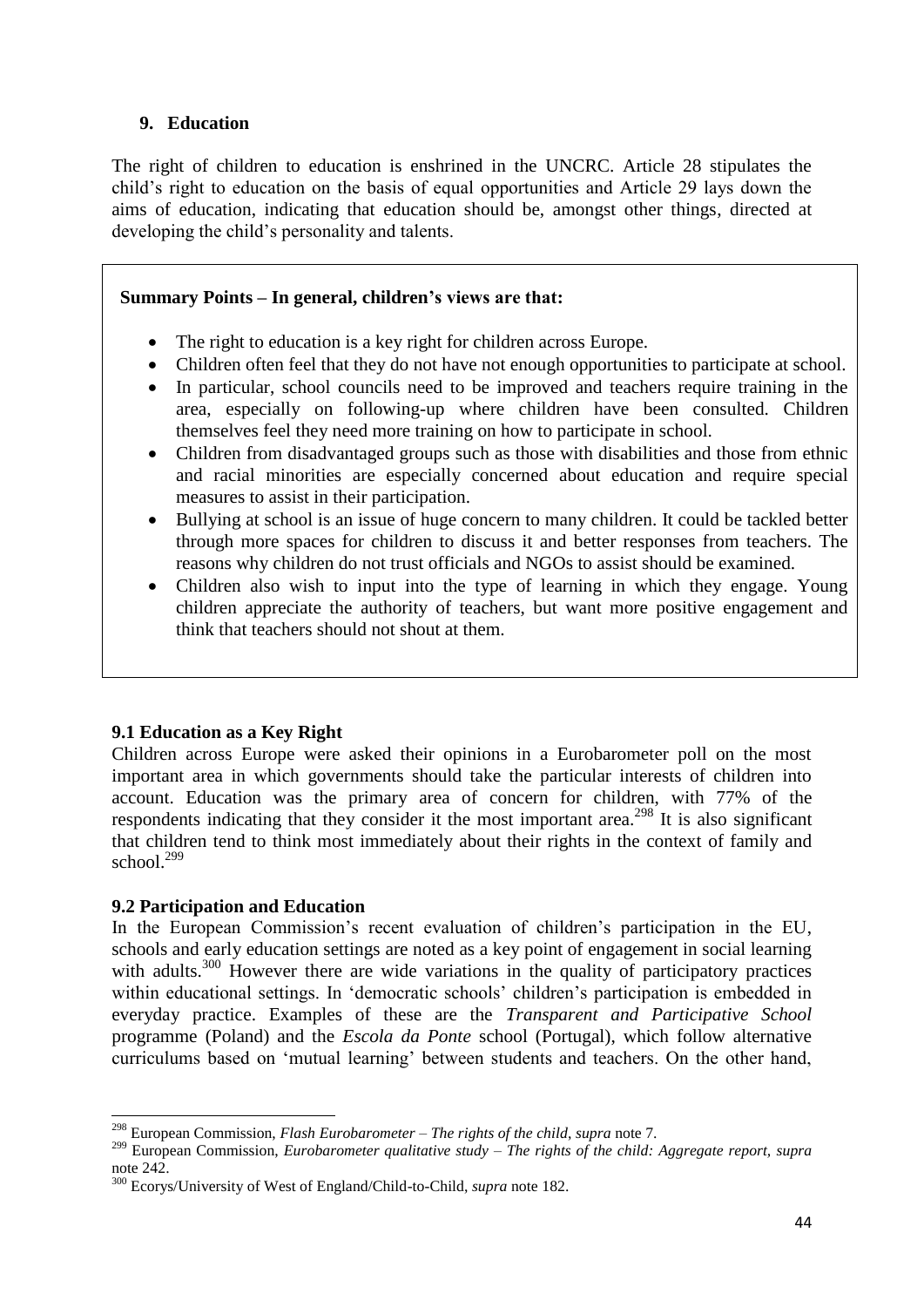## 9. Education

The right of children to education is enshrined in the UNCRC. Article 28 stipulates the child's right to education on the basis of equal opportunities and Article 29 lays down the aims of education, indicating that education should be, amongst other things, directed at developing the child's personality and talents.

**Summary Points – In general, children's views are that:**

- The right to education is a key right for children across Europe.
- Children often feel that they do not have not enough opportunities to participate at school.
- In particular, school councils need to be improved and teachers require training in the area, especially on following-up where children have been consulted. Children themselves feel they need more training on how to participate in school.
- Children from disadvantaged groups such as those with disabilities and those from ethnic and racial minorities are especially concerned about education and require special measures to assist in their participation.
- Bullying at school is an issue of huge concern to many children. It could be tackled better through more spaces for children to discuss it and better responses from teachers. The reasons why children do not trust officials and NGOs to assist should be examined.
- Children also wish to input into the type of learning in which they engage. Young children appreciate the authority of teachers, but want more positive engagement and think that teachers should not shout at them.

### 9.1 Education as a Key Right

Children across Europe were asked their opinions in a Eurobarometer poll on the most important area in which governments should take the particular interests of children into account. Education was the primary area of concern for children, with 77% of the respondents indicating that they consider it the most important area.[298] It is also significant that children tend to think most immediately about their rights in the context of family and school.[299]

### 9.2 Participation and Education

In the European Commission's recent evaluation of children's participation in the EU, schools and early education settings are noted as a key point of engagement in social learning with adults.[300] However there are wide variations in the quality of participatory practices within educational settings. In 'democratic schools' children's participation is embedded in everyday practice. Examples of these are the *Transparent and Participative School* programme (Poland) and the *Escola da Ponte* school (Portugal), which follow alternative curriculums based on 'mutual learning' between students and teachers. On the other hand,

---

[298] European Commission, *Flash Eurobarometer – The rights of the child, supra* note 7.

[299] European Commission, *Eurobarometer qualitative study – The rights of the child: Aggregate report, supra* note 242.

[300] Ecorys/University of West of England/Child-to-Child, *supra* note 182.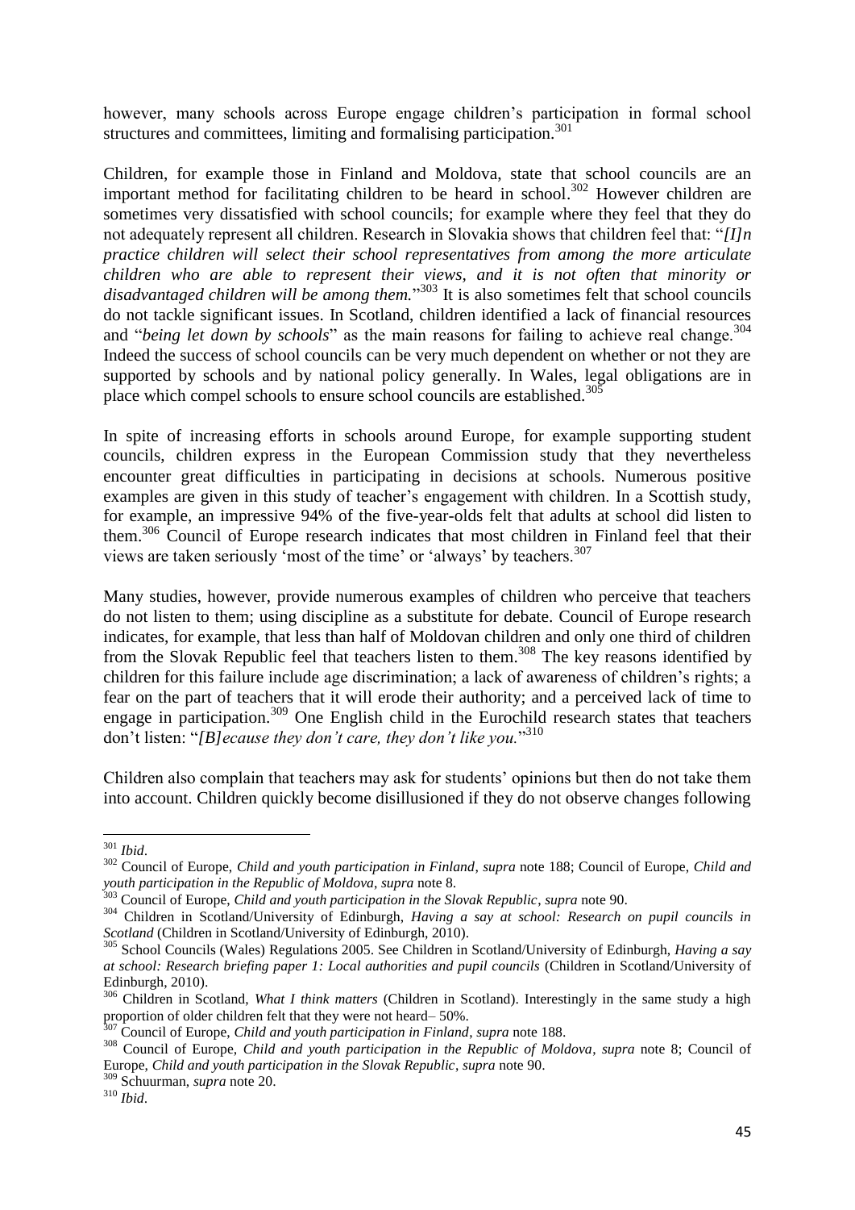however, many schools across Europe engage children's participation in formal school structures and committees, limiting and formalising participation.[301]

Children, for example those in Finland and Moldova, state that school councils are an important method for facilitating children to be heard in school.[302] However children are sometimes very dissatisfied with school councils; for example where they feel that they do not adequately represent all children. Research in Slovakia shows that children feel that: "*[I]n practice children will select their school representatives from among the more articulate children who are able to represent their views, and it is not often that minority or disadvantaged children will be among them.*"[303] It is also sometimes felt that school councils do not tackle significant issues. In Scotland, children identified a lack of financial resources and "*being let down by schools*" as the main reasons for failing to achieve real change.[304] Indeed the success of school councils can be very much dependent on whether or not they are supported by schools and by national policy generally. In Wales, legal obligations are in place which compel schools to ensure school councils are established.[305]

In spite of increasing efforts in schools around Europe, for example supporting student councils, children express in the European Commission study that they nevertheless encounter great difficulties in participating in decisions at schools. Numerous positive examples are given in this study of teacher's engagement with children. In a Scottish study, for example, an impressive 94% of the five-year-olds felt that adults at school did listen to them.[306] Council of Europe research indicates that most children in Finland feel that their views are taken seriously 'most of the time' or 'always' by teachers.[307]

Many studies, however, provide numerous examples of children who perceive that teachers do not listen to them; using discipline as a substitute for debate. Council of Europe research indicates, for example, that less than half of Moldovan children and only one third of children from the Slovak Republic feel that teachers listen to them.[308] The key reasons identified by children for this failure include age discrimination; a lack of awareness of children's rights; a fear on the part of teachers that it will erode their authority; and a perceived lack of time to engage in participation.[309] One English child in the Eurochild research states that teachers don't listen: "*[B]ecause they don't care, they don't like you.*"[310]

Children also complain that teachers may ask for students' opinions but then do not take them into account. Children quickly become disillusioned if they do not observe changes following

---

[301] *Ibid*.

[302] Council of Europe, *Child and youth participation in Finland*, *supra* note 188; Council of Europe, *Child and youth participation in the Republic of Moldova*, *supra* note 8.

[303] Council of Europe, *Child and youth participation in the Slovak Republic*, *supra* note 90.

[304] Children in Scotland/University of Edinburgh, *Having a say at school: Research on pupil councils in Scotland* (Children in Scotland/University of Edinburgh, 2010).

[305] School Councils (Wales) Regulations 2005. See Children in Scotland/University of Edinburgh, *Having a say at school: Research briefing paper 1: Local authorities and pupil councils* (Children in Scotland/University of Edinburgh, 2010).

[306] Children in Scotland, *What I think matters* (Children in Scotland). Interestingly in the same study a high proportion of older children felt that they were not heard– 50%.

[307] Council of Europe, *Child and youth participation in Finland*, *supra* note 188.

[308] Council of Europe, *Child and youth participation in the Republic of Moldova*, *supra* note 8; Council of Europe, *Child and youth participation in the Slovak Republic*, *supra* note 90.

[309] Schuurman, *supra* note 20.

[310] *Ibid*.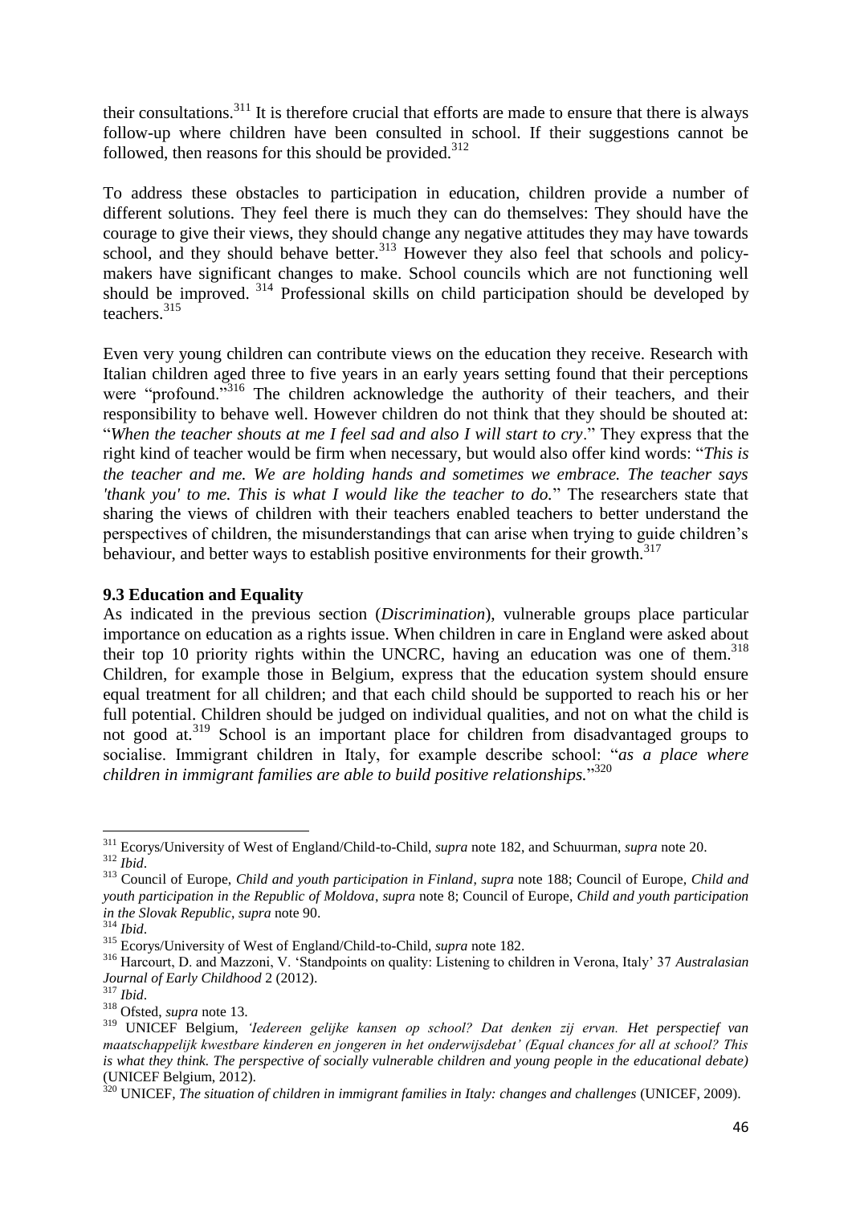their consultations.[311] It is therefore crucial that efforts are made to ensure that there is always follow-up where children have been consulted in school. If their suggestions cannot be followed, then reasons for this should be provided.[312]

To address these obstacles to participation in education, children provide a number of different solutions. They feel there is much they can do themselves: They should have the courage to give their views, they should change any negative attitudes they may have towards school, and they should behave better.[313] However they also feel that schools and policy-makers have significant changes to make. School councils which are not functioning well should be improved.[314] Professional skills on child participation should be developed by teachers.[315]

Even very young children can contribute views on the education they receive. Research with Italian children aged three to five years in an early years setting found that their perceptions were "profound."[316] The children acknowledge the authority of their teachers, and their responsibility to behave well. However children do not think that they should be shouted at: "*When the teacher shouts at me I feel sad and also I will start to cry*." They express that the right kind of teacher would be firm when necessary, but would also offer kind words: "*This is the teacher and me. We are holding hands and sometimes we embrace. The teacher says 'thank you' to me. This is what I would like the teacher to do.*" The researchers state that sharing the views of children with their teachers enabled teachers to better understand the perspectives of children, the misunderstandings that can arise when trying to guide children's behaviour, and better ways to establish positive environments for their growth.[317]

### 9.3 Education and Equality

As indicated in the previous section (*Discrimination*), vulnerable groups place particular importance on education as a rights issue. When children in care in England were asked about their top 10 priority rights within the UNCRC, having an education was one of them.[318] Children, for example those in Belgium, express that the education system should ensure equal treatment for all children; and that each child should be supported to reach his or her full potential. Children should be judged on individual qualities, and not on what the child is not good at.[319] School is an important place for children from disadvantaged groups to socialise. Immigrant children in Italy, for example describe school: "*as a place where children in immigrant families are able to build positive relationships.*"[320]

---

[311] Ecorys/University of West of England/Child-to-Child, *supra* note 182, and Schuurman, *supra* note 20.

[312] *Ibid*.

[313] Council of Europe, *Child and youth participation in Finland*, *supra* note 188; Council of Europe, *Child and youth participation in the Republic of Moldova*, *supra* note 8; Council of Europe, *Child and youth participation in the Slovak Republic*, *supra* note 90.

[314] *Ibid*.

[315] Ecorys/University of West of England/Child-to-Child, *supra* note 182.

[316] Harcourt, D. and Mazzoni, V. 'Standpoints on quality: Listening to children in Verona, Italy' 37 *Australasian Journal of Early Childhood* 2 (2012).

[317] *Ibid*.

[318] Ofsted, *supra* note 13.

[319] UNICEF Belgium, *'Iedereen gelijke kansen op school? Dat denken zij ervan. Het perspectief van maatschappelijk kwestbare kinderen en jongeren in het onderwijsdebat' (Equal chances for all at school? This is what they think. The perspective of socially vulnerable children and young people in the educational debate)* (UNICEF Belgium, 2012).

[320] UNICEF, *The situation of children in immigrant families in Italy: changes and challenges* (UNICEF, 2009).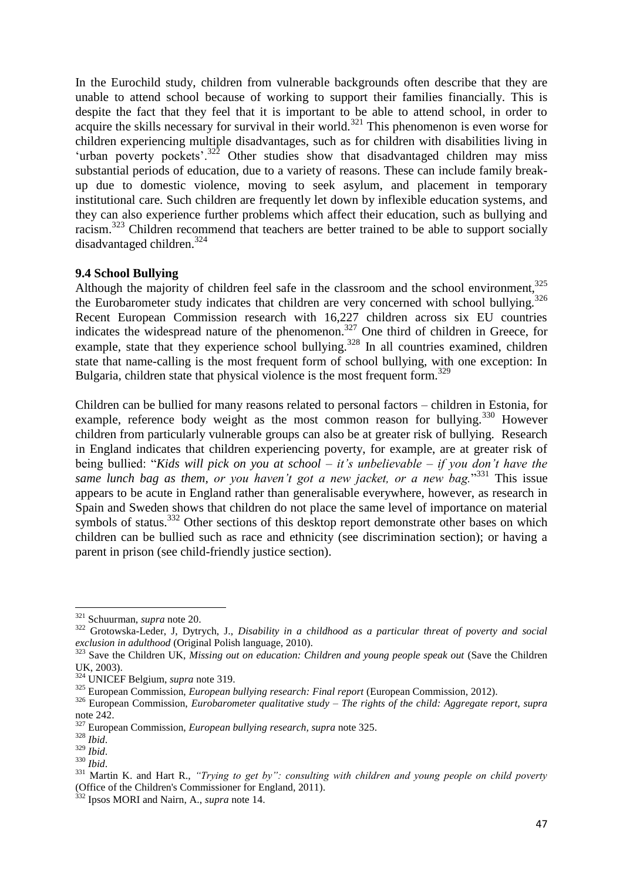In the Eurochild study, children from vulnerable backgrounds often describe that they are unable to attend school because of working to support their families financially. This is despite the fact that they feel that it is important to be able to attend school, in order to acquire the skills necessary for survival in their world.[321] This phenomenon is even worse for children experiencing multiple disadvantages, such as for children with disabilities living in 'urban poverty pockets'.[322] Other studies show that disadvantaged children may miss substantial periods of education, due to a variety of reasons. These can include family break-up due to domestic violence, moving to seek asylum, and placement in temporary institutional care. Such children are frequently let down by inflexible education systems, and they can also experience further problems which affect their education, such as bullying and racism.[323] Children recommend that teachers are better trained to be able to support socially disadvantaged children.[324]

### 9.4 School Bullying

Although the majority of children feel safe in the classroom and the school environment,[325] the Eurobarometer study indicates that children are very concerned with school bullying.[326] Recent European Commission research with 16,227 children across six EU countries indicates the widespread nature of the phenomenon.[327] One third of children in Greece, for example, state that they experience school bullying.[328] In all countries examined, children state that name-calling is the most frequent form of school bullying, with one exception: In Bulgaria, children state that physical violence is the most frequent form.[329]

Children can be bullied for many reasons related to personal factors – children in Estonia, for example, reference body weight as the most common reason for bullying.[330] However children from particularly vulnerable groups can also be at greater risk of bullying. Research in England indicates that children experiencing poverty, for example, are at greater risk of being bullied: "*Kids will pick on you at school – it's unbelievable – if you don't have the same lunch bag as them, or you haven't got a new jacket, or a new bag.*"[331] This issue appears to be acute in England rather than generalisable everywhere, however, as research in Spain and Sweden shows that children do not place the same level of importance on material symbols of status.[332] Other sections of this desktop report demonstrate other bases on which children can be bullied such as race and ethnicity (see discrimination section); or having a parent in prison (see child-friendly justice section).

---

[321] Schuurman, *supra* note 20.

[322] Grotowska-Leder, J, Dytrych, J., *Disability in a childhood as a particular threat of poverty and social exclusion in adulthood* (Original Polish language, 2010).

[323] Save the Children UK, *Missing out on education: Children and young people speak out* (Save the Children UK, 2003).

[324] UNICEF Belgium, *supra* note 319.

[325] European Commission, *European bullying research: Final report* (European Commission, 2012).

[326] European Commission, *Eurobarometer qualitative study – The rights of the child: Aggregate report*, *supra* note 242.

[327] European Commission, *European bullying research, supra* note 325.

[328] *Ibid*.

[329] *Ibid*.

[330] *Ibid*.

[331] Martin K. and Hart R., *"Trying to get by": consulting with children and young people on child poverty* (Office of the Children's Commissioner for England, 2011).

[332] Ipsos MORI and Nairn, A., *supra* note 14.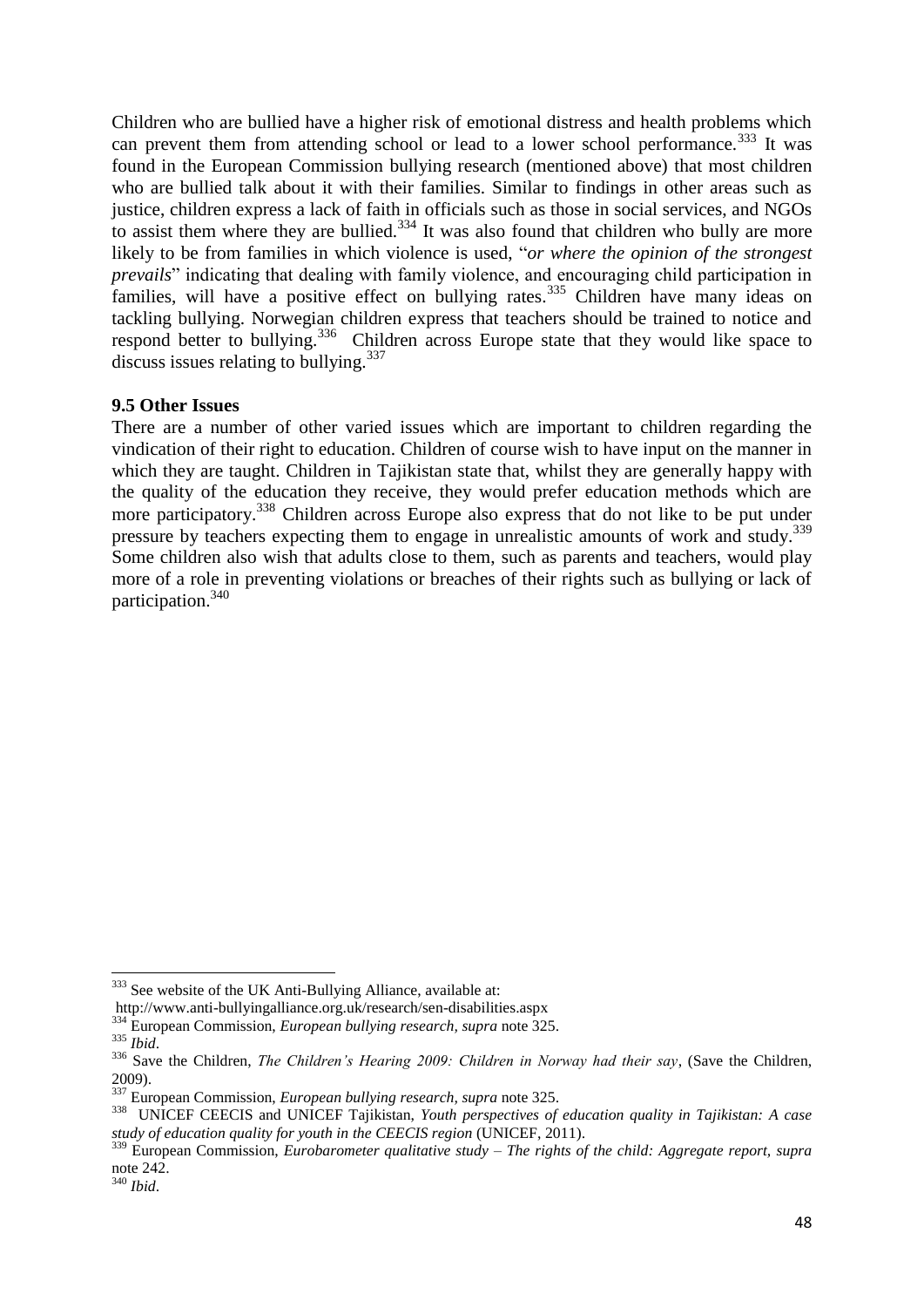Children who are bullied have a higher risk of emotional distress and health problems which can prevent them from attending school or lead to a lower school performance.[333] It was found in the European Commission bullying research (mentioned above) that most children who are bullied talk about it with their families. Similar to findings in other areas such as justice, children express a lack of faith in officials such as those in social services, and NGOs to assist them where they are bullied.[334] It was also found that children who bully are more likely to be from families in which violence is used, "*or where the opinion of the strongest prevails*" indicating that dealing with family violence, and encouraging child participation in families, will have a positive effect on bullying rates.[335] Children have many ideas on tackling bullying. Norwegian children express that teachers should be trained to notice and respond better to bullying.[336] Children across Europe state that they would like space to discuss issues relating to bullying.[337]

**9.5 Other Issues**

There are a number of other varied issues which are important to children regarding the vindication of their right to education. Children of course wish to have input on the manner in which they are taught. Children in Tajikistan state that, whilst they are generally happy with the quality of the education they receive, they would prefer education methods which are more participatory.[338] Children across Europe also express that do not like to be put under pressure by teachers expecting them to engage in unrealistic amounts of work and study.[339] Some children also wish that adults close to them, such as parents and teachers, would play more of a role in preventing violations or breaches of their rights such as bullying or lack of participation.[340]

---

[333] See website of the UK Anti-Bullying Alliance, available at: http://www.anti-bullyingalliance.org.uk/research/sen-disabilities.aspx

[334] European Commission, *European bullying research, supra* note 325.

[335] *Ibid*.

[336] Save the Children, *The Children's Hearing 2009: Children in Norway had their say*, (Save the Children, 2009).

[337] European Commission, *European bullying research, supra* note 325.

[338] UNICEF CEECIS and UNICEF Tajikistan, *Youth perspectives of education quality in Tajikistan: A case study of education quality for youth in the CEECIS region* (UNICEF, 2011).

[339] European Commission, *Eurobarometer qualitative study – The rights of the child: Aggregate report, supra* note 242.

[340] *Ibid*.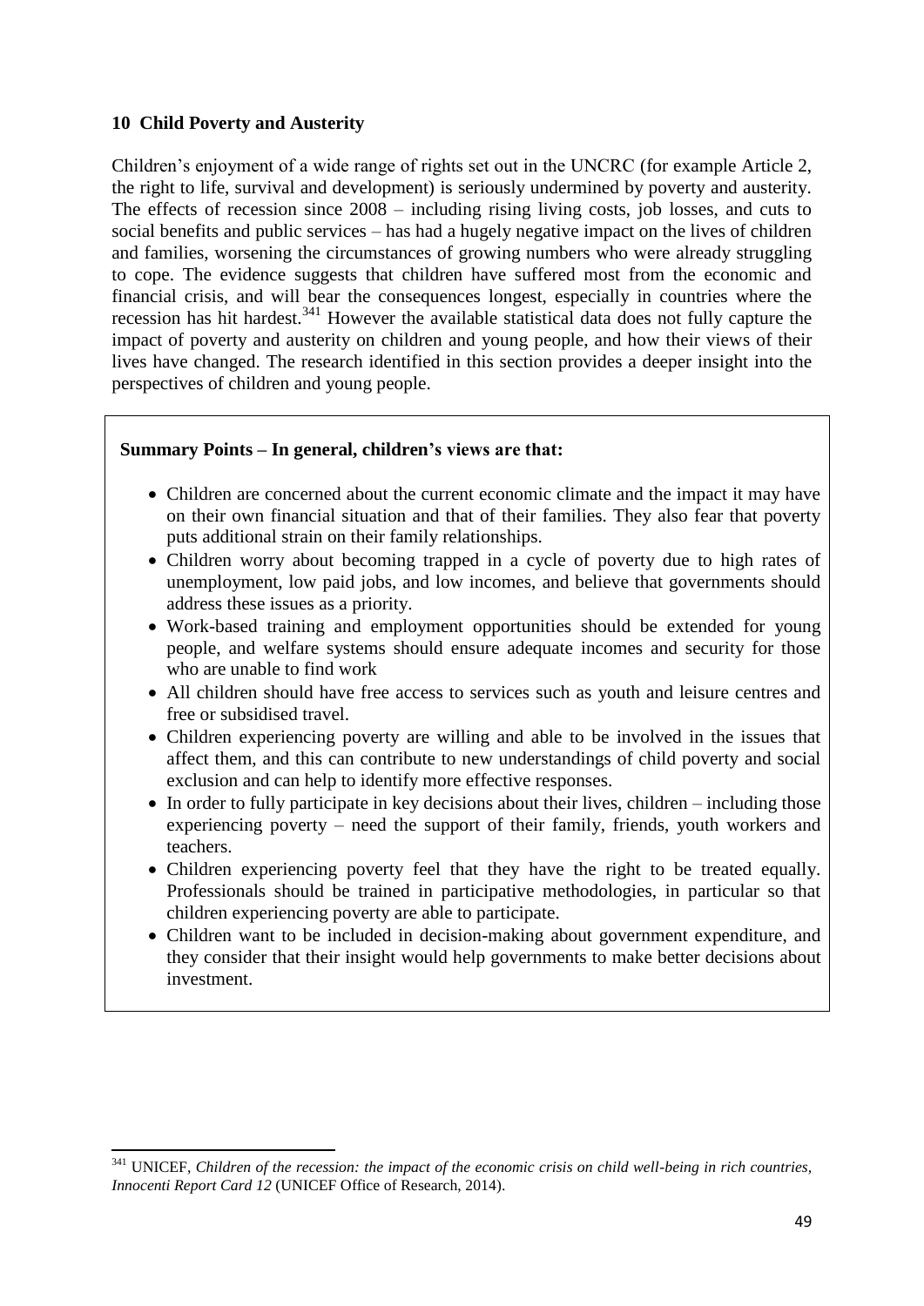## 10 Child Poverty and Austerity

Children's enjoyment of a wide range of rights set out in the UNCRC (for example Article 2, the right to life, survival and development) is seriously undermined by poverty and austerity. The effects of recession since 2008 – including rising living costs, job losses, and cuts to social benefits and public services – has had a hugely negative impact on the lives of children and families, worsening the circumstances of growing numbers who were already struggling to cope. The evidence suggests that children have suffered most from the economic and financial crisis, and will bear the consequences longest, especially in countries where the recession has hit hardest.[341] However the available statistical data does not fully capture the impact of poverty and austerity on children and young people, and how their views of their lives have changed. The research identified in this section provides a deeper insight into the perspectives of children and young people.

**Summary Points – In general, children's views are that:**

- Children are concerned about the current economic climate and the impact it may have on their own financial situation and that of their families. They also fear that poverty puts additional strain on their family relationships.
- Children worry about becoming trapped in a cycle of poverty due to high rates of unemployment, low paid jobs, and low incomes, and believe that governments should address these issues as a priority.
- Work-based training and employment opportunities should be extended for young people, and welfare systems should ensure adequate incomes and security for those who are unable to find work
- All children should have free access to services such as youth and leisure centres and free or subsidised travel.
- Children experiencing poverty are willing and able to be involved in the issues that affect them, and this can contribute to new understandings of child poverty and social exclusion and can help to identify more effective responses.
- In order to fully participate in key decisions about their lives, children – including those experiencing poverty – need the support of their family, friends, youth workers and teachers.
- Children experiencing poverty feel that they have the right to be treated equally. Professionals should be trained in participative methodologies, in particular so that children experiencing poverty are able to participate.
- Children want to be included in decision-making about government expenditure, and they consider that their insight would help governments to make better decisions about investment.

[341] UNICEF, *Children of the recession: the impact of the economic crisis on child well-being in rich countries, Innocenti Report Card 12* (UNICEF Office of Research, 2014).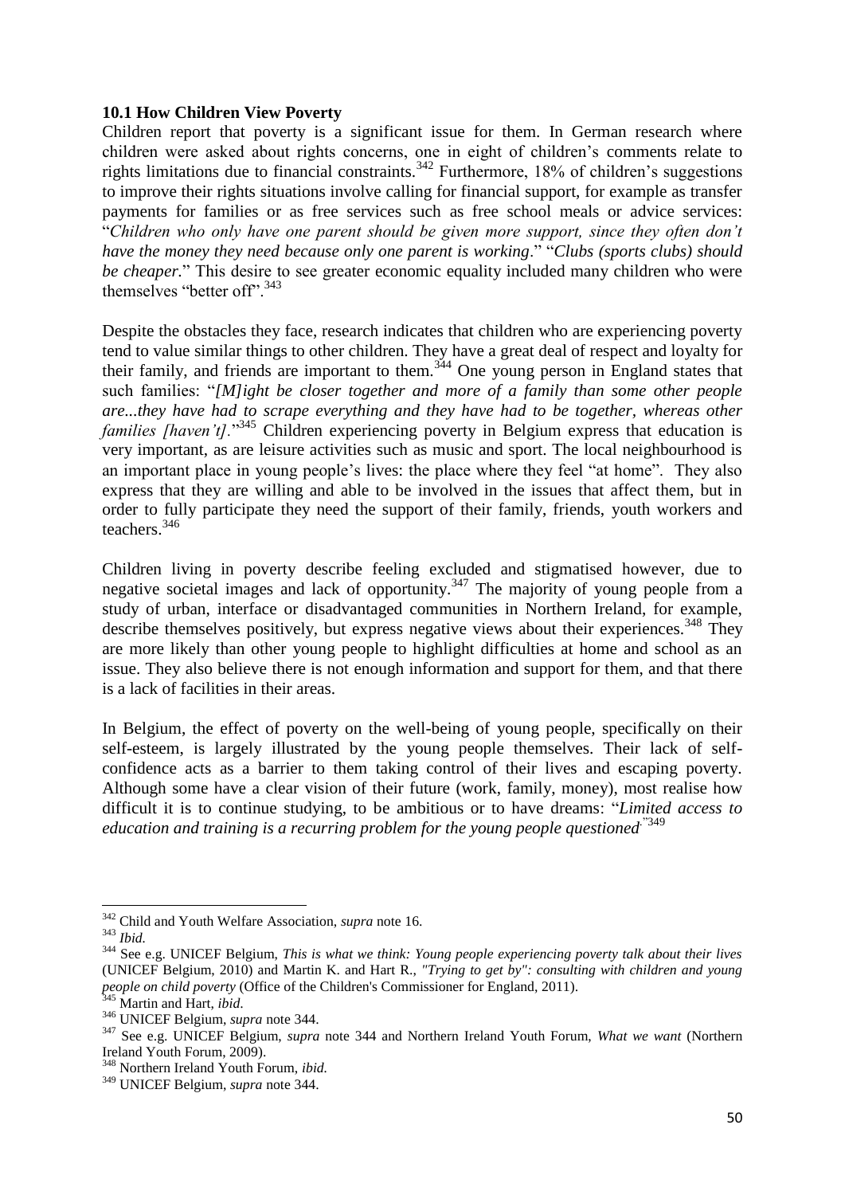### 10.1 How Children View Poverty

Children report that poverty is a significant issue for them. In German research where children were asked about rights concerns, one in eight of children's comments relate to rights limitations due to financial constraints.[342] Furthermore, 18% of children's suggestions to improve their rights situations involve calling for financial support, for example as transfer payments for families or as free services such as free school meals or advice services: "*Children who only have one parent should be given more support, since they often don't have the money they need because only one parent is working*." "*Clubs (sports clubs) should be cheaper.*" This desire to see greater economic equality included many children who were themselves "better off".[343]

Despite the obstacles they face, research indicates that children who are experiencing poverty tend to value similar things to other children. They have a great deal of respect and loyalty for their family, and friends are important to them.[344] One young person in England states that such families: "*[M]ight be closer together and more of a family than some other people are...they have had to scrape everything and they have had to be together, whereas other families [haven't]*."[345] Children experiencing poverty in Belgium express that education is very important, as are leisure activities such as music and sport. The local neighbourhood is an important place in young people's lives: the place where they feel "at home". They also express that they are willing and able to be involved in the issues that affect them, but in order to fully participate they need the support of their family, friends, youth workers and teachers.[346]

Children living in poverty describe feeling excluded and stigmatised however, due to negative societal images and lack of opportunity.[347] The majority of young people from a study of urban, interface or disadvantaged communities in Northern Ireland, for example, describe themselves positively, but express negative views about their experiences.[348] They are more likely than other young people to highlight difficulties at home and school as an issue. They also believe there is not enough information and support for them, and that there is a lack of facilities in their areas.

In Belgium, the effect of poverty on the well-being of young people, specifically on their self-esteem, is largely illustrated by the young people themselves. Their lack of self-confidence acts as a barrier to them taking control of their lives and escaping poverty. Although some have a clear vision of their future (work, family, money), most realise how difficult it is to continue studying, to be ambitious or to have dreams: "*Limited access to education and training is a recurring problem for the young people questioned*."[349]

---

[342] Child and Youth Welfare Association, *supra* note 16.

[343] *Ibid.*

[344] See e.g. UNICEF Belgium, *This is what we think: Young people experiencing poverty talk about their lives* (UNICEF Belgium, 2010) and Martin K. and Hart R., *"Trying to get by": consulting with children and young people on child poverty* (Office of the Children's Commissioner for England, 2011).

[345] Martin and Hart, *ibid.*

[346] UNICEF Belgium, *supra* note 344.

[347] See e.g. UNICEF Belgium, *supra* note 344 and Northern Ireland Youth Forum, *What we want* (Northern Ireland Youth Forum, 2009).

[348] Northern Ireland Youth Forum, *ibid.*

[349] UNICEF Belgium, *supra* note 344.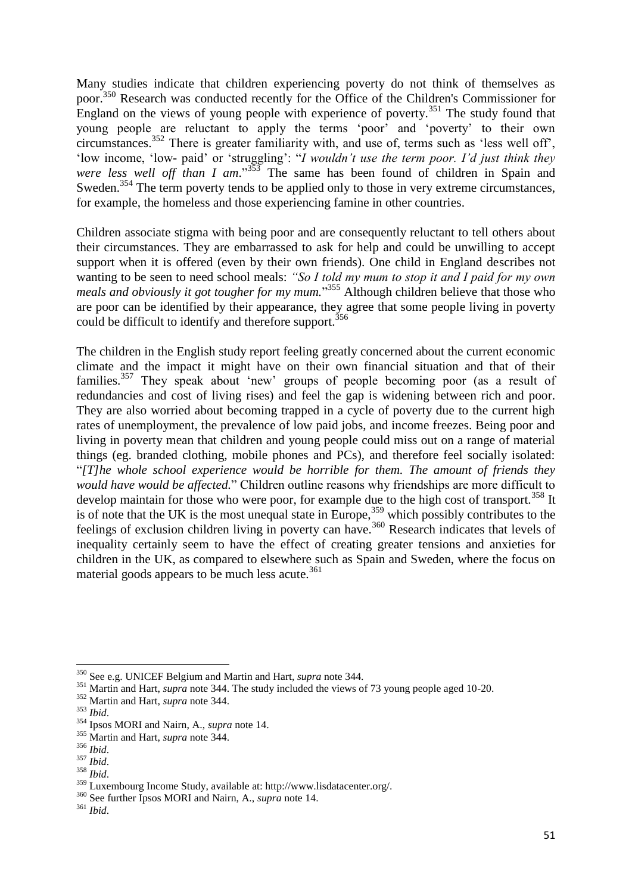Many studies indicate that children experiencing poverty do not think of themselves as poor.[350] Research was conducted recently for the Office of the Children's Commissioner for England on the views of young people with experience of poverty.[351] The study found that young people are reluctant to apply the terms 'poor' and 'poverty' to their own circumstances.[352] There is greater familiarity with, and use of, terms such as 'less well off', 'low income, 'low- paid' or 'struggling': "*I wouldn't use the term poor. I'd just think they were less well off than I am*."[353] The same has been found of children in Spain and Sweden.[354] The term poverty tends to be applied only to those in very extreme circumstances, for example, the homeless and those experiencing famine in other countries.

Children associate stigma with being poor and are consequently reluctant to tell others about their circumstances. They are embarrassed to ask for help and could be unwilling to accept support when it is offered (even by their own friends). One child in England describes not wanting to be seen to need school meals: *"So I told my mum to stop it and I paid for my own meals and obviously it got tougher for my mum.*"[355] Although children believe that those who are poor can be identified by their appearance, they agree that some people living in poverty could be difficult to identify and therefore support.[356]

The children in the English study report feeling greatly concerned about the current economic climate and the impact it might have on their own financial situation and that of their families.[357] They speak about 'new' groups of people becoming poor (as a result of redundancies and cost of living rises) and feel the gap is widening between rich and poor. They are also worried about becoming trapped in a cycle of poverty due to the current high rates of unemployment, the prevalence of low paid jobs, and income freezes. Being poor and living in poverty mean that children and young people could miss out on a range of material things (eg. branded clothing, mobile phones and PCs), and therefore feel socially isolated: "*[T]he whole school experience would be horrible for them. The amount of friends they would have would be affected*." Children outline reasons why friendships are more difficult to develop maintain for those who were poor, for example due to the high cost of transport.[358] It is of note that the UK is the most unequal state in Europe,[359] which possibly contributes to the feelings of exclusion children living in poverty can have.[360] Research indicates that levels of inequality certainly seem to have the effect of creating greater tensions and anxieties for children in the UK, as compared to elsewhere such as Spain and Sweden, where the focus on material goods appears to be much less acute.[361]

---

[350] See e.g. UNICEF Belgium and Martin and Hart, *supra* note 344.

[351] Martin and Hart, *supra* note 344. The study included the views of 73 young people aged 10-20.

[352] Martin and Hart, *supra* note 344.

[353] *Ibid*.

[354] Ipsos MORI and Nairn, A., *supra* note 14.

[355] Martin and Hart, *supra* note 344.

[356] *Ibid*.

[357] *Ibid*.

[358] *Ibid*.

[359] Luxembourg Income Study, available at: http://www.lisdatacenter.org/.

[360] See further Ipsos MORI and Nairn, A., *supra* note 14.

[361] *Ibid*.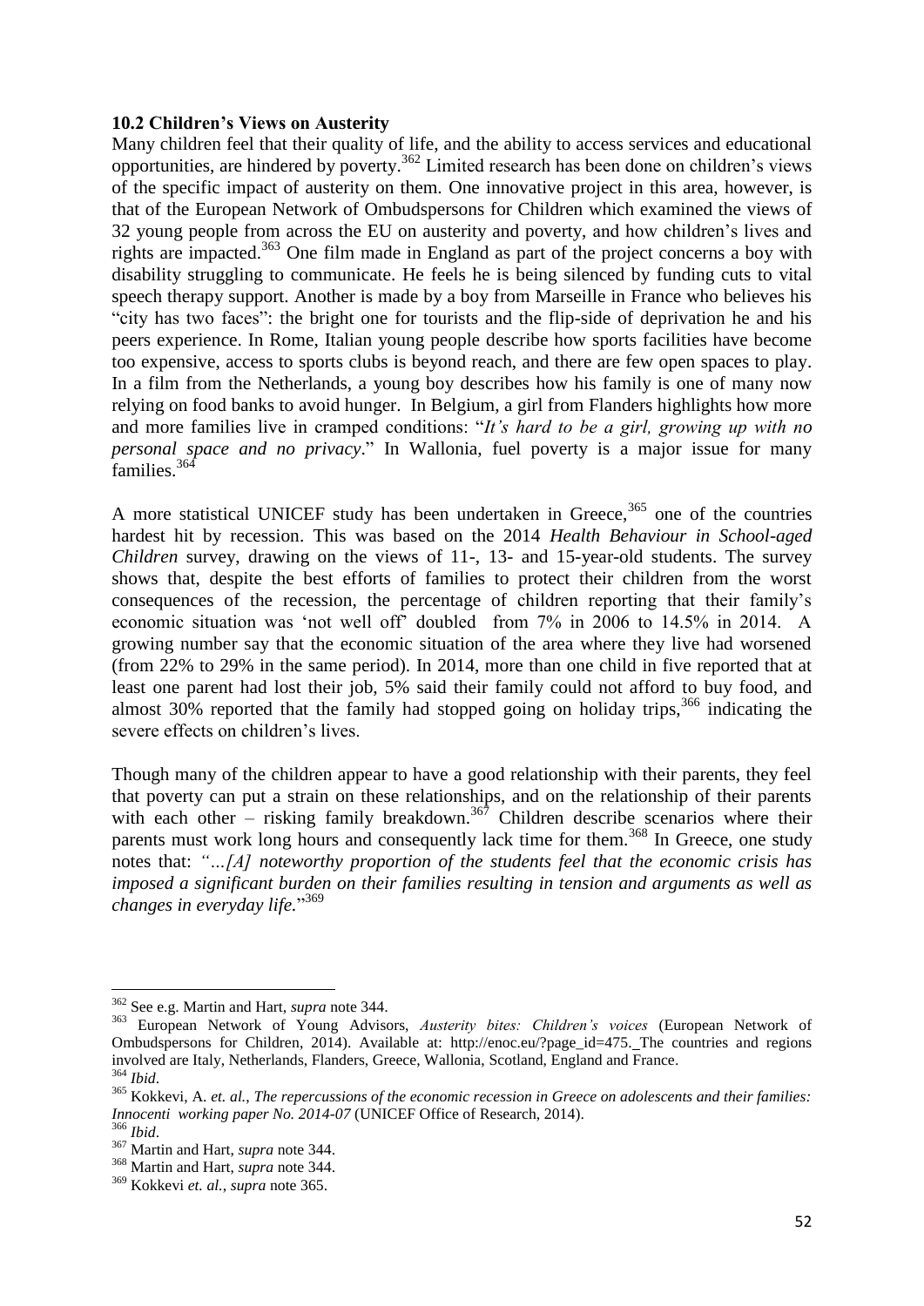### 10.2 Children's Views on Austerity

Many children feel that their quality of life, and the ability to access services and educational opportunities, are hindered by poverty.[362] Limited research has been done on children's views of the specific impact of austerity on them. One innovative project in this area, however, is that of the European Network of Ombudspersons for Children which examined the views of 32 young people from across the EU on austerity and poverty, and how children's lives and rights are impacted.[363] One film made in England as part of the project concerns a boy with disability struggling to communicate. He feels he is being silenced by funding cuts to vital speech therapy support. Another is made by a boy from Marseille in France who believes his "city has two faces": the bright one for tourists and the flip-side of deprivation he and his peers experience. In Rome, Italian young people describe how sports facilities have become too expensive, access to sports clubs is beyond reach, and there are few open spaces to play. In a film from the Netherlands, a young boy describes how his family is one of many now relying on food banks to avoid hunger. In Belgium, a girl from Flanders highlights how more and more families live in cramped conditions: "*It's hard to be a girl, growing up with no personal space and no privacy*." In Wallonia, fuel poverty is a major issue for many families.[364]

A more statistical UNICEF study has been undertaken in Greece,[365] one of the countries hardest hit by recession. This was based on the 2014 *Health Behaviour in School-aged Children* survey, drawing on the views of 11-, 13- and 15-year-old students. The survey shows that, despite the best efforts of families to protect their children from the worst consequences of the recession, the percentage of children reporting that their family's economic situation was 'not well off' doubled from 7% in 2006 to 14.5% in 2014. A growing number say that the economic situation of the area where they live had worsened (from 22% to 29% in the same period). In 2014, more than one child in five reported that at least one parent had lost their job, 5% said their family could not afford to buy food, and almost 30% reported that the family had stopped going on holiday trips,[366] indicating the severe effects on children's lives.

Though many of the children appear to have a good relationship with their parents, they feel that poverty can put a strain on these relationships, and on the relationship of their parents with each other – risking family breakdown.[367] Children describe scenarios where their parents must work long hours and consequently lack time for them.[368] In Greece, one study notes that: *"…[A] noteworthy proportion of the students feel that the economic crisis has imposed a significant burden on their families resulting in tension and arguments as well as changes in everyday life.*"[369]

---

[362] See e.g. Martin and Hart, *supra* note 344.

[363] European Network of Young Advisors, *Austerity bites: Children's voices* (European Network of Ombudspersons for Children, 2014). Available at: http://enoc.eu/?page_id=475. The countries and regions involved are Italy, Netherlands, Flanders, Greece, Wallonia, Scotland, England and France.

[364] *Ibid*.

[365] Kokkevi, A. *et. al.*, *The repercussions of the economic recession in Greece on adolescents and their families: Innocenti working paper No. 2014-07* (UNICEF Office of Research, 2014).

[366] *Ibid*.

[367] Martin and Hart, *supra* note 344.

[368] Martin and Hart, *supra* note 344.

[369] Kokkevi *et. al.*, *supra* note 365.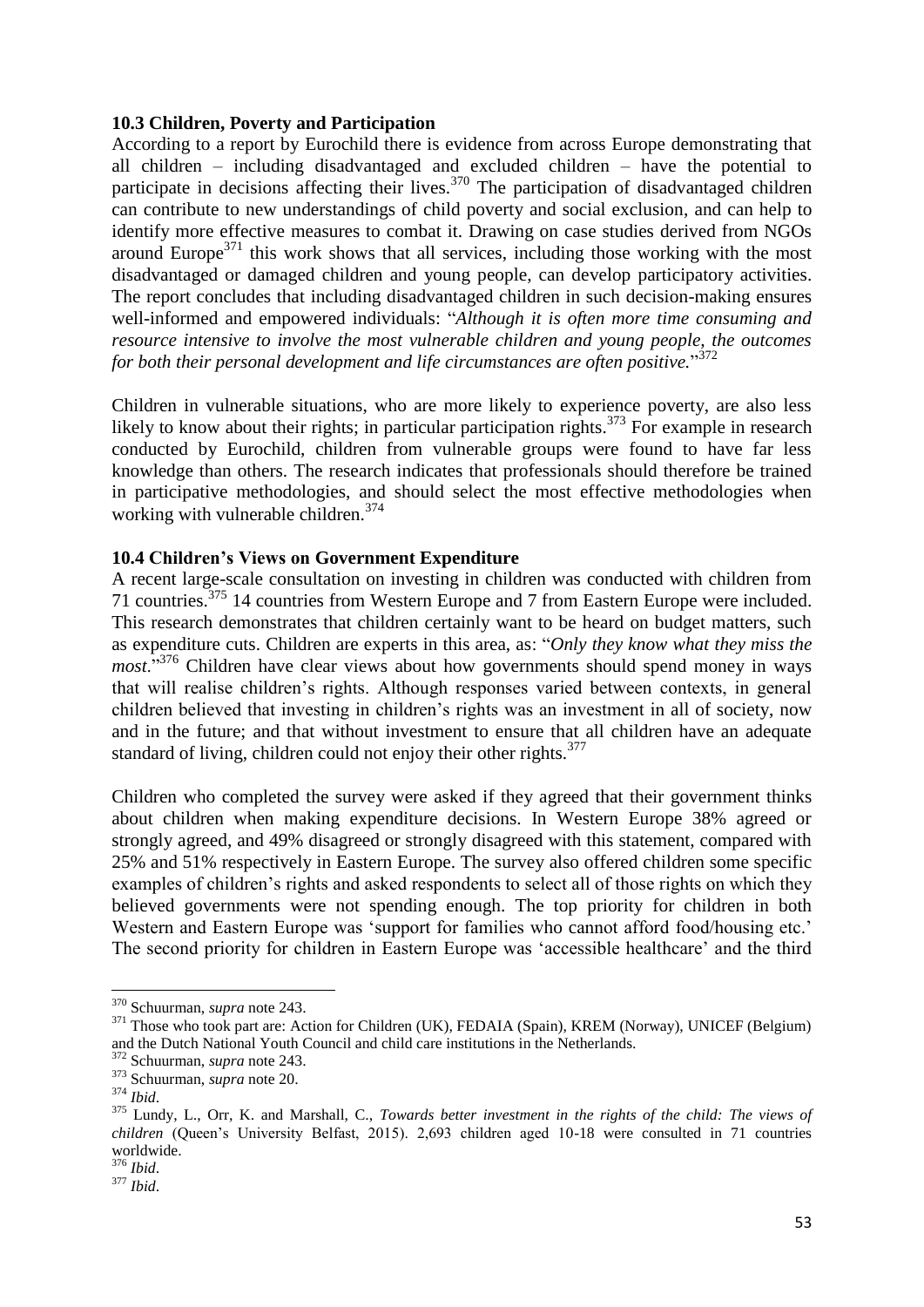### 10.3 Children, Poverty and Participation

According to a report by Eurochild there is evidence from across Europe demonstrating that all children – including disadvantaged and excluded children – have the potential to participate in decisions affecting their lives.[370] The participation of disadvantaged children can contribute to new understandings of child poverty and social exclusion, and can help to identify more effective measures to combat it. Drawing on case studies derived from NGOs around Europe[371] this work shows that all services, including those working with the most disadvantaged or damaged children and young people, can develop participatory activities. The report concludes that including disadvantaged children in such decision-making ensures well-informed and empowered individuals: "*Although it is often more time consuming and resource intensive to involve the most vulnerable children and young people, the outcomes for both their personal development and life circumstances are often positive.*"[372]

Children in vulnerable situations, who are more likely to experience poverty, are also less likely to know about their rights; in particular participation rights.[373] For example in research conducted by Eurochild, children from vulnerable groups were found to have far less knowledge than others. The research indicates that professionals should therefore be trained in participative methodologies, and should select the most effective methodologies when working with vulnerable children.[374]

### 10.4 Children's Views on Government Expenditure

A recent large-scale consultation on investing in children was conducted with children from 71 countries.[375] 14 countries from Western Europe and 7 from Eastern Europe were included. This research demonstrates that children certainly want to be heard on budget matters, such as expenditure cuts. Children are experts in this area, as: "*Only they know what they miss the most*."[376] Children have clear views about how governments should spend money in ways that will realise children's rights. Although responses varied between contexts, in general children believed that investing in children's rights was an investment in all of society, now and in the future; and that without investment to ensure that all children have an adequate standard of living, children could not enjoy their other rights.[377]

Children who completed the survey were asked if they agreed that their government thinks about children when making expenditure decisions. In Western Europe 38% agreed or strongly agreed, and 49% disagreed or strongly disagreed with this statement, compared with 25% and 51% respectively in Eastern Europe. The survey also offered children some specific examples of children's rights and asked respondents to select all of those rights on which they believed governments were not spending enough. The top priority for children in both Western and Eastern Europe was 'support for families who cannot afford food/housing etc.' The second priority for children in Eastern Europe was 'accessible healthcare' and the third

---

[370] Schuurman, *supra* note 243.

[371] Those who took part are: Action for Children (UK), FEDAIA (Spain), KREM (Norway), UNICEF (Belgium) and the Dutch National Youth Council and child care institutions in the Netherlands.

[372] Schuurman, *supra* note 243.

[373] Schuurman, *supra* note 20.

[374] *Ibid*.

[375] Lundy, L., Orr, K. and Marshall, C., *Towards better investment in the rights of the child: The views of children* (Queen's University Belfast, 2015). 2,693 children aged 10-18 were consulted in 71 countries worldwide.

[376] *Ibid*.

[377] *Ibid*.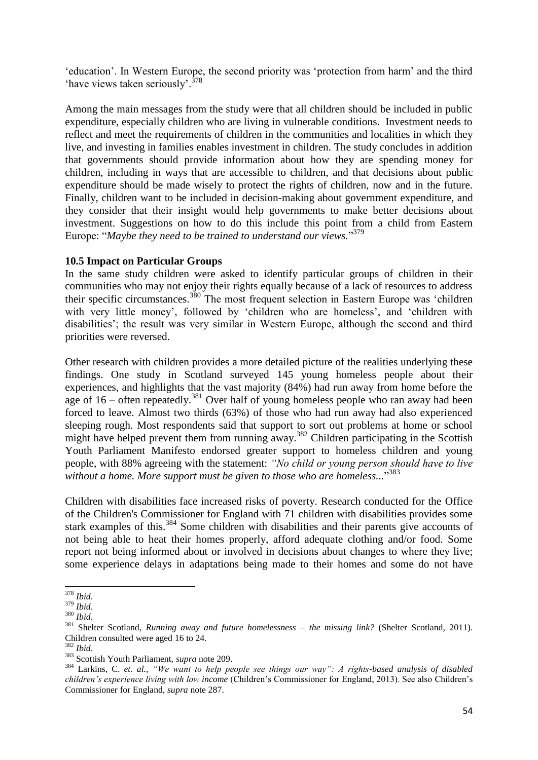'education'. In Western Europe, the second priority was 'protection from harm' and the third 'have views taken seriously'.[378]

Among the main messages from the study were that all children should be included in public expenditure, especially children who are living in vulnerable conditions. Investment needs to reflect and meet the requirements of children in the communities and localities in which they live, and investing in families enables investment in children. The study concludes in addition that governments should provide information about how they are spending money for children, including in ways that are accessible to children, and that decisions about public expenditure should be made wisely to protect the rights of children, now and in the future. Finally, children want to be included in decision-making about government expenditure, and they consider that their insight would help governments to make better decisions about investment. Suggestions on how to do this include this point from a child from Eastern Europe: "*Maybe they need to be trained to understand our views.*"[379]

**10.5 Impact on Particular Groups**

In the same study children were asked to identify particular groups of children in their communities who may not enjoy their rights equally because of a lack of resources to address their specific circumstances.[380] The most frequent selection in Eastern Europe was 'children with very little money', followed by 'children who are homeless', and 'children with disabilities'; the result was very similar in Western Europe, although the second and third priorities were reversed.

Other research with children provides a more detailed picture of the realities underlying these findings. One study in Scotland surveyed 145 young homeless people about their experiences, and highlights that the vast majority (84%) had run away from home before the age of 16 – often repeatedly.[381] Over half of young homeless people who ran away had been forced to leave. Almost two thirds (63%) of those who had run away had also experienced sleeping rough. Most respondents said that support to sort out problems at home or school might have helped prevent them from running away.[382] Children participating in the Scottish Youth Parliament Manifesto endorsed greater support to homeless children and young people, with 88% agreeing with the statement: *"No child or young person should have to live without a home. More support must be given to those who are homeless...*"[383]

Children with disabilities face increased risks of poverty. Research conducted for the Office of the Children's Commissioner for England with 71 children with disabilities provides some stark examples of this.[384] Some children with disabilities and their parents give accounts of not being able to heat their homes properly, afford adequate clothing and/or food. Some report not being informed about or involved in decisions about changes to where they live; some experience delays in adaptations being made to their homes and some do not have

---

[378] *Ibid*.

[379] *Ibid*.

[380] *Ibid*.

[381] Shelter Scotland, *Running away and future homelessness – the missing link?* (Shelter Scotland, 2011). Children consulted were aged 16 to 24.

[382] *Ibid*.

[383] Scottish Youth Parliament, *supra* note 209.

[384] Larkins, C. *et. al.*, *"We want to help people see things our way": A rights-based analysis of disabled children's experience living with low income* (Children's Commissioner for England, 2013). See also Children's Commissioner for England, *supra* note 287.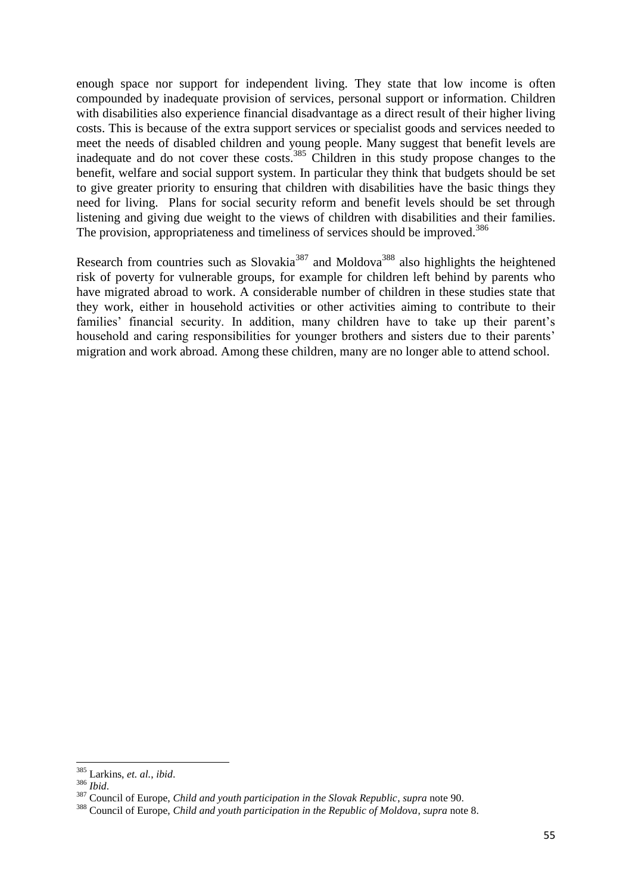enough space nor support for independent living. They state that low income is often compounded by inadequate provision of services, personal support or information. Children with disabilities also experience financial disadvantage as a direct result of their higher living costs. This is because of the extra support services or specialist goods and services needed to meet the needs of disabled children and young people. Many suggest that benefit levels are inadequate and do not cover these costs.[385] Children in this study propose changes to the benefit, welfare and social support system. In particular they think that budgets should be set to give greater priority to ensuring that children with disabilities have the basic things they need for living. Plans for social security reform and benefit levels should be set through listening and giving due weight to the views of children with disabilities and their families. The provision, appropriateness and timeliness of services should be improved.[386]

Research from countries such as Slovakia[387] and Moldova[388] also highlights the heightened risk of poverty for vulnerable groups, for example for children left behind by parents who have migrated abroad to work. A considerable number of children in these studies state that they work, either in household activities or other activities aiming to contribute to their families' financial security. In addition, many children have to take up their parent's household and caring responsibilities for younger brothers and sisters due to their parents' migration and work abroad. Among these children, many are no longer able to attend school.

---

[385] Larkins, *et. al.*, *ibid*.

[386] *Ibid*.

[387] Council of Europe, *Child and youth participation in the Slovak Republic*, *supra* note 90.

[388] Council of Europe, *Child and youth participation in the Republic of Moldova*, *supra* note 8.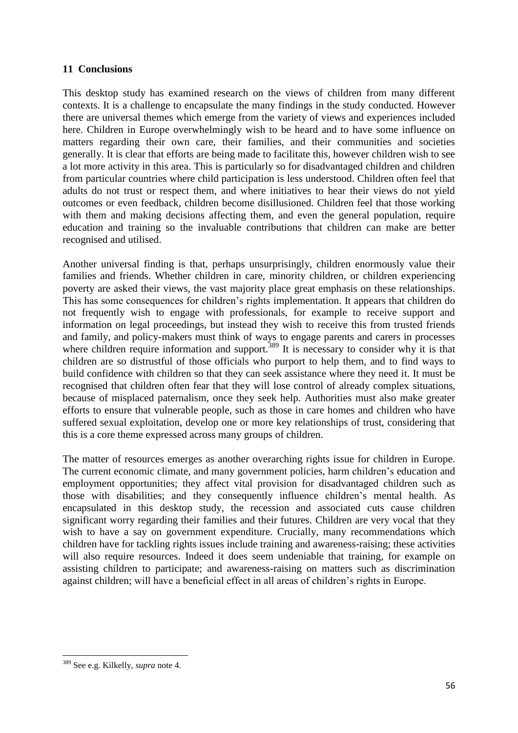## 11 Conclusions

This desktop study has examined research on the views of children from many different contexts. It is a challenge to encapsulate the many findings in the study conducted. However there are universal themes which emerge from the variety of views and experiences included here. Children in Europe overwhelmingly wish to be heard and to have some influence on matters regarding their own care, their families, and their communities and societies generally. It is clear that efforts are being made to facilitate this, however children wish to see a lot more activity in this area. This is particularly so for disadvantaged children and children from particular countries where child participation is less understood. Children often feel that adults do not trust or respect them, and where initiatives to hear their views do not yield outcomes or even feedback, children become disillusioned. Children feel that those working with them and making decisions affecting them, and even the general population, require education and training so the invaluable contributions that children can make are better recognised and utilised.

Another universal finding is that, perhaps unsurprisingly, children enormously value their families and friends. Whether children in care, minority children, or children experiencing poverty are asked their views, the vast majority place great emphasis on these relationships. This has some consequences for children's rights implementation. It appears that children do not frequently wish to engage with professionals, for example to receive support and information on legal proceedings, but instead they wish to receive this from trusted friends and family, and policy-makers must think of ways to engage parents and carers in processes where children require information and support.[389] It is necessary to consider why it is that children are so distrustful of those officials who purport to help them, and to find ways to build confidence with children so that they can seek assistance where they need it. It must be recognised that children often fear that they will lose control of already complex situations, because of misplaced paternalism, once they seek help. Authorities must also make greater efforts to ensure that vulnerable people, such as those in care homes and children who have suffered sexual exploitation, develop one or more key relationships of trust, considering that this is a core theme expressed across many groups of children.

The matter of resources emerges as another overarching rights issue for children in Europe. The current economic climate, and many government policies, harm children's education and employment opportunities; they affect vital provision for disadvantaged children such as those with disabilities; and they consequently influence children's mental health. As encapsulated in this desktop study, the recession and associated cuts cause children significant worry regarding their families and their futures. Children are very vocal that they wish to have a say on government expenditure. Crucially, many recommendations which children have for tackling rights issues include training and awareness-raising; these activities will also require resources. Indeed it does seem undeniable that training, for example on assisting children to participate; and awareness-raising on matters such as discrimination against children; will have a beneficial effect in all areas of children's rights in Europe.

---

[389] See e.g. Kilkelly, *supra* note 4.